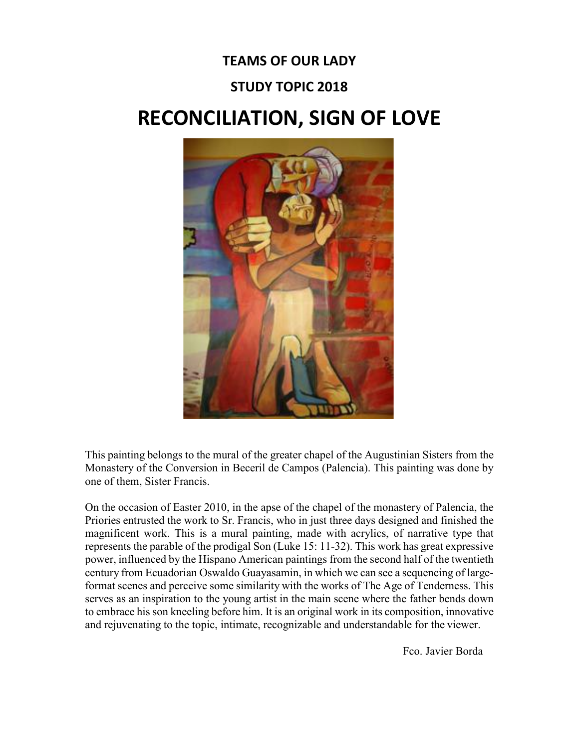**TEAMS OF OUR LADY**

**STUDY TOPIC 2018**

# RECONCILIATION, SIGN OF LOVE

This painting belongs to the mural of the greater chapel of the Augustinian Sisters from the Monastery of the Conversion in Beceril de Campos (Palencia). This painting was done by one of them, Sister Francis.

On the occasion of Easter 2010, in the apse of the chapel of the monastery of Palencia, the Priories entrusted the work to Sr. Francis, who in just three days designed and finished the magnificent work. This is a mural painting, made with acrylics, of narrative type that represents the parable of the prodigal Son (Luke 15: 11-32). This work has great expressive power, influenced by the Hispano American paintings from the second half of the twentieth century from Ecuadorian Oswaldo Guayasamin, in which we can see a sequencing of large-format scenes and perceive some similarity with the works of The Age of Tenderness. This serves as an inspiration to the young artist in the main scene where the father bends down to embrace his son kneeling before him. It is an original work in its composition, innovative and rejuvenating to the topic, intimate, recognizable and understandable for the viewer.

Fco. Javier Borda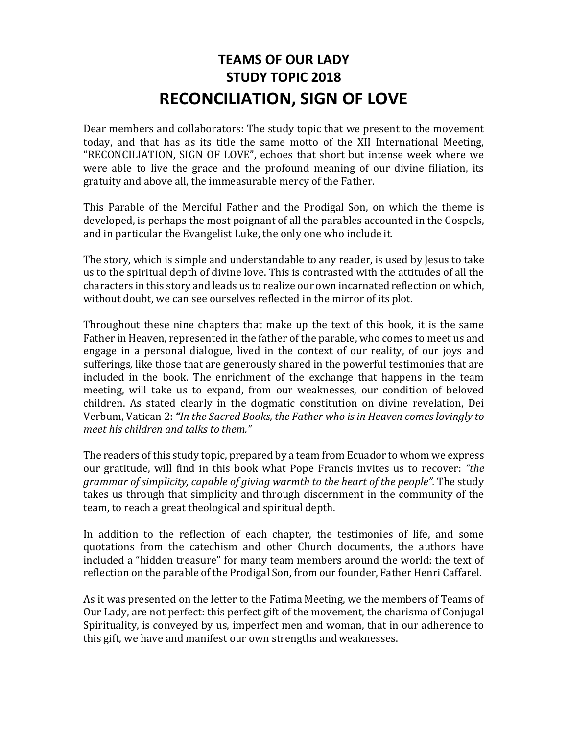# TEAMS OF OUR LADY
# STUDY TOPIC 2018
# RECONCILIATION, SIGN OF LOVE

Dear members and collaborators: The study topic that we present to the movement today, and that has as its title the same motto of the XII International Meeting, "RECONCILIATION, SIGN OF LOVE", echoes that short but intense week where we were able to live the grace and the profound meaning of our divine filiation, its gratuity and above all, the immeasurable mercy of the Father.

This Parable of the Merciful Father and the Prodigal Son, on which the theme is developed, is perhaps the most poignant of all the parables accounted in the Gospels, and in particular the Evangelist Luke, the only one who include it.

The story, which is simple and understandable to any reader, is used by Jesus to take us to the spiritual depth of divine love. This is contrasted with the attitudes of all the characters in this story and leads us to realize our own incarnated reflection on which, without doubt, we can see ourselves reflected in the mirror of its plot.

Throughout these nine chapters that make up the text of this book, it is the same Father in Heaven, represented in the father of the parable, who comes to meet us and engage in a personal dialogue, lived in the context of our reality, of our joys and sufferings, like those that are generously shared in the powerful testimonies that are included in the book. The enrichment of the exchange that happens in the team meeting, will take us to expand, from our weaknesses, our condition of beloved children. As stated clearly in the dogmatic constitution on divine revelation, Dei Verbum, Vatican 2: **"***In the Sacred Books, the Father who is in Heaven comes lovingly to meet his children and talks to them."*

The readers of this study topic, prepared by a team from Ecuador to whom we express our gratitude, will find in this book what Pope Francis invites us to recover: *"the grammar of simplicity, capable of giving warmth to the heart of the people".* The study takes us through that simplicity and through discernment in the community of the team, to reach a great theological and spiritual depth.

In addition to the reflection of each chapter, the testimonies of life, and some quotations from the catechism and other Church documents, the authors have included a "hidden treasure" for many team members around the world: the text of reflection on the parable of the Prodigal Son, from our founder, Father Henri Caffarel.

As it was presented on the letter to the Fatima Meeting, we the members of Teams of Our Lady, are not perfect: this perfect gift of the movement, the charisma of Conjugal Spirituality, is conveyed by us, imperfect men and woman, that in our adherence to this gift, we have and manifest our own strengths and weaknesses.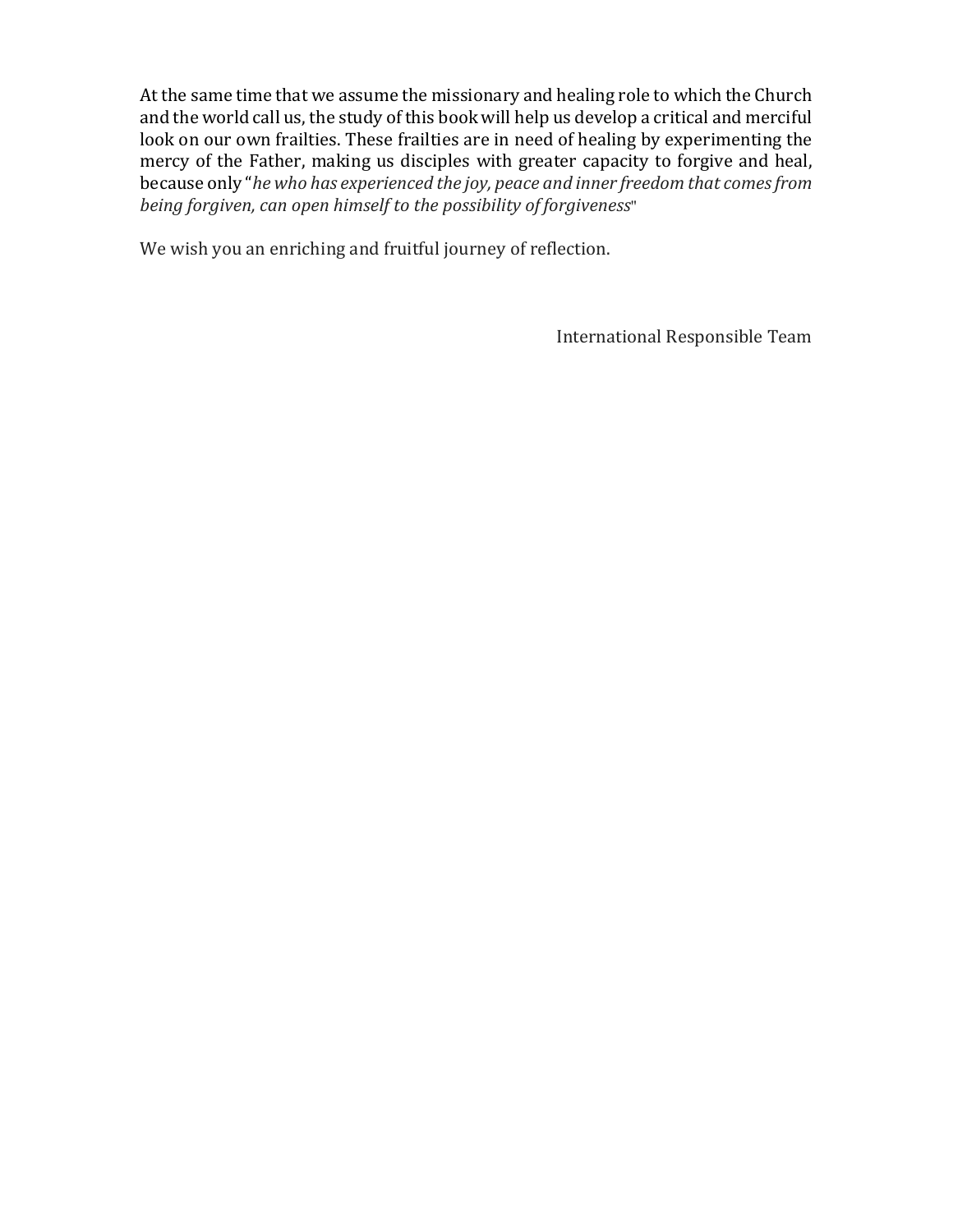At the same time that we assume the missionary and healing role to which the Church and the world call us, the study of this book will help us develop a critical and merciful look on our own frailties. These frailties are in need of healing by experimenting the mercy of the Father, making us disciples with greater capacity to forgive and heal, because only "*he who has experienced the joy, peace and inner freedom that comes from being forgiven, can open himself to the possibility of forgiveness*"

We wish you an enriching and fruitful journey of reflection.

International Responsible Team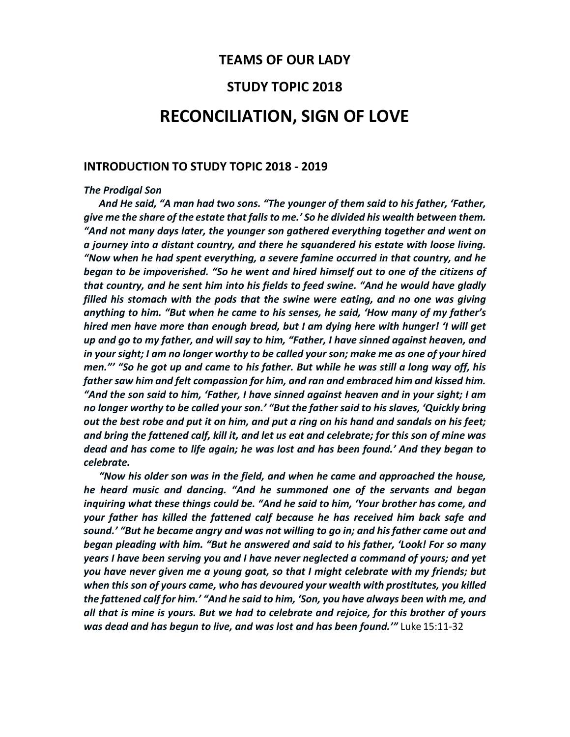# TEAMS OF OUR LADY

## STUDY TOPIC 2018

# RECONCILIATION, SIGN OF LOVE

## INTRODUCTION TO STUDY TOPIC 2018 - 2019

***The Prodigal Son***

***And He said, "A man had two sons. "The younger of them said to his father, 'Father, give me the share of the estate that falls to me.' So he divided his wealth between them. "And not many days later, the younger son gathered everything together and went on a journey into a distant country, and there he squandered his estate with loose living. "Now when he had spent everything, a severe famine occurred in that country, and he began to be impoverished. "So he went and hired himself out to one of the citizens of that country, and he sent him into his fields to feed swine. "And he would have gladly filled his stomach with the pods that the swine were eating, and no one was giving anything to him. "But when he came to his senses, he said, 'How many of my father's hired men have more than enough bread, but I am dying here with hunger! 'I will get up and go to my father, and will say to him, "Father, I have sinned against heaven, and in your sight; I am no longer worthy to be called your son; make me as one of your hired men."' "So he got up and came to his father. But while he was still a long way off, his father saw him and felt compassion for him, and ran and embraced him and kissed him. "And the son said to him, 'Father, I have sinned against heaven and in your sight; I am no longer worthy to be called your son.' "But the father said to his slaves, 'Quickly bring out the best robe and put it on him, and put a ring on his hand and sandals on his feet; and bring the fattened calf, kill it, and let us eat and celebrate; for this son of mine was dead and has come to life again; he was lost and has been found.' And they began to celebrate.***

***"Now his older son was in the field, and when he came and approached the house, he heard music and dancing. "And he summoned one of the servants and began inquiring what these things could be. "And he said to him, 'Your brother has come, and your father has killed the fattened calf because he has received him back safe and sound.' "But he became angry and was not willing to go in; and his father came out and began pleading with him. "But he answered and said to his father, 'Look! For so many years I have been serving you and I have never neglected a command of yours; and yet you have never given me a young goat, so that I might celebrate with my friends; but when this son of yours came, who has devoured your wealth with prostitutes, you killed the fattened calf for him.' "And he said to him, 'Son, you have always been with me, and all that is mine is yours. But we had to celebrate and rejoice, for this brother of yours was dead and has begun to live, and was lost and has been found.'"*** Luke 15:11-32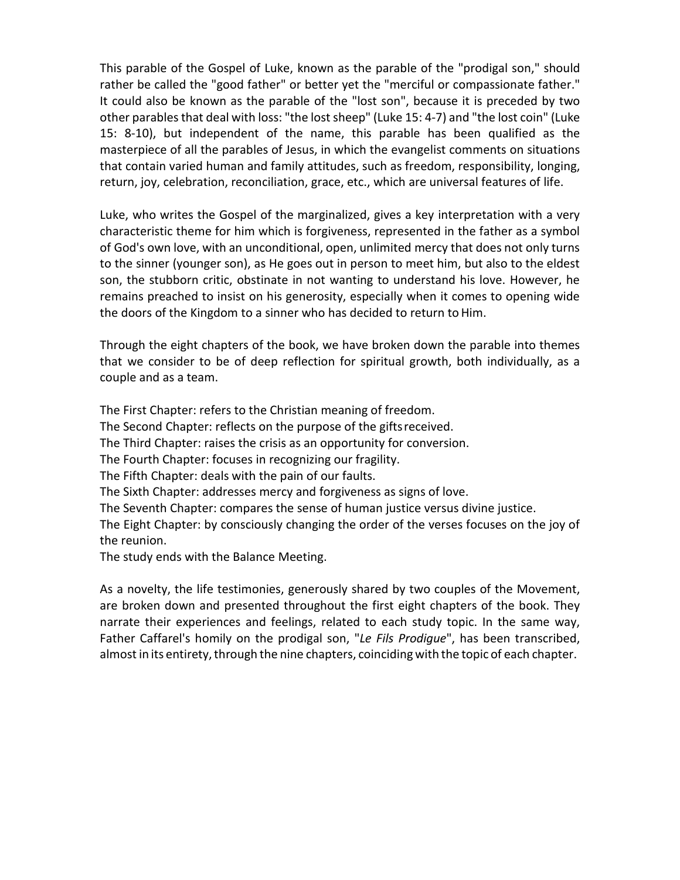This parable of the Gospel of Luke, known as the parable of the "prodigal son," should rather be called the "good father" or better yet the "merciful or compassionate father." It could also be known as the parable of the "lost son", because it is preceded by two other parables that deal with loss: "the lost sheep" (Luke 15: 4-7) and "the lost coin" (Luke 15: 8-10), but independent of the name, this parable has been qualified as the masterpiece of all the parables of Jesus, in which the evangelist comments on situations that contain varied human and family attitudes, such as freedom, responsibility, longing, return, joy, celebration, reconciliation, grace, etc., which are universal features of life.

Luke, who writes the Gospel of the marginalized, gives a key interpretation with a very characteristic theme for him which is forgiveness, represented in the father as a symbol of God's own love, with an unconditional, open, unlimited mercy that does not only turns to the sinner (younger son), as He goes out in person to meet him, but also to the eldest son, the stubborn critic, obstinate in not wanting to understand his love. However, he remains preached to insist on his generosity, especially when it comes to opening wide the doors of the Kingdom to a sinner who has decided to return to Him.

Through the eight chapters of the book, we have broken down the parable into themes that we consider to be of deep reflection for spiritual growth, both individually, as a couple and as a team.

The First Chapter: refers to the Christian meaning of freedom.
The Second Chapter: reflects on the purpose of the gifts received.
The Third Chapter: raises the crisis as an opportunity for conversion.
The Fourth Chapter: focuses in recognizing our fragility.
The Fifth Chapter: deals with the pain of our faults.
The Sixth Chapter: addresses mercy and forgiveness as signs of love.
The Seventh Chapter: compares the sense of human justice versus divine justice.
The Eight Chapter: by consciously changing the order of the verses focuses on the joy of the reunion.
The study ends with the Balance Meeting.

As a novelty, the life testimonies, generously shared by two couples of the Movement, are broken down and presented throughout the first eight chapters of the book. They narrate their experiences and feelings, related to each study topic. In the same way, Father Caffarel's homily on the prodigal son, "*Le Fils Prodigue*", has been transcribed, almost in its entirety, through the nine chapters, coinciding with the topic of each chapter.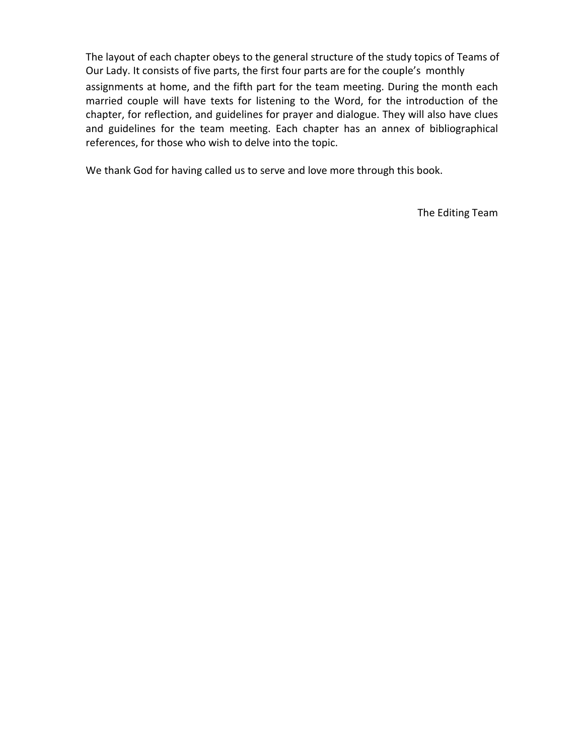The layout of each chapter obeys to the general structure of the study topics of Teams of Our Lady. It consists of five parts, the first four parts are for the couple's monthly assignments at home, and the fifth part for the team meeting. During the month each married couple will have texts for listening to the Word, for the introduction of the chapter, for reflection, and guidelines for prayer and dialogue. They will also have clues and guidelines for the team meeting. Each chapter has an annex of bibliographical references, for those who wish to delve into the topic.

We thank God for having called us to serve and love more through this book.

The Editing Team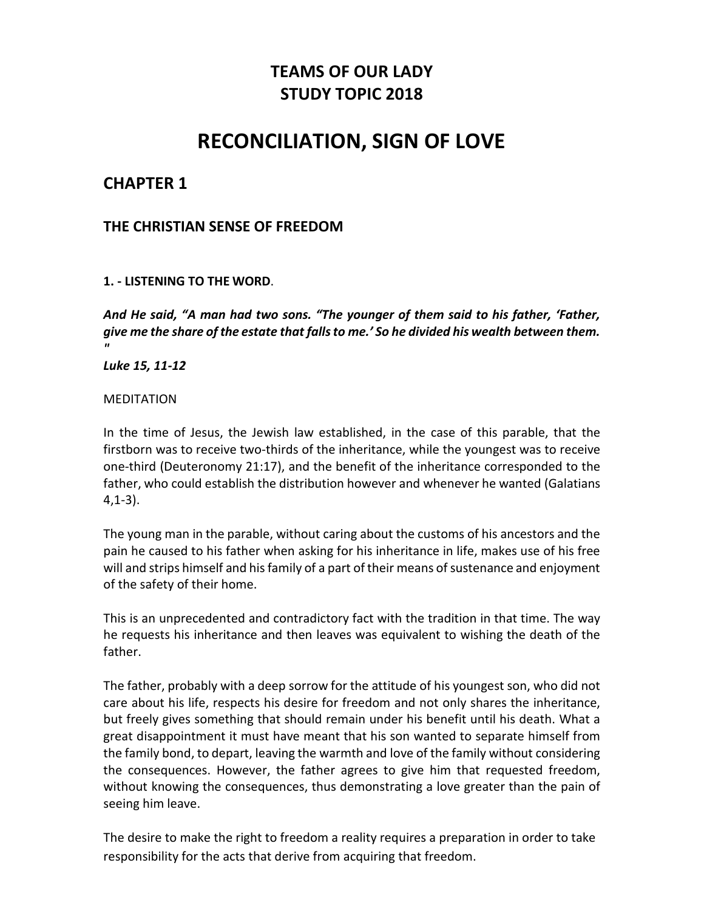# TEAMS OF OUR LADY
# STUDY TOPIC 2018

# RECONCILIATION, SIGN OF LOVE

## CHAPTER 1

### THE CHRISTIAN SENSE OF FREEDOM

**1. - LISTENING TO THE WORD**.

***And He said, "A man had two sons. "The younger of them said to his father, 'Father, give me the share of the estate that falls to me.' So he divided his wealth between them. "***

***Luke 15, 11-12***

MEDITATION

In the time of Jesus, the Jewish law established, in the case of this parable, that the firstborn was to receive two-thirds of the inheritance, while the youngest was to receive one-third (Deuteronomy 21:17), and the benefit of the inheritance corresponded to the father, who could establish the distribution however and whenever he wanted (Galatians 4,1-3).

The young man in the parable, without caring about the customs of his ancestors and the pain he caused to his father when asking for his inheritance in life, makes use of his free will and strips himself and his family of a part of their means of sustenance and enjoyment of the safety of their home.

This is an unprecedented and contradictory fact with the tradition in that time. The way he requests his inheritance and then leaves was equivalent to wishing the death of the father.

The father, probably with a deep sorrow for the attitude of his youngest son, who did not care about his life, respects his desire for freedom and not only shares the inheritance, but freely gives something that should remain under his benefit until his death. What a great disappointment it must have meant that his son wanted to separate himself from the family bond, to depart, leaving the warmth and love of the family without considering the consequences. However, the father agrees to give him that requested freedom, without knowing the consequences, thus demonstrating a love greater than the pain of seeing him leave.

The desire to make the right to freedom a reality requires a preparation in order to take responsibility for the acts that derive from acquiring that freedom.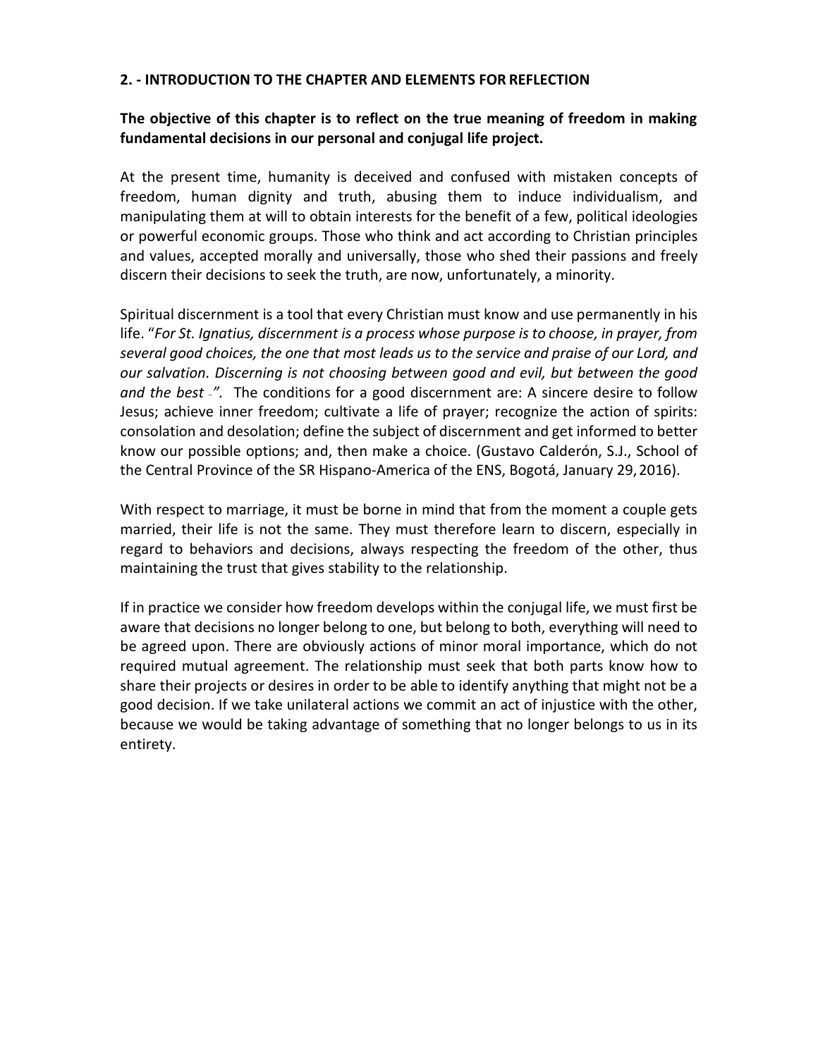## 2. - INTRODUCTION TO THE CHAPTER AND ELEMENTS FOR REFLECTION

**The objective of this chapter is to reflect on the true meaning of freedom in making fundamental decisions in our personal and conjugal life project.**

At the present time, humanity is deceived and confused with mistaken concepts of freedom, human dignity and truth, abusing them to induce individualism, and manipulating them at will to obtain interests for the benefit of a few, political ideologies or powerful economic groups. Those who think and act according to Christian principles and values, accepted morally and universally, those who shed their passions and freely discern their decisions to seek the truth, are now, unfortunately, a minority.

Spiritual discernment is a tool that every Christian must know and use permanently in his life. "*For St. Ignatius, discernment is a process whose purpose is to choose, in prayer, from several good choices, the one that most leads us to the service and praise of our Lord, and our salvation. Discerning is not choosing between good and evil, but between the good and the best -".* The conditions for a good discernment are: A sincere desire to follow Jesus; achieve inner freedom; cultivate a life of prayer; recognize the action of spirits: consolation and desolation; define the subject of discernment and get informed to better know our possible options; and, then make a choice. (Gustavo Calderón, S.J., School of the Central Province of the SR Hispano-America of the ENS, Bogotá, January 29, 2016).

With respect to marriage, it must be borne in mind that from the moment a couple gets married, their life is not the same. They must therefore learn to discern, especially in regard to behaviors and decisions, always respecting the freedom of the other, thus maintaining the trust that gives stability to the relationship.

If in practice we consider how freedom develops within the conjugal life, we must first be aware that decisions no longer belong to one, but belong to both, everything will need to be agreed upon. There are obviously actions of minor moral importance, which do not required mutual agreement. The relationship must seek that both parts know how to share their projects or desires in order to be able to identify anything that might not be a good decision. If we take unilateral actions we commit an act of injustice with the other, because we would be taking advantage of something that no longer belongs to us in its entirety.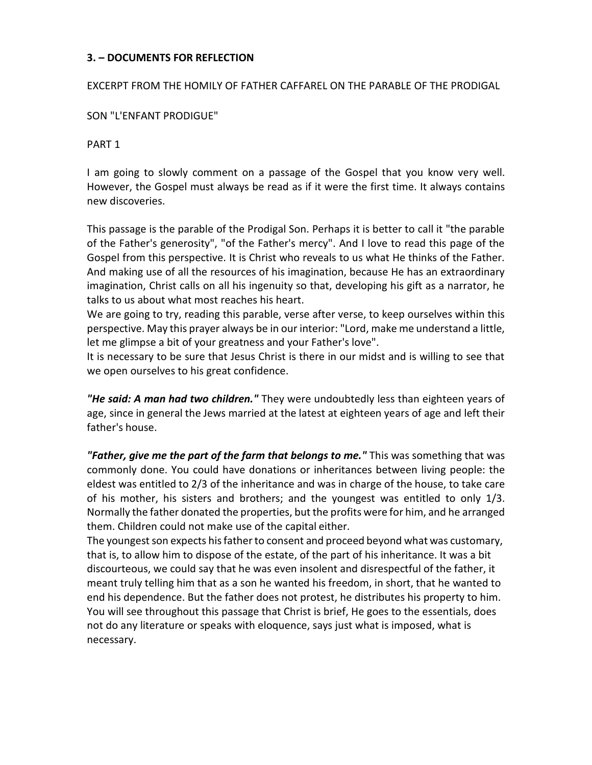**3. – DOCUMENTS FOR REFLECTION**

EXCERPT FROM THE HOMILY OF FATHER CAFFAREL ON THE PARABLE OF THE PRODIGAL SON "L'ENFANT PRODIGUE"

PART 1

I am going to slowly comment on a passage of the Gospel that you know very well. However, the Gospel must always be read as if it were the first time. It always contains new discoveries.

This passage is the parable of the Prodigal Son. Perhaps it is better to call it "the parable of the Father's generosity", "of the Father's mercy". And I love to read this page of the Gospel from this perspective. It is Christ who reveals to us what He thinks of the Father. And making use of all the resources of his imagination, because He has an extraordinary imagination, Christ calls on all his ingenuity so that, developing his gift as a narrator, he talks to us about what most reaches his heart.

We are going to try, reading this parable, verse after verse, to keep ourselves within this perspective. May this prayer always be in our interior: "Lord, make me understand a little, let me glimpse a bit of your greatness and your Father's love".

It is necessary to be sure that Jesus Christ is there in our midst and is willing to see that we open ourselves to his great confidence.

***"He said: A man had two children."*** They were undoubtedly less than eighteen years of age, since in general the Jews married at the latest at eighteen years of age and left their father's house.

***"Father, give me the part of the farm that belongs to me."*** This was something that was commonly done. You could have donations or inheritances between living people: the eldest was entitled to 2/3 of the inheritance and was in charge of the house, to take care of his mother, his sisters and brothers; and the youngest was entitled to only 1/3. Normally the father donated the properties, but the profits were for him, and he arranged them. Children could not make use of the capital either.

The youngest son expects his father to consent and proceed beyond what was customary, that is, to allow him to dispose of the estate, of the part of his inheritance. It was a bit discourteous, we could say that he was even insolent and disrespectful of the father, it meant truly telling him that as a son he wanted his freedom, in short, that he wanted to end his dependence. But the father does not protest, he distributes his property to him. You will see throughout this passage that Christ is brief, He goes to the essentials, does not do any literature or speaks with eloquence, says just what is imposed, what is necessary.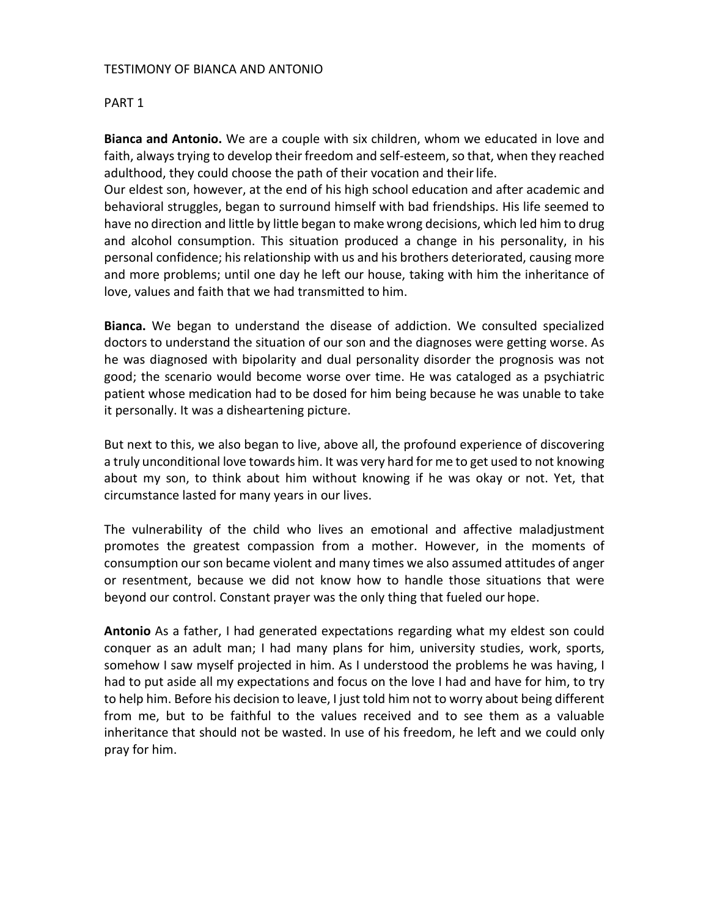TESTIMONY OF BIANCA AND ANTONIO

PART 1

**Bianca and Antonio.** We are a couple with six children, whom we educated in love and faith, always trying to develop their freedom and self-esteem, so that, when they reached adulthood, they could choose the path of their vocation and their life.
Our eldest son, however, at the end of his high school education and after academic and behavioral struggles, began to surround himself with bad friendships. His life seemed to have no direction and little by little began to make wrong decisions, which led him to drug and alcohol consumption. This situation produced a change in his personality, in his personal confidence; his relationship with us and his brothers deteriorated, causing more and more problems; until one day he left our house, taking with him the inheritance of love, values and faith that we had transmitted to him.

**Bianca.** We began to understand the disease of addiction. We consulted specialized doctors to understand the situation of our son and the diagnoses were getting worse. As he was diagnosed with bipolarity and dual personality disorder the prognosis was not good; the scenario would become worse over time. He was cataloged as a psychiatric patient whose medication had to be dosed for him being because he was unable to take it personally. It was a disheartening picture.

But next to this, we also began to live, above all, the profound experience of discovering a truly unconditional love towards him. It was very hard for me to get used to not knowing about my son, to think about him without knowing if he was okay or not. Yet, that circumstance lasted for many years in our lives.

The vulnerability of the child who lives an emotional and affective maladjustment promotes the greatest compassion from a mother. However, in the moments of consumption our son became violent and many times we also assumed attitudes of anger or resentment, because we did not know how to handle those situations that were beyond our control. Constant prayer was the only thing that fueled our hope.

**Antonio** As a father, I had generated expectations regarding what my eldest son could conquer as an adult man; I had many plans for him, university studies, work, sports, somehow I saw myself projected in him. As I understood the problems he was having, I had to put aside all my expectations and focus on the love I had and have for him, to try to help him. Before his decision to leave, I just told him not to worry about being different from me, but to be faithful to the values received and to see them as a valuable inheritance that should not be wasted. In use of his freedom, he left and we could only pray for him.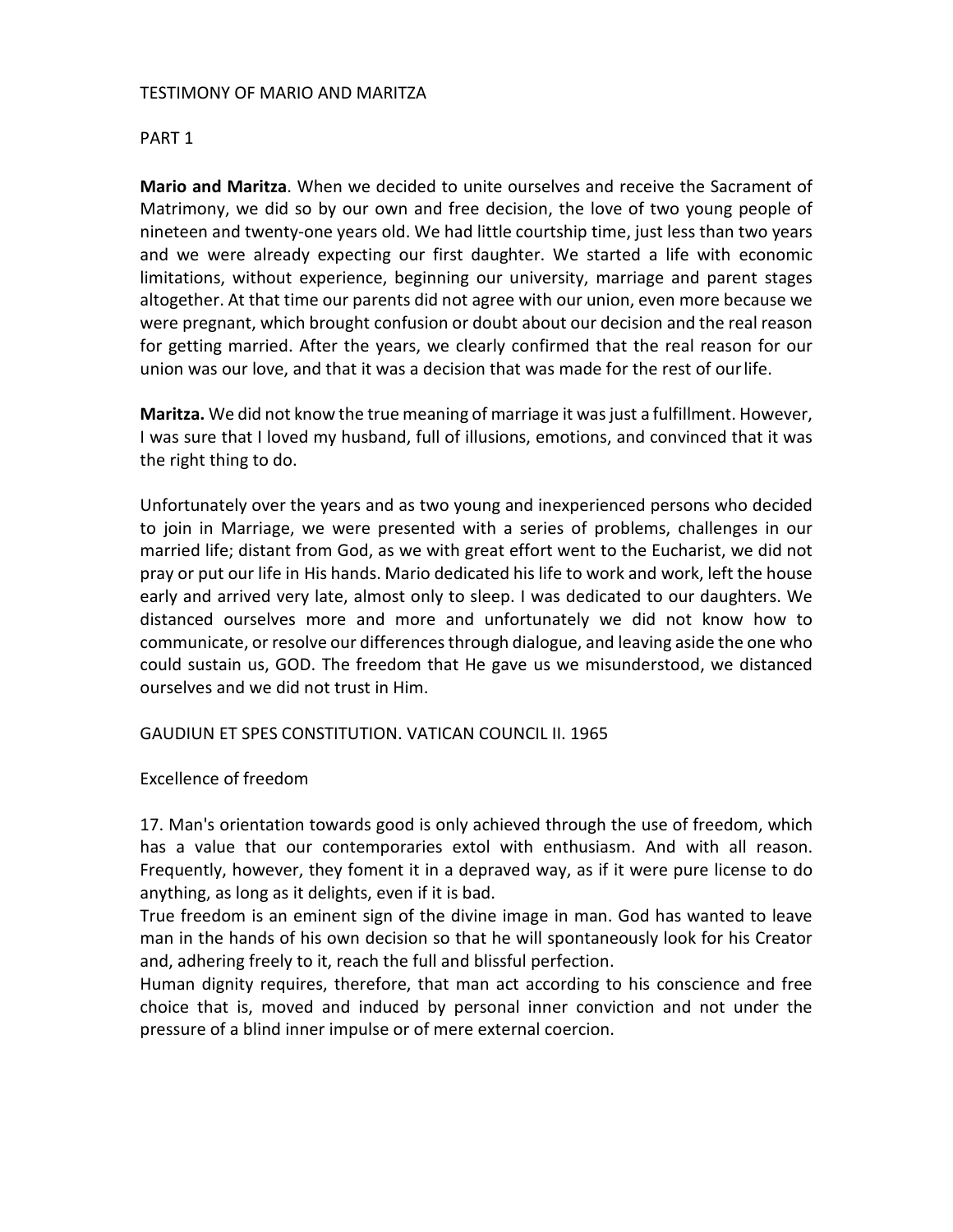TESTIMONY OF MARIO AND MARITZA

PART 1

**Mario and Maritza**. When we decided to unite ourselves and receive the Sacrament of Matrimony, we did so by our own and free decision, the love of two young people of nineteen and twenty-one years old. We had little courtship time, just less than two years and we were already expecting our first daughter. We started a life with economic limitations, without experience, beginning our university, marriage and parent stages altogether. At that time our parents did not agree with our union, even more because we were pregnant, which brought confusion or doubt about our decision and the real reason for getting married. After the years, we clearly confirmed that the real reason for our union was our love, and that it was a decision that was made for the rest of our life.

**Maritza.** We did not know the true meaning of marriage it was just a fulfillment. However, I was sure that I loved my husband, full of illusions, emotions, and convinced that it was the right thing to do.

Unfortunately over the years and as two young and inexperienced persons who decided to join in Marriage, we were presented with a series of problems, challenges in our married life; distant from God, as we with great effort went to the Eucharist, we did not pray or put our life in His hands. Mario dedicated his life to work and work, left the house early and arrived very late, almost only to sleep. I was dedicated to our daughters. We distanced ourselves more and more and unfortunately we did not know how to communicate, or resolve our differences through dialogue, and leaving aside the one who could sustain us, GOD. The freedom that He gave us we misunderstood, we distanced ourselves and we did not trust in Him.

GAUDIUN ET SPES CONSTITUTION. VATICAN COUNCIL II. 1965

Excellence of freedom

17. Man's orientation towards good is only achieved through the use of freedom, which has a value that our contemporaries extol with enthusiasm. And with all reason. Frequently, however, they foment it in a depraved way, as if it were pure license to do anything, as long as it delights, even if it is bad.
True freedom is an eminent sign of the divine image in man. God has wanted to leave man in the hands of his own decision so that he will spontaneously look for his Creator and, adhering freely to it, reach the full and blissful perfection.
Human dignity requires, therefore, that man act according to his conscience and free choice that is, moved and induced by personal inner conviction and not under the pressure of a blind inner impulse or of mere external coercion.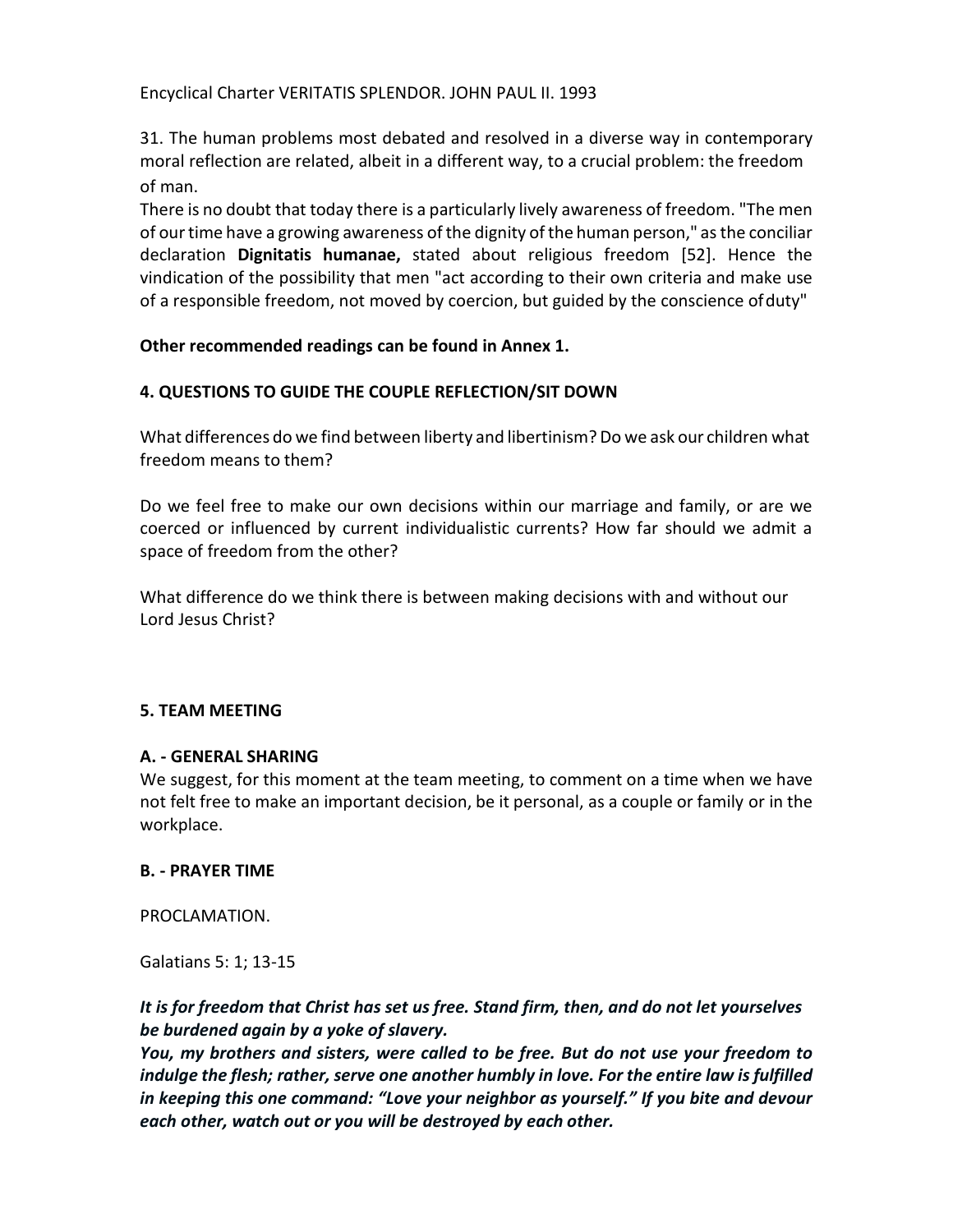Encyclical Charter VERITATIS SPLENDOR. JOHN PAUL II. 1993

31. The human problems most debated and resolved in a diverse way in contemporary moral reflection are related, albeit in a different way, to a crucial problem: the freedom of man.

There is no doubt that today there is a particularly lively awareness of freedom. "The men of our time have a growing awareness of the dignity of the human person," as the conciliar declaration **Dignitatis humanae,** stated about religious freedom [52]. Hence the vindication of the possibility that men "act according to their own criteria and make use of a responsible freedom, not moved by coercion, but guided by the conscience of duty"

**Other recommended readings can be found in Annex 1.**

## 4. QUESTIONS TO GUIDE THE COUPLE REFLECTION/SIT DOWN

What differences do we find between liberty and libertinism? Do we ask our children what freedom means to them?

Do we feel free to make our own decisions within our marriage and family, or are we coerced or influenced by current individualistic currents? How far should we admit a space of freedom from the other?

What difference do we think there is between making decisions with and without our Lord Jesus Christ?

## 5. TEAM MEETING

### A. - GENERAL SHARING

We suggest, for this moment at the team meeting, to comment on a time when we have not felt free to make an important decision, be it personal, as a couple or family or in the workplace.

### B. - PRAYER TIME

PROCLAMATION.

Galatians 5: 1; 13-15

***It is for freedom that Christ has set us free. Stand firm, then, and do not let yourselves be burdened again by a yoke of slavery.***

***You, my brothers and sisters, were called to be free. But do not use your freedom to indulge the flesh; rather, serve one another humbly in love. For the entire law is fulfilled in keeping this one command: "Love your neighbor as yourself." If you bite and devour each other, watch out or you will be destroyed by each other.***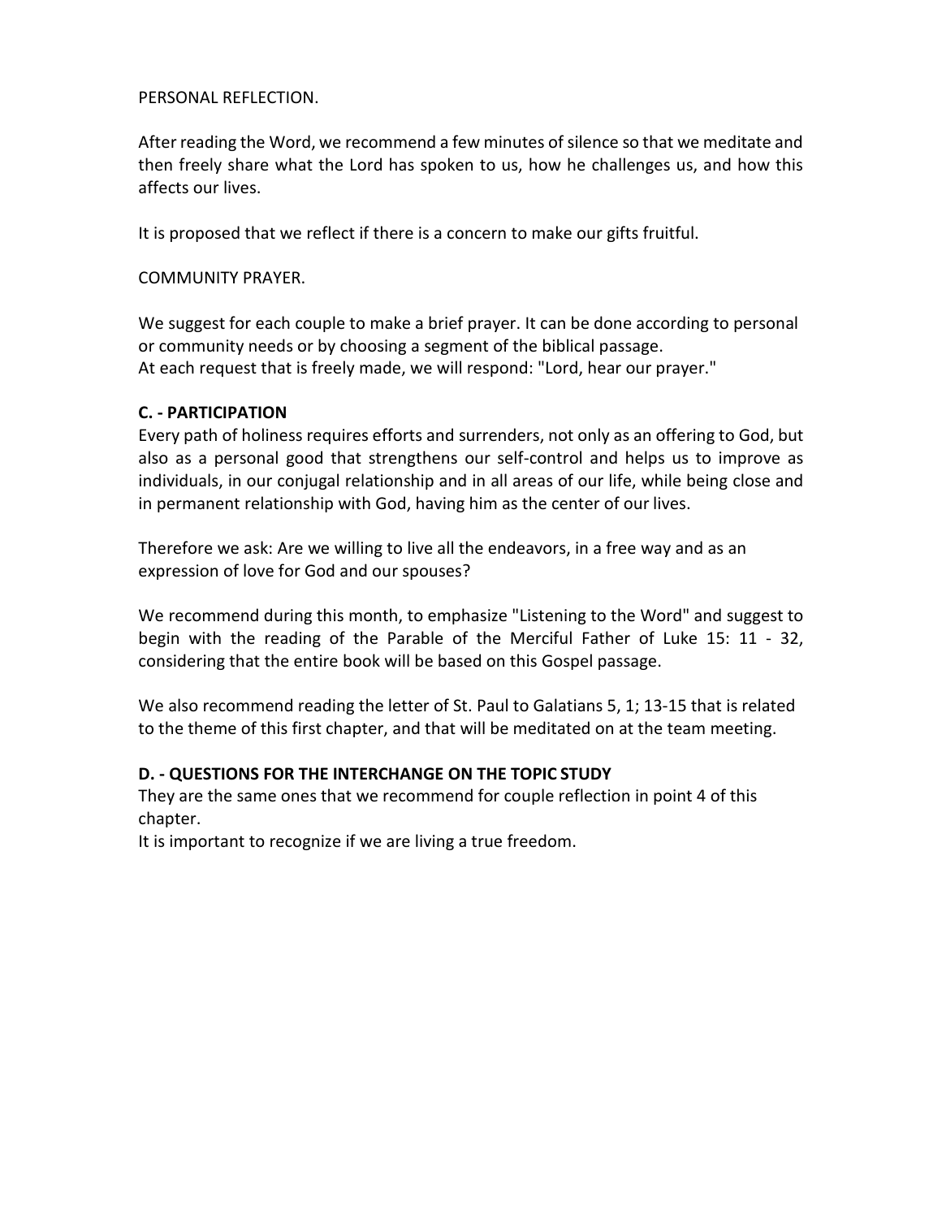PERSONAL REFLECTION.

After reading the Word, we recommend a few minutes of silence so that we meditate and then freely share what the Lord has spoken to us, how he challenges us, and how this affects our lives.

It is proposed that we reflect if there is a concern to make our gifts fruitful.

COMMUNITY PRAYER.

We suggest for each couple to make a brief prayer. It can be done according to personal or community needs or by choosing a segment of the biblical passage.
At each request that is freely made, we will respond: "Lord, hear our prayer."

**C. - PARTICIPATION**

Every path of holiness requires efforts and surrenders, not only as an offering to God, but also as a personal good that strengthens our self-control and helps us to improve as individuals, in our conjugal relationship and in all areas of our life, while being close and in permanent relationship with God, having him as the center of our lives.

Therefore we ask: Are we willing to live all the endeavors, in a free way and as an expression of love for God and our spouses?

We recommend during this month, to emphasize "Listening to the Word" and suggest to begin with the reading of the Parable of the Merciful Father of Luke 15: 11 - 32, considering that the entire book will be based on this Gospel passage.

We also recommend reading the letter of St. Paul to Galatians 5, 1; 13-15 that is related to the theme of this first chapter, and that will be meditated on at the team meeting.

**D. - QUESTIONS FOR THE INTERCHANGE ON THE TOPIC STUDY**

They are the same ones that we recommend for couple reflection in point 4 of this chapter.
It is important to recognize if we are living a true freedom.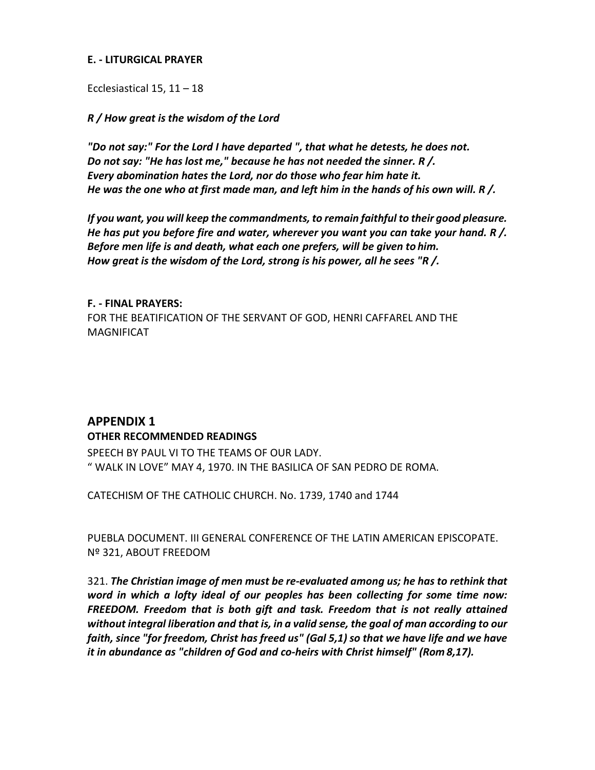**E. - LITURGICAL PRAYER**

Ecclesiastical 15, 11 – 18

***R / How great is the wisdom of the Lord***

***"Do not say:" For the Lord I have departed ", that what he detests, he does not.***
***Do not say: "He has lost me," because he has not needed the sinner. R /.***
***Every abomination hates the Lord, nor do those who fear him hate it.***
***He was the one who at first made man, and left him in the hands of his own will. R /.***

***If you want, you will keep the commandments, to remain faithful to their good pleasure.***
***He has put you before fire and water, wherever you want you can take your hand. R /.***
***Before men life is and death, what each one prefers, will be given to him.***
***How great is the wisdom of the Lord, strong is his power, all he sees "R /.***

**F. - FINAL PRAYERS:**
FOR THE BEATIFICATION OF THE SERVANT OF GOD, HENRI CAFFAREL AND THE MAGNIFICAT

## APPENDIX 1

**OTHER RECOMMENDED READINGS**

SPEECH BY PAUL VI TO THE TEAMS OF OUR LADY.
" WALK IN LOVE" MAY 4, 1970. IN THE BASILICA OF SAN PEDRO DE ROMA.

CATECHISM OF THE CATHOLIC CHURCH. No. 1739, 1740 and 1744

PUEBLA DOCUMENT. III GENERAL CONFERENCE OF THE LATIN AMERICAN EPISCOPATE. Nº 321, ABOUT FREEDOM

321. ***The Christian image of men must be re-evaluated among us; he has to rethink that word in which a lofty ideal of our peoples has been collecting for some time now: FREEDOM. Freedom that is both gift and task. Freedom that is not really attained without integral liberation and that is, in a valid sense, the goal of man according to our faith, since "for freedom, Christ has freed us" (Gal 5,1) so that we have life and we have it in abundance as "children of God and co-heirs with Christ himself" (Rom 8,17).***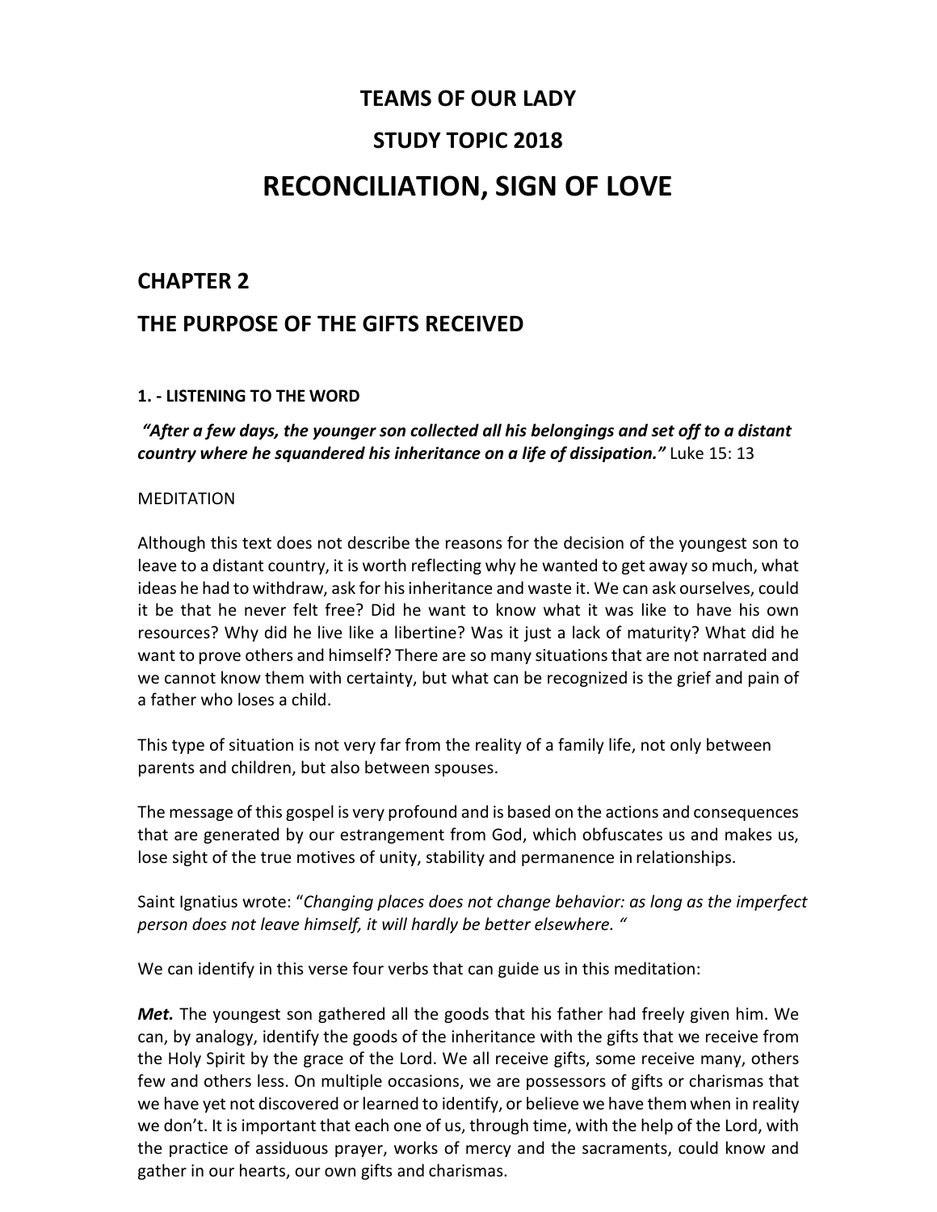# TEAMS OF OUR LADY

## STUDY TOPIC 2018

# RECONCILIATION, SIGN OF LOVE

## CHAPTER 2

## THE PURPOSE OF THE GIFTS RECEIVED

**1. - LISTENING TO THE WORD**

***"After a few days, the younger son collected all his belongings and set off to a distant country where he squandered his inheritance on a life of dissipation."*** Luke 15: 13

MEDITATION

Although this text does not describe the reasons for the decision of the youngest son to leave to a distant country, it is worth reflecting why he wanted to get away so much, what ideas he had to withdraw, ask for his inheritance and waste it. We can ask ourselves, could it be that he never felt free? Did he want to know what it was like to have his own resources? Why did he live like a libertine? Was it just a lack of maturity? What did he want to prove others and himself? There are so many situations that are not narrated and we cannot know them with certainty, but what can be recognized is the grief and pain of a father who loses a child.

This type of situation is not very far from the reality of a family life, not only between parents and children, but also between spouses.

The message of this gospel is very profound and is based on the actions and consequences that are generated by our estrangement from God, which obfuscates us and makes us, lose sight of the true motives of unity, stability and permanence in relationships.

Saint Ignatius wrote: "*Changing places does not change behavior: as long as the imperfect person does not leave himself, it will hardly be better elsewhere. "*

We can identify in this verse four verbs that can guide us in this meditation:

***Met.*** The youngest son gathered all the goods that his father had freely given him. We can, by analogy, identify the goods of the inheritance with the gifts that we receive from the Holy Spirit by the grace of the Lord. We all receive gifts, some receive many, others few and others less. On multiple occasions, we are possessors of gifts or charismas that we have yet not discovered or learned to identify, or believe we have them when in reality we don't. It is important that each one of us, through time, with the help of the Lord, with the practice of assiduous prayer, works of mercy and the sacraments, could know and gather in our hearts, our own gifts and charismas.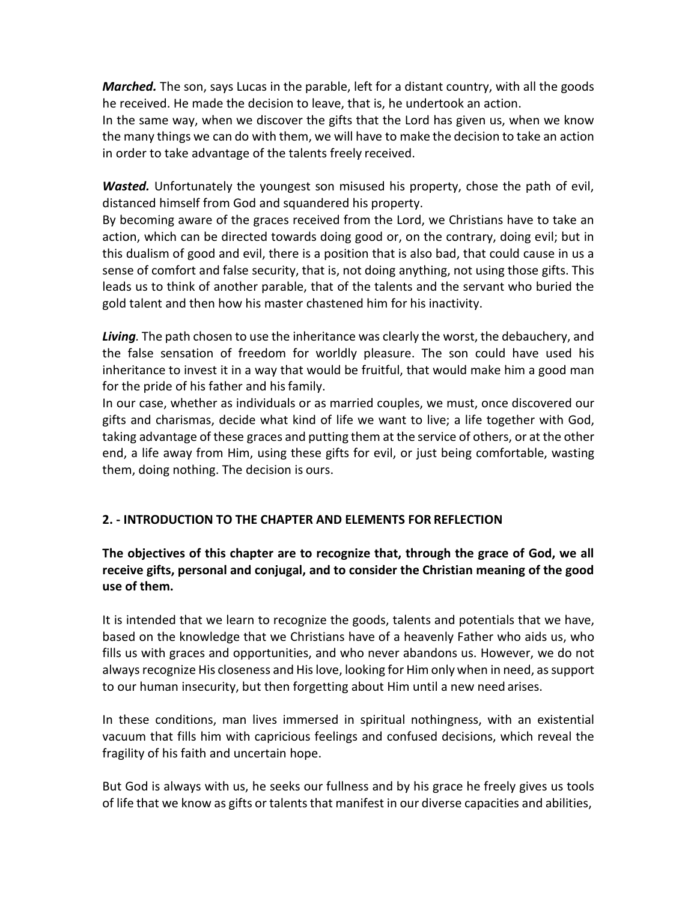***Marched.*** The son, says Lucas in the parable, left for a distant country, with all the goods he received. He made the decision to leave, that is, he undertook an action.
In the same way, when we discover the gifts that the Lord has given us, when we know the many things we can do with them, we will have to make the decision to take an action in order to take advantage of the talents freely received.

***Wasted.*** Unfortunately the youngest son misused his property, chose the path of evil, distanced himself from God and squandered his property.
By becoming aware of the graces received from the Lord, we Christians have to take an action, which can be directed towards doing good or, on the contrary, doing evil; but in this dualism of good and evil, there is a position that is also bad, that could cause in us a sense of comfort and false security, that is, not doing anything, not using those gifts. This leads us to think of another parable, that of the talents and the servant who buried the gold talent and then how his master chastened him for his inactivity.

***Living.*** The path chosen to use the inheritance was clearly the worst, the debauchery, and the false sensation of freedom for worldly pleasure. The son could have used his inheritance to invest it in a way that would be fruitful, that would make him a good man for the pride of his father and his family.
In our case, whether as individuals or as married couples, we must, once discovered our gifts and charismas, decide what kind of life we want to live; a life together with God, taking advantage of these graces and putting them at the service of others, or at the other end, a life away from Him, using these gifts for evil, or just being comfortable, wasting them, doing nothing. The decision is ours.

## 2. - INTRODUCTION TO THE CHAPTER AND ELEMENTS FOR REFLECTION

**The objectives of this chapter are to recognize that, through the grace of God, we all receive gifts, personal and conjugal, and to consider the Christian meaning of the good use of them.**

It is intended that we learn to recognize the goods, talents and potentials that we have, based on the knowledge that we Christians have of a heavenly Father who aids us, who fills us with graces and opportunities, and who never abandons us. However, we do not always recognize His closeness and His love, looking for Him only when in need, as support to our human insecurity, but then forgetting about Him until a new need arises.

In these conditions, man lives immersed in spiritual nothingness, with an existential vacuum that fills him with capricious feelings and confused decisions, which reveal the fragility of his faith and uncertain hope.

But God is always with us, he seeks our fullness and by his grace he freely gives us tools of life that we know as gifts or talents that manifest in our diverse capacities and abilities,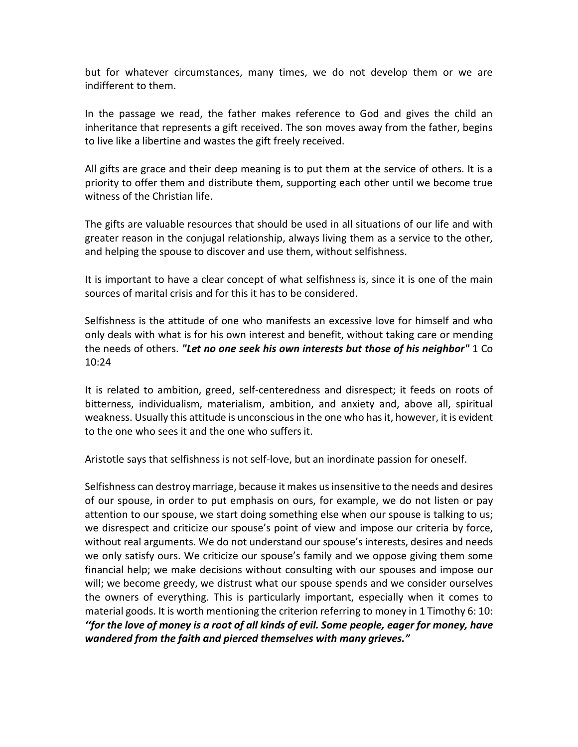but for whatever circumstances, many times, we do not develop them or we are indifferent to them.

In the passage we read, the father makes reference to God and gives the child an inheritance that represents a gift received. The son moves away from the father, begins to live like a libertine and wastes the gift freely received.

All gifts are grace and their deep meaning is to put them at the service of others. It is a priority to offer them and distribute them, supporting each other until we become true witness of the Christian life.

The gifts are valuable resources that should be used in all situations of our life and with greater reason in the conjugal relationship, always living them as a service to the other, and helping the spouse to discover and use them, without selfishness.

It is important to have a clear concept of what selfishness is, since it is one of the main sources of marital crisis and for this it has to be considered.

Selfishness is the attitude of one who manifests an excessive love for himself and who only deals with what is for his own interest and benefit, without taking care or mending the needs of others. ***"Let no one seek his own interests but those of his neighbor"*** 1 Co 10:24

It is related to ambition, greed, self-centeredness and disrespect; it feeds on roots of bitterness, individualism, materialism, ambition, and anxiety and, above all, spiritual weakness. Usually this attitude is unconscious in the one who has it, however, it is evident to the one who sees it and the one who suffers it.

Aristotle says that selfishness is not self-love, but an inordinate passion for oneself.

Selfishness can destroy marriage, because it makes us insensitive to the needs and desires of our spouse, in order to put emphasis on ours, for example, we do not listen or pay attention to our spouse, we start doing something else when our spouse is talking to us; we disrespect and criticize our spouse's point of view and impose our criteria by force, without real arguments. We do not understand our spouse's interests, desires and needs we only satisfy ours. We criticize our spouse's family and we oppose giving them some financial help; we make decisions without consulting with our spouses and impose our will; we become greedy, we distrust what our spouse spends and we consider ourselves the owners of everything. This is particularly important, especially when it comes to material goods. It is worth mentioning the criterion referring to money in 1 Timothy 6: 10: ***''for the love of money is a root of all kinds of evil. Some people, eager for money, have wandered from the faith and pierced themselves with many grieves."***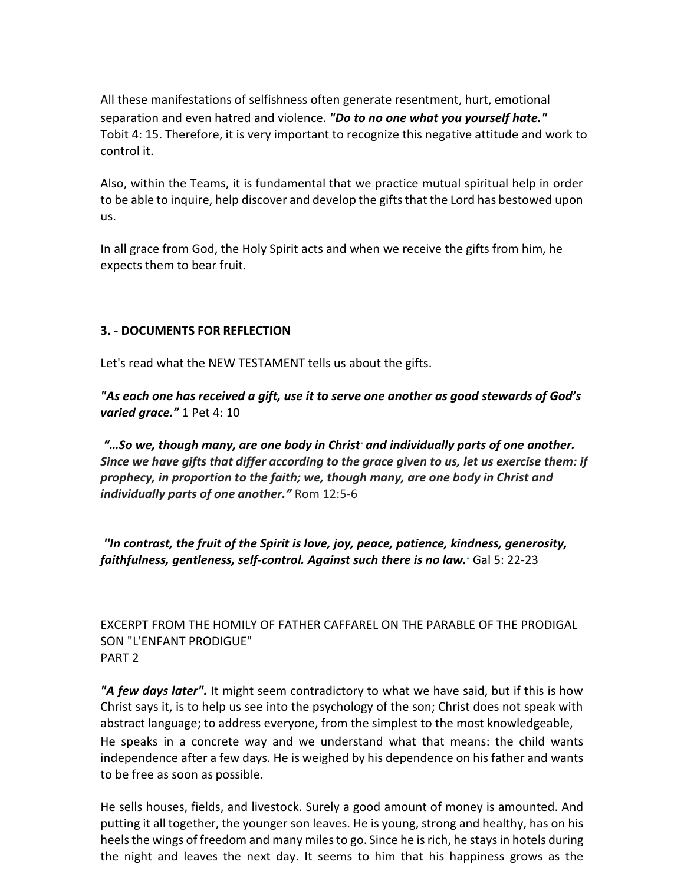All these manifestations of selfishness often generate resentment, hurt, emotional separation and even hatred and violence. ***"Do to no one what you yourself hate."*** Tobit 4: 15. Therefore, it is very important to recognize this negative attitude and work to control it.

Also, within the Teams, it is fundamental that we practice mutual spiritual help in order to be able to inquire, help discover and develop the gifts that the Lord has bestowed upon us.

In all grace from God, the Holy Spirit acts and when we receive the gifts from him, he expects them to bear fruit.

**3. - DOCUMENTS FOR REFLECTION**

Let's read what the NEW TESTAMENT tells us about the gifts.

***"As each one has received a gift, use it to serve one another as good stewards of God's varied grace."*** 1 Pet 4: 10

***"…So we, though many, are one body in Christ and individually parts of one another. Since we have gifts that differ according to the grace given to us, let us exercise them: if prophecy, in proportion to the faith; we, though many, are one body in Christ and individually parts of one another."*** Rom 12:5-6

***''In contrast, the fruit of the Spirit is love, joy, peace, patience, kindness, generosity, faithfulness, gentleness, self-control. Against such there is no law.*** Gal 5: 22-23

EXCERPT FROM THE HOMILY OF FATHER CAFFAREL ON THE PARABLE OF THE PRODIGAL SON "L'ENFANT PRODIGUE"
PART 2

***"A few days later".*** It might seem contradictory to what we have said, but if this is how Christ says it, is to help us see into the psychology of the son; Christ does not speak with abstract language; to address everyone, from the simplest to the most knowledgeable, He speaks in a concrete way and we understand what that means: the child wants independence after a few days. He is weighed by his dependence on his father and wants to be free as soon as possible.

He sells houses, fields, and livestock. Surely a good amount of money is amounted. And putting it all together, the younger son leaves. He is young, strong and healthy, has on his heels the wings of freedom and many miles to go. Since he is rich, he stays in hotels during the night and leaves the next day. It seems to him that his happiness grows as the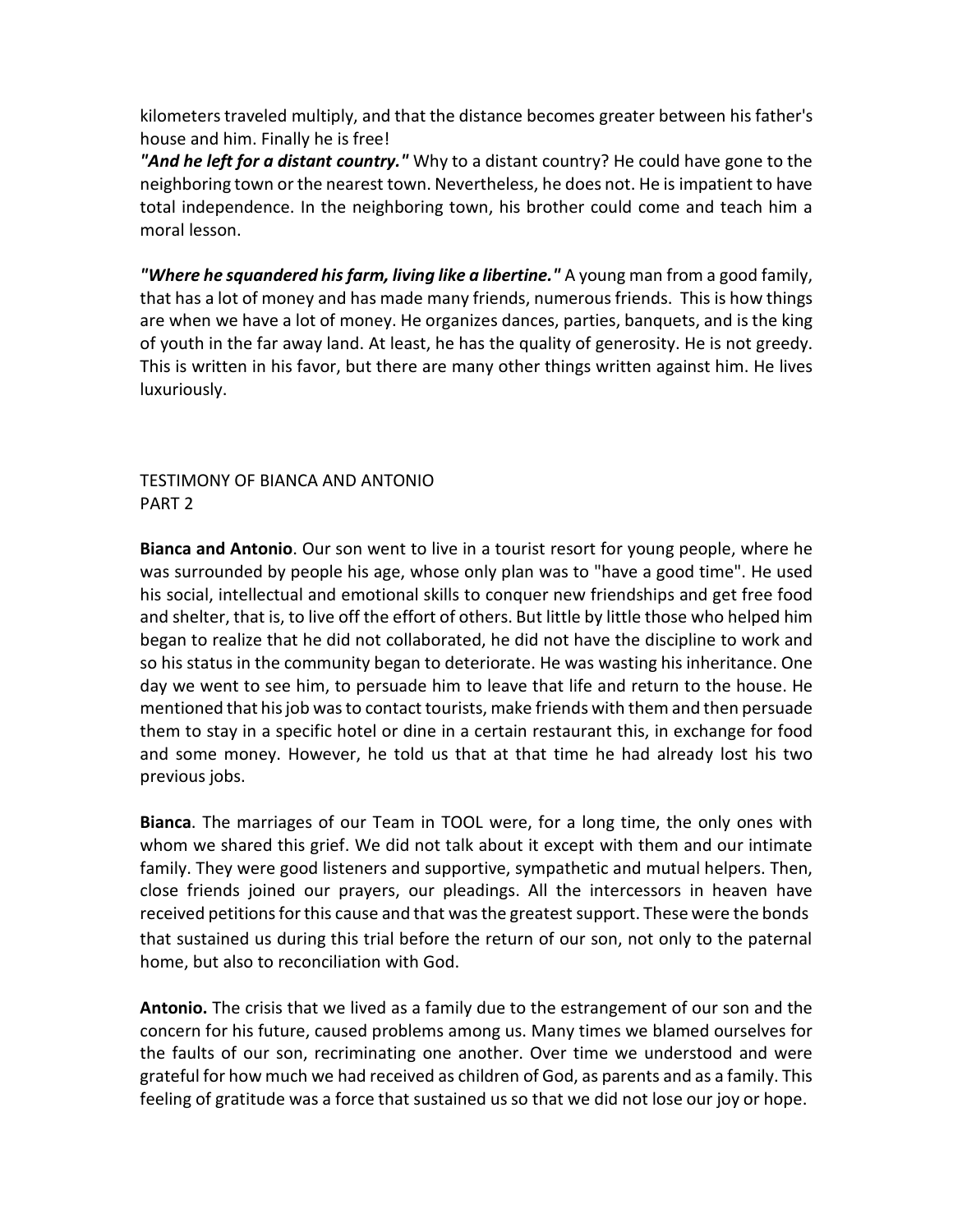kilometers traveled multiply, and that the distance becomes greater between his father's house and him. Finally he is free!

***"And he left for a distant country."*** Why to a distant country? He could have gone to the neighboring town or the nearest town. Nevertheless, he does not. He is impatient to have total independence. In the neighboring town, his brother could come and teach him a moral lesson.

***"Where he squandered his farm, living like a libertine."*** A young man from a good family, that has a lot of money and has made many friends, numerous friends. This is how things are when we have a lot of money. He organizes dances, parties, banquets, and is the king of youth in the far away land. At least, he has the quality of generosity. He is not greedy. This is written in his favor, but there are many other things written against him. He lives luxuriously.

TESTIMONY OF BIANCA AND ANTONIO
PART 2

**Bianca and Antonio**. Our son went to live in a tourist resort for young people, where he was surrounded by people his age, whose only plan was to "have a good time". He used his social, intellectual and emotional skills to conquer new friendships and get free food and shelter, that is, to live off the effort of others. But little by little those who helped him began to realize that he did not collaborated, he did not have the discipline to work and so his status in the community began to deteriorate. He was wasting his inheritance. One day we went to see him, to persuade him to leave that life and return to the house. He mentioned that his job was to contact tourists, make friends with them and then persuade them to stay in a specific hotel or dine in a certain restaurant this, in exchange for food and some money. However, he told us that at that time he had already lost his two previous jobs.

**Bianca**. The marriages of our Team in TOOL were, for a long time, the only ones with whom we shared this grief. We did not talk about it except with them and our intimate family. They were good listeners and supportive, sympathetic and mutual helpers. Then, close friends joined our prayers, our pleadings. All the intercessors in heaven have received petitions for this cause and that was the greatest support. These were the bonds that sustained us during this trial before the return of our son, not only to the paternal home, but also to reconciliation with God.

**Antonio.** The crisis that we lived as a family due to the estrangement of our son and the concern for his future, caused problems among us. Many times we blamed ourselves for the faults of our son, recriminating one another. Over time we understood and were grateful for how much we had received as children of God, as parents and as a family. This feeling of gratitude was a force that sustained us so that we did not lose our joy or hope.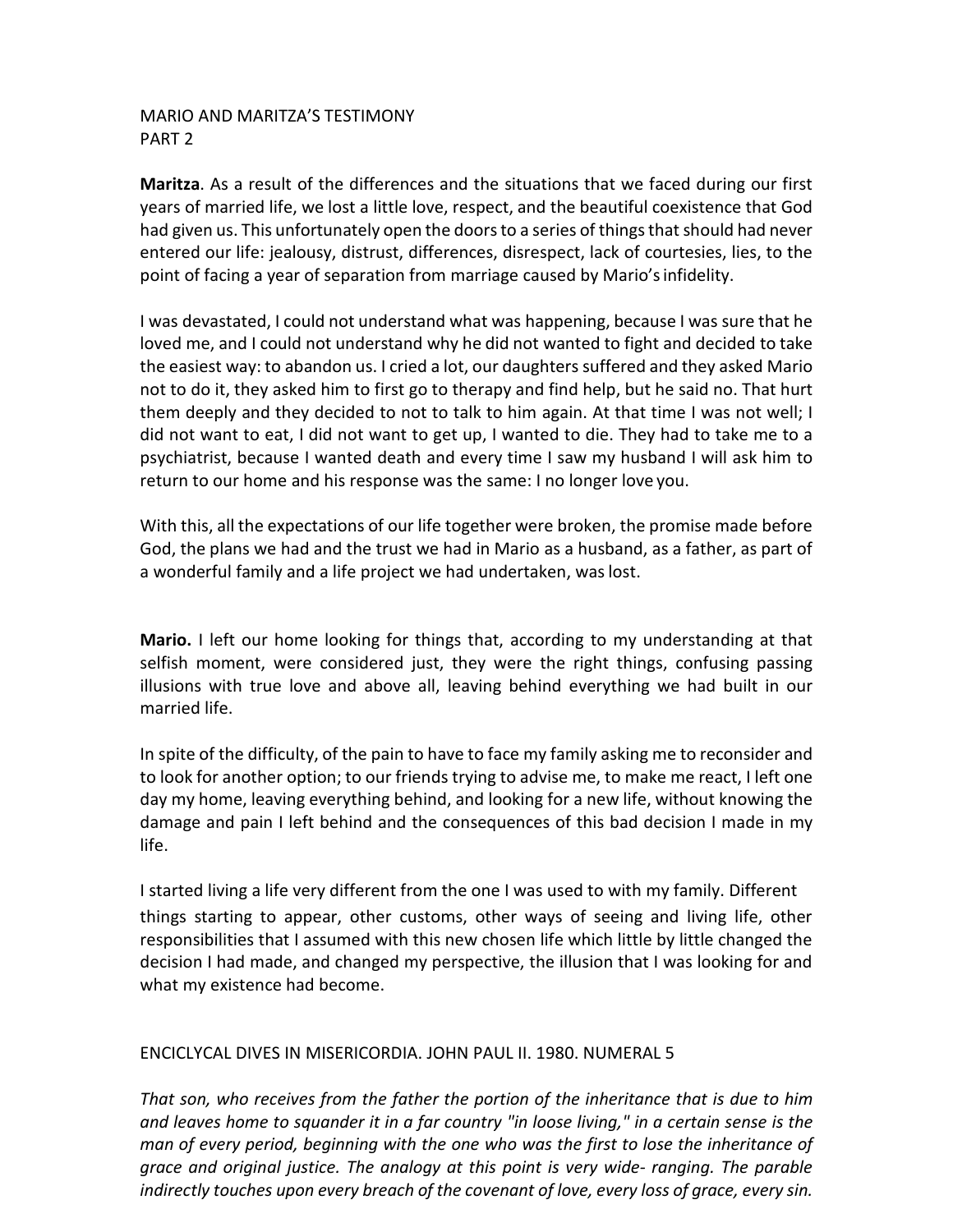MARIO AND MARITZA'S TESTIMONY
PART 2

**Maritza**. As a result of the differences and the situations that we faced during our first years of married life, we lost a little love, respect, and the beautiful coexistence that God had given us. This unfortunately open the doors to a series of things that should had never entered our life: jealousy, distrust, differences, disrespect, lack of courtesies, lies, to the point of facing a year of separation from marriage caused by Mario's infidelity.

I was devastated, I could not understand what was happening, because I was sure that he loved me, and I could not understand why he did not wanted to fight and decided to take the easiest way: to abandon us. I cried a lot, our daughters suffered and they asked Mario not to do it, they asked him to first go to therapy and find help, but he said no. That hurt them deeply and they decided to not to talk to him again. At that time I was not well; I did not want to eat, I did not want to get up, I wanted to die. They had to take me to a psychiatrist, because I wanted death and every time I saw my husband I will ask him to return to our home and his response was the same: I no longer love you.

With this, all the expectations of our life together were broken, the promise made before God, the plans we had and the trust we had in Mario as a husband, as a father, as part of a wonderful family and a life project we had undertaken, was lost.

**Mario.** I left our home looking for things that, according to my understanding at that selfish moment, were considered just, they were the right things, confusing passing illusions with true love and above all, leaving behind everything we had built in our married life.

In spite of the difficulty, of the pain to have to face my family asking me to reconsider and to look for another option; to our friends trying to advise me, to make me react, I left one day my home, leaving everything behind, and looking for a new life, without knowing the damage and pain I left behind and the consequences of this bad decision I made in my life.

I started living a life very different from the one I was used to with my family. Different things starting to appear, other customs, other ways of seeing and living life, other responsibilities that I assumed with this new chosen life which little by little changed the decision I had made, and changed my perspective, the illusion that I was looking for and what my existence had become.

ENCICLYCAL DIVES IN MISERICORDIA. JOHN PAUL II. 1980. NUMERAL 5

*That son, who receives from the father the portion of the inheritance that is due to him and leaves home to squander it in a far country "in loose living," in a certain sense is the man of every period, beginning with the one who was the first to lose the inheritance of grace and original justice. The analogy at this point is very wide- ranging. The parable indirectly touches upon every breach of the covenant of love, every loss of grace, every sin.*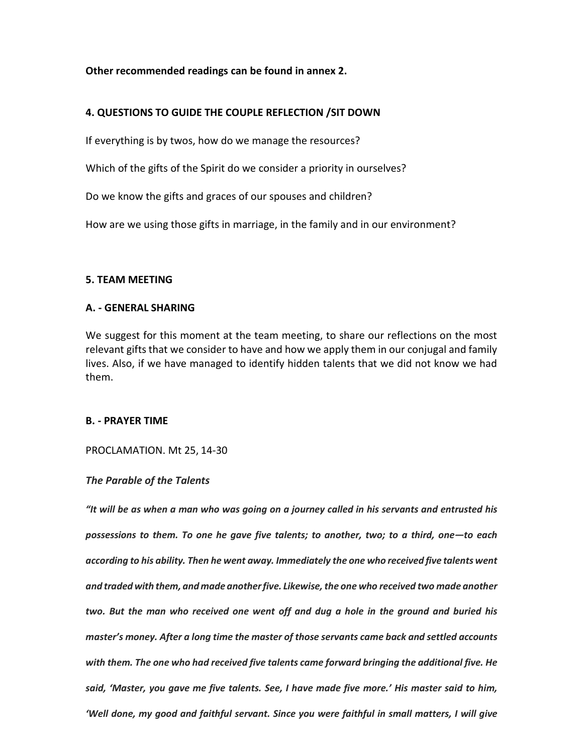**Other recommended readings can be found in annex 2.**

## 4. QUESTIONS TO GUIDE THE COUPLE REFLECTION /SIT DOWN

If everything is by twos, how do we manage the resources?

Which of the gifts of the Spirit do we consider a priority in ourselves?

Do we know the gifts and graces of our spouses and children?

How are we using those gifts in marriage, in the family and in our environment?

## 5. TEAM MEETING

### A. - GENERAL SHARING

We suggest for this moment at the team meeting, to share our reflections on the most relevant gifts that we consider to have and how we apply them in our conjugal and family lives. Also, if we have managed to identify hidden talents that we did not know we had them.

### B. - PRAYER TIME

PROCLAMATION. Mt 25, 14-30

*The Parable of the Talents*

***"It will be as when a man who was going on a journey called in his servants and entrusted his possessions to them. To one he gave five talents; to another, two; to a third, one—to each according to his ability. Then he went away. Immediately the one who received five talents went and traded with them, and made another five. Likewise, the one who received two made another two. But the man who received one went off and dug a hole in the ground and buried his master's money. After a long time the master of those servants came back and settled accounts with them. The one who had received five talents came forward bringing the additional five. He said, 'Master, you gave me five talents. See, I have made five more.' His master said to him, 'Well done, my good and faithful servant. Since you were faithful in small matters, I will give***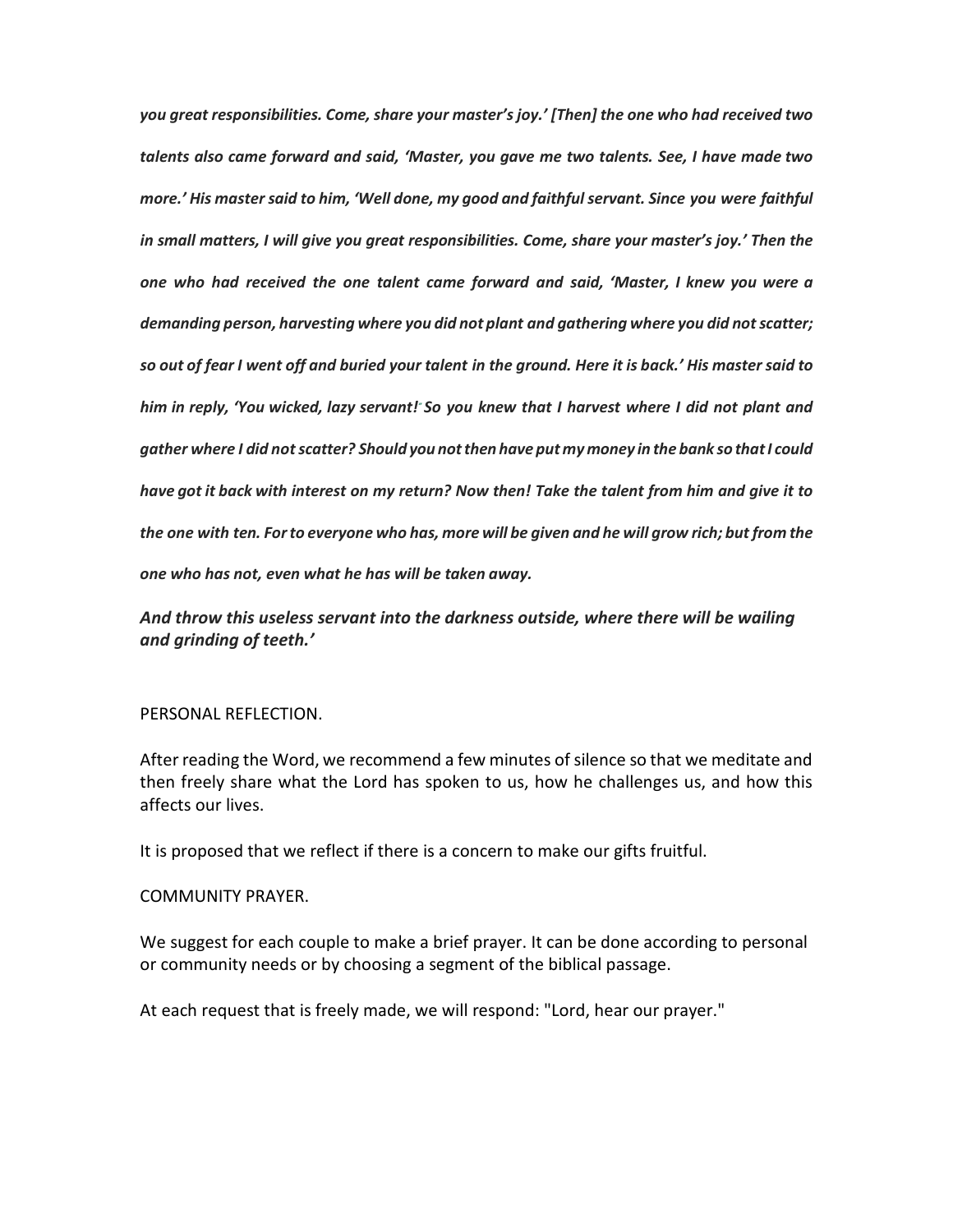***you great responsibilities. Come, share your master's joy.' [Then] the one who had received two talents also came forward and said, 'Master, you gave me two talents. See, I have made two more.' His master said to him, 'Well done, my good and faithful servant. Since you were faithful in small matters, I will give you great responsibilities. Come, share your master's joy.' Then the one who had received the one talent came forward and said, 'Master, I knew you were a demanding person, harvesting where you did not plant and gathering where you did not scatter; so out of fear I went off and buried your talent in the ground. Here it is back.' His master said to him in reply, 'You wicked, lazy servant! So you knew that I harvest where I did not plant and gather where I did not scatter? Should you not then have put my money in the bank so that I could have got it back with interest on my return? Now then! Take the talent from him and give it to the one with ten. For to everyone who has, more will be given and he will grow rich; but from the one who has not, even what he has will be taken away.***

***And throw this useless servant into the darkness outside, where there will be wailing and grinding of teeth.'***

PERSONAL REFLECTION.

After reading the Word, we recommend a few minutes of silence so that we meditate and then freely share what the Lord has spoken to us, how he challenges us, and how this affects our lives.

It is proposed that we reflect if there is a concern to make our gifts fruitful.

COMMUNITY PRAYER.

We suggest for each couple to make a brief prayer. It can be done according to personal or community needs or by choosing a segment of the biblical passage.

At each request that is freely made, we will respond: "Lord, hear our prayer."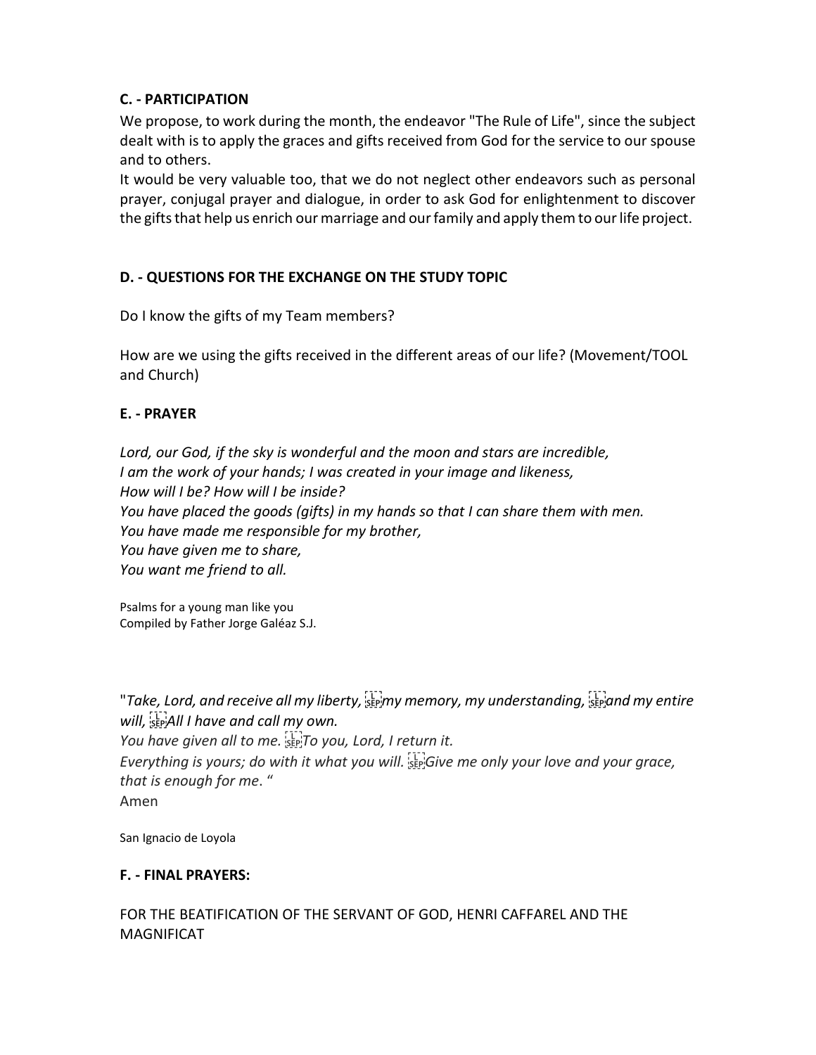**C. - PARTICIPATION**

We propose, to work during the month, the endeavor "The Rule of Life", since the subject dealt with is to apply the graces and gifts received from God for the service to our spouse and to others.

It would be very valuable too, that we do not neglect other endeavors such as personal prayer, conjugal prayer and dialogue, in order to ask God for enlightenment to discover the gifts that help us enrich our marriage and our family and apply them to our life project.

**D. - QUESTIONS FOR THE EXCHANGE ON THE STUDY TOPIC**

Do I know the gifts of my Team members?

How are we using the gifts received in the different areas of our life? (Movement/TOOL and Church)

**E. - PRAYER**

*Lord, our God, if the sky is wonderful and the moon and stars are incredible,*
*I am the work of your hands; I was created in your image and likeness,*
*How will I be? How will I be inside?*
*You have placed the goods (gifts) in my hands so that I can share them with men.*
*You have made me responsible for my brother,*
*You have given me to share,*
*You want me friend to all.*

Psalms for a young man like you
Compiled by Father Jorge Galéaz S.J.

"*Take, Lord, and receive all my liberty, my memory, my understanding, and my entire will, All I have and call my own.*
*You have given all to me. To you, Lord, I return it.*
*Everything is yours; do with it what you will. Give me only your love and your grace, that is enough for me*. "
Amen

San Ignacio de Loyola

**F. - FINAL PRAYERS:**

FOR THE BEATIFICATION OF THE SERVANT OF GOD, HENRI CAFFAREL AND THE MAGNIFICAT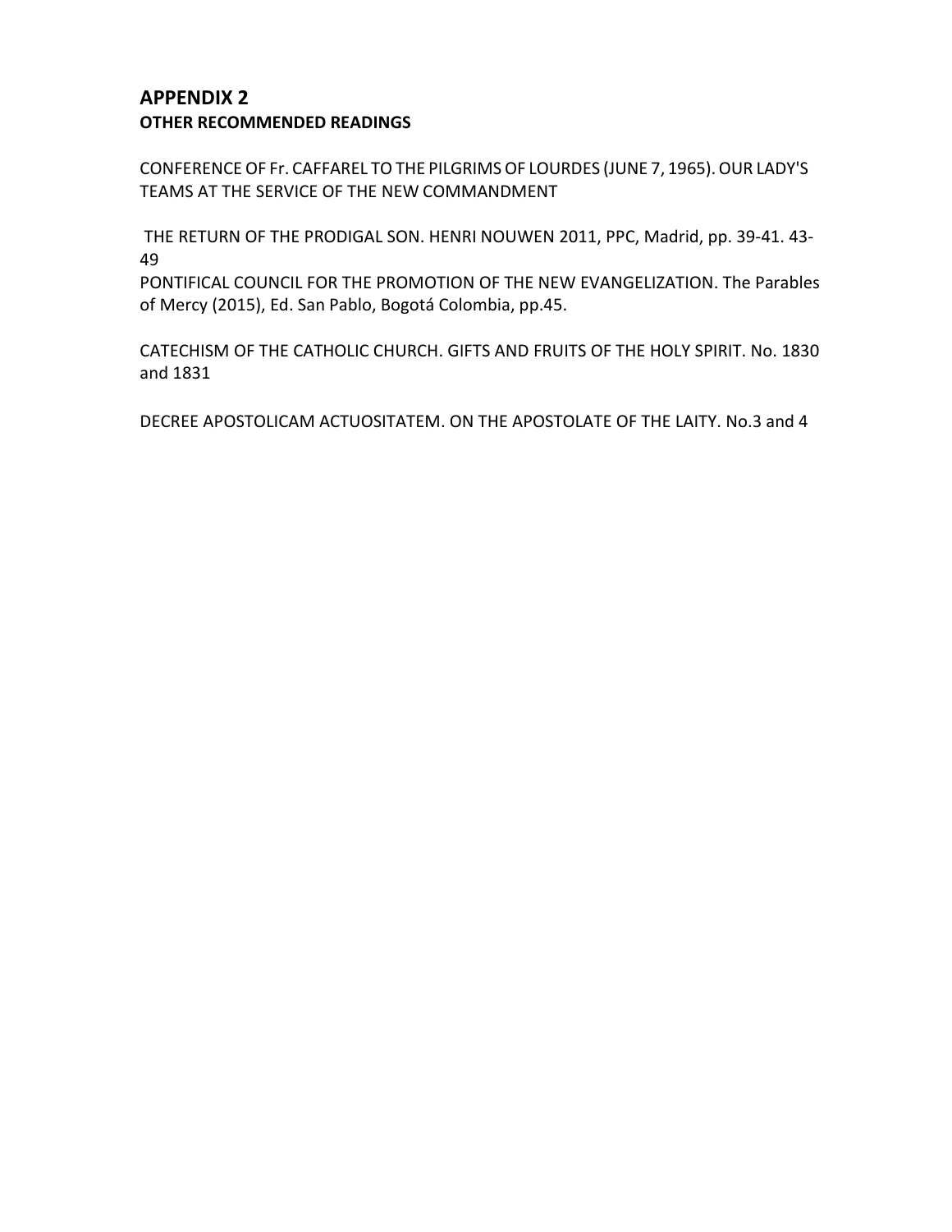## APPENDIX 2

### OTHER RECOMMENDED READINGS

CONFERENCE OF Fr. CAFFAREL TO THE PILGRIMS OF LOURDES (JUNE 7, 1965). OUR LADY'S TEAMS AT THE SERVICE OF THE NEW COMMANDMENT

THE RETURN OF THE PRODIGAL SON. HENRI NOUWEN 2011, PPC, Madrid, pp. 39-41. 43-49

PONTIFICAL COUNCIL FOR THE PROMOTION OF THE NEW EVANGELIZATION. The Parables of Mercy (2015), Ed. San Pablo, Bogotá Colombia, pp.45.

CATECHISM OF THE CATHOLIC CHURCH. GIFTS AND FRUITS OF THE HOLY SPIRIT. No. 1830 and 1831

DECREE APOSTOLICAM ACTUOSITATEM. ON THE APOSTOLATE OF THE LAITY. No.3 and 4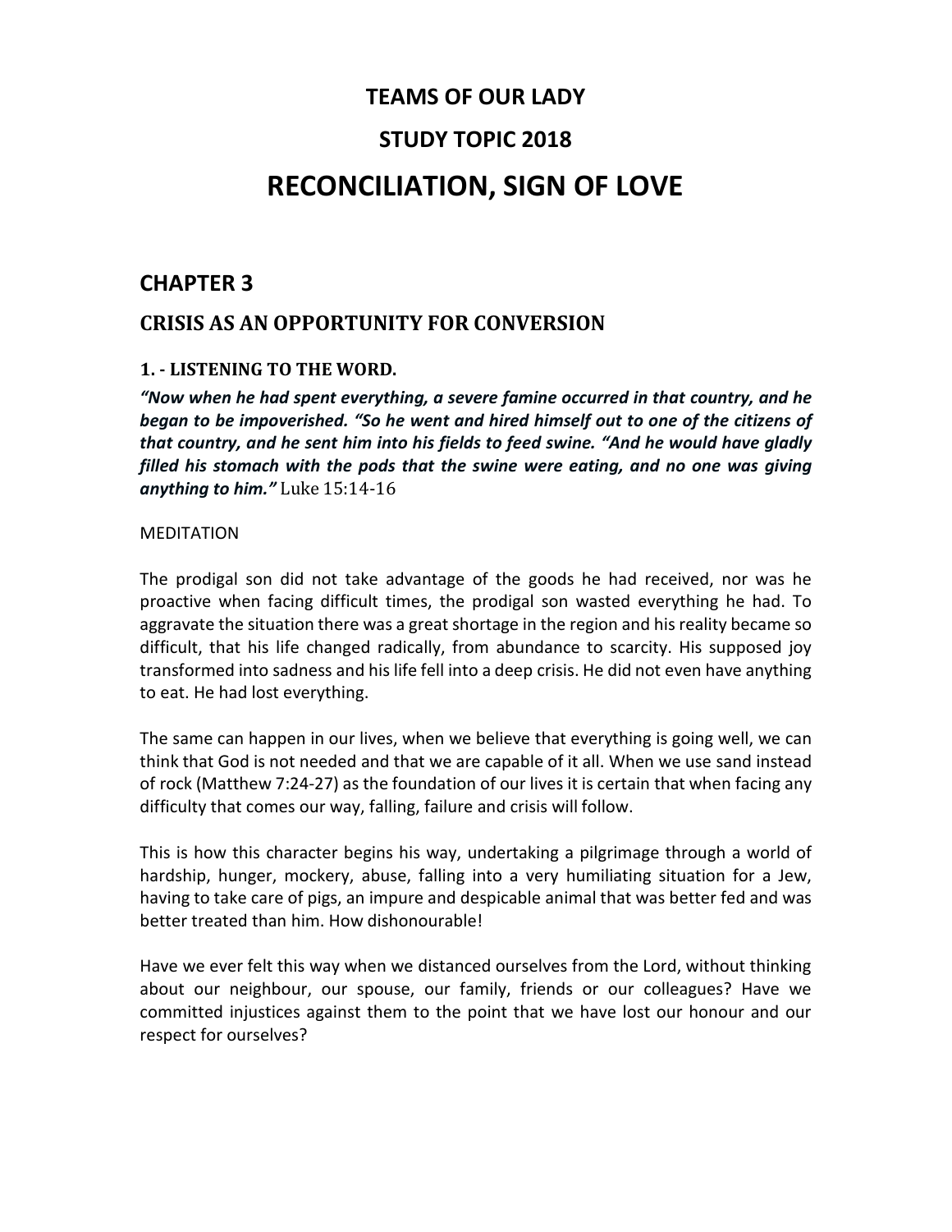# TEAMS OF OUR LADY

# STUDY TOPIC 2018

# RECONCILIATION, SIGN OF LOVE

## CHAPTER 3

## CRISIS AS AN OPPORTUNITY FOR CONVERSION

### 1. - LISTENING TO THE WORD.

***"Now when he had spent everything, a severe famine occurred in that country, and he began to be impoverished. "So he went and hired himself out to one of the citizens of that country, and he sent him into his fields to feed swine. "And he would have gladly filled his stomach with the pods that the swine were eating, and no one was giving anything to him."*** Luke 15:14-16

MEDITATION

The prodigal son did not take advantage of the goods he had received, nor was he proactive when facing difficult times, the prodigal son wasted everything he had. To aggravate the situation there was a great shortage in the region and his reality became so difficult, that his life changed radically, from abundance to scarcity. His supposed joy transformed into sadness and his life fell into a deep crisis. He did not even have anything to eat. He had lost everything.

The same can happen in our lives, when we believe that everything is going well, we can think that God is not needed and that we are capable of it all. When we use sand instead of rock (Matthew 7:24-27) as the foundation of our lives it is certain that when facing any difficulty that comes our way, falling, failure and crisis will follow.

This is how this character begins his way, undertaking a pilgrimage through a world of hardship, hunger, mockery, abuse, falling into a very humiliating situation for a Jew, having to take care of pigs, an impure and despicable animal that was better fed and was better treated than him. How dishonourable!

Have we ever felt this way when we distanced ourselves from the Lord, without thinking about our neighbour, our spouse, our family, friends or our colleagues? Have we committed injustices against them to the point that we have lost our honour and our respect for ourselves?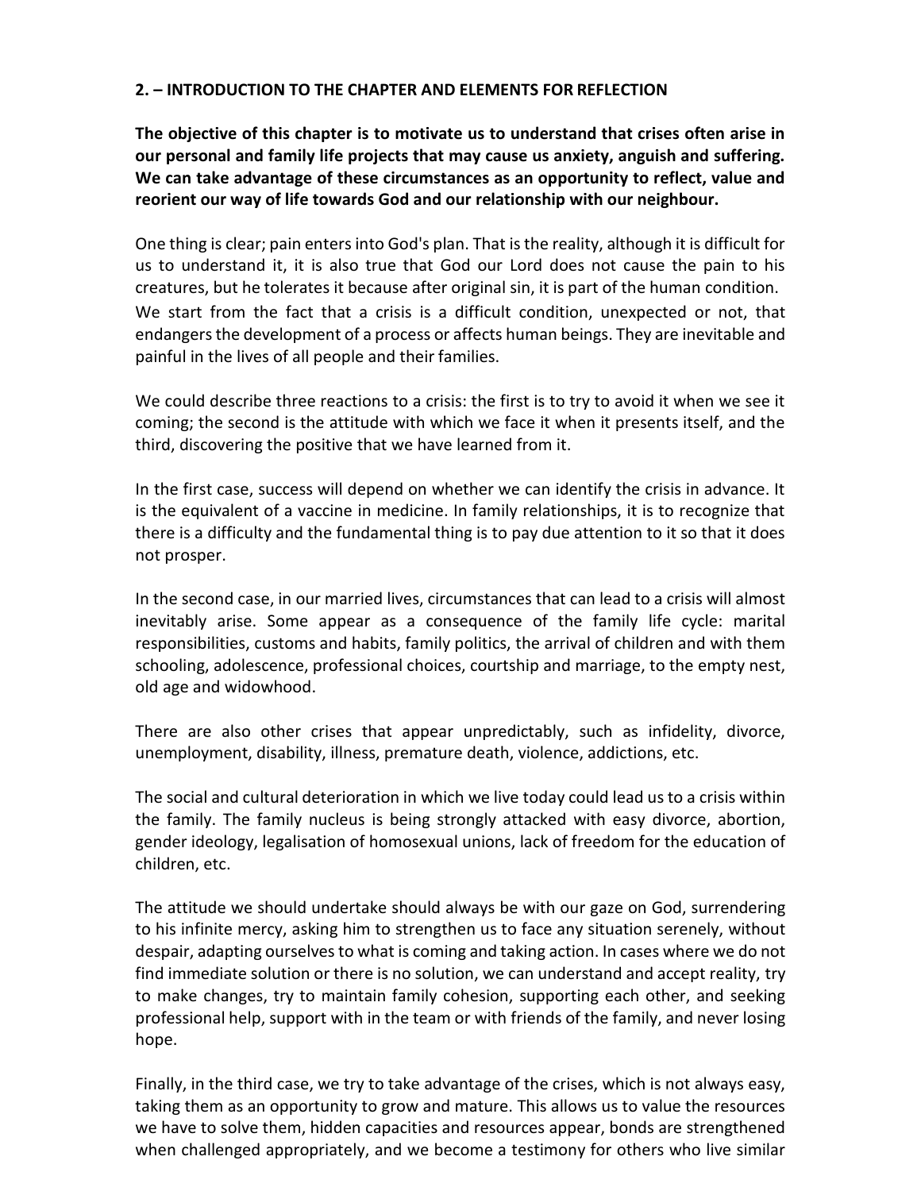## 2. – INTRODUCTION TO THE CHAPTER AND ELEMENTS FOR REFLECTION

**The objective of this chapter is to motivate us to understand that crises often arise in our personal and family life projects that may cause us anxiety, anguish and suffering. We can take advantage of these circumstances as an opportunity to reflect, value and reorient our way of life towards God and our relationship with our neighbour.**

One thing is clear; pain enters into God's plan. That is the reality, although it is difficult for us to understand it, it is also true that God our Lord does not cause the pain to his creatures, but he tolerates it because after original sin, it is part of the human condition. We start from the fact that a crisis is a difficult condition, unexpected or not, that endangers the development of a process or affects human beings. They are inevitable and painful in the lives of all people and their families.

We could describe three reactions to a crisis: the first is to try to avoid it when we see it coming; the second is the attitude with which we face it when it presents itself, and the third, discovering the positive that we have learned from it.

In the first case, success will depend on whether we can identify the crisis in advance. It is the equivalent of a vaccine in medicine. In family relationships, it is to recognize that there is a difficulty and the fundamental thing is to pay due attention to it so that it does not prosper.

In the second case, in our married lives, circumstances that can lead to a crisis will almost inevitably arise. Some appear as a consequence of the family life cycle: marital responsibilities, customs and habits, family politics, the arrival of children and with them schooling, adolescence, professional choices, courtship and marriage, to the empty nest, old age and widowhood.

There are also other crises that appear unpredictably, such as infidelity, divorce, unemployment, disability, illness, premature death, violence, addictions, etc.

The social and cultural deterioration in which we live today could lead us to a crisis within the family. The family nucleus is being strongly attacked with easy divorce, abortion, gender ideology, legalisation of homosexual unions, lack of freedom for the education of children, etc.

The attitude we should undertake should always be with our gaze on God, surrendering to his infinite mercy, asking him to strengthen us to face any situation serenely, without despair, adapting ourselves to what is coming and taking action. In cases where we do not find immediate solution or there is no solution, we can understand and accept reality, try to make changes, try to maintain family cohesion, supporting each other, and seeking professional help, support with in the team or with friends of the family, and never losing hope.

Finally, in the third case, we try to take advantage of the crises, which is not always easy, taking them as an opportunity to grow and mature. This allows us to value the resources we have to solve them, hidden capacities and resources appear, bonds are strengthened when challenged appropriately, and we become a testimony for others who live similar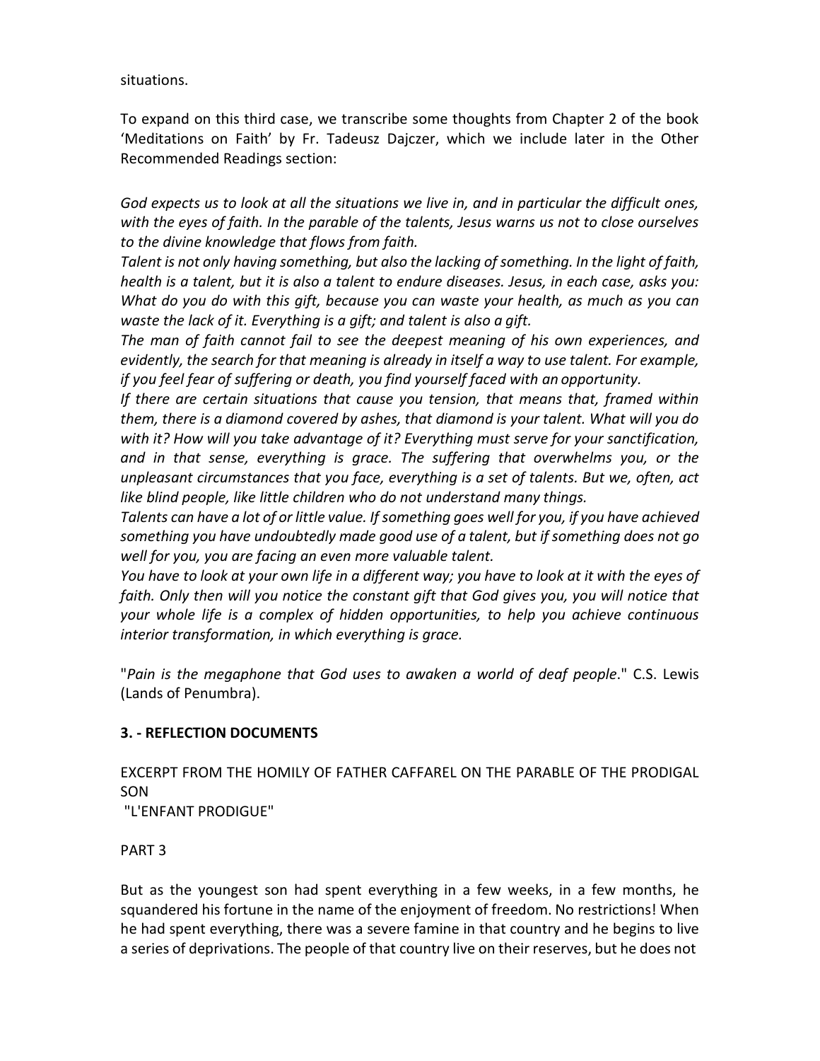situations.

To expand on this third case, we transcribe some thoughts from Chapter 2 of the book 'Meditations on Faith' by Fr. Tadeusz Dajczer, which we include later in the Other Recommended Readings section:

*God expects us to look at all the situations we live in, and in particular the difficult ones, with the eyes of faith. In the parable of the talents, Jesus warns us not to close ourselves to the divine knowledge that flows from faith.*
*Talent is not only having something, but also the lacking of something. In the light of faith, health is a talent, but it is also a talent to endure diseases. Jesus, in each case, asks you: What do you do with this gift, because you can waste your health, as much as you can waste the lack of it. Everything is a gift; and talent is also a gift.*
*The man of faith cannot fail to see the deepest meaning of his own experiences, and evidently, the search for that meaning is already in itself a way to use talent. For example, if you feel fear of suffering or death, you find yourself faced with an opportunity.*
*If there are certain situations that cause you tension, that means that, framed within them, there is a diamond covered by ashes, that diamond is your talent. What will you do with it? How will you take advantage of it? Everything must serve for your sanctification, and in that sense, everything is grace. The suffering that overwhelms you, or the unpleasant circumstances that you face, everything is a set of talents. But we, often, act like blind people, like little children who do not understand many things.*
*Talents can have a lot of or little value. If something goes well for you, if you have achieved something you have undoubtedly made good use of a talent, but if something does not go well for you, you are facing an even more valuable talent.*
*You have to look at your own life in a different way; you have to look at it with the eyes of faith. Only then will you notice the constant gift that God gives you, you will notice that your whole life is a complex of hidden opportunities, to help you achieve continuous interior transformation, in which everything is grace.*

"*Pain is the megaphone that God uses to awaken a world of deaf people*." C.S. Lewis (Lands of Penumbra).

## 3. - REFLECTION DOCUMENTS

EXCERPT FROM THE HOMILY OF FATHER CAFFAREL ON THE PARABLE OF THE PRODIGAL SON
"L'ENFANT PRODIGUE"

PART 3

But as the youngest son had spent everything in a few weeks, in a few months, he squandered his fortune in the name of the enjoyment of freedom. No restrictions! When he had spent everything, there was a severe famine in that country and he begins to live a series of deprivations. The people of that country live on their reserves, but he does not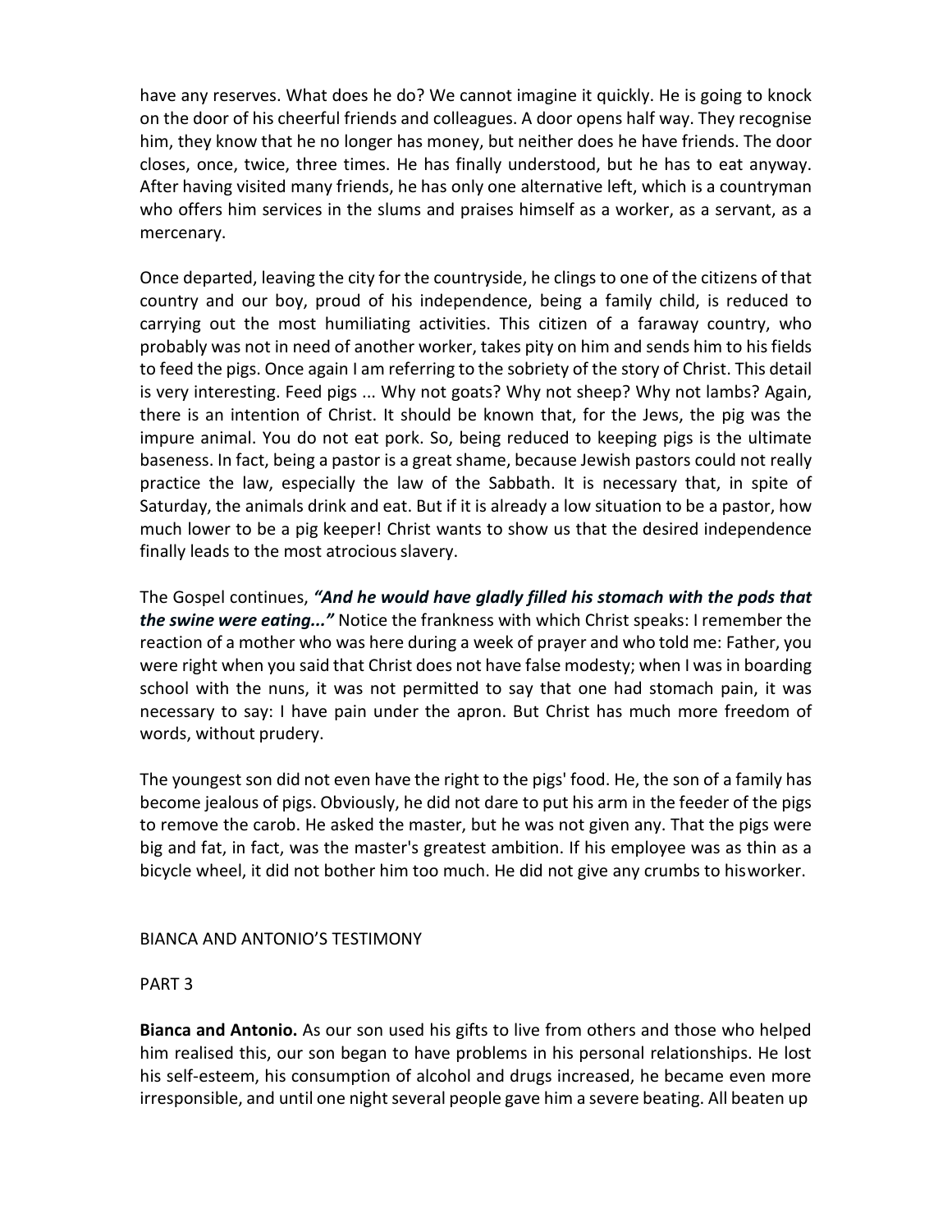have any reserves. What does he do? We cannot imagine it quickly. He is going to knock on the door of his cheerful friends and colleagues. A door opens half way. They recognise him, they know that he no longer has money, but neither does he have friends. The door closes, once, twice, three times. He has finally understood, but he has to eat anyway. After having visited many friends, he has only one alternative left, which is a countryman who offers him services in the slums and praises himself as a worker, as a servant, as a mercenary.

Once departed, leaving the city for the countryside, he clings to one of the citizens of that country and our boy, proud of his independence, being a family child, is reduced to carrying out the most humiliating activities. This citizen of a faraway country, who probably was not in need of another worker, takes pity on him and sends him to his fields to feed the pigs. Once again I am referring to the sobriety of the story of Christ. This detail is very interesting. Feed pigs ... Why not goats? Why not sheep? Why not lambs? Again, there is an intention of Christ. It should be known that, for the Jews, the pig was the impure animal. You do not eat pork. So, being reduced to keeping pigs is the ultimate baseness. In fact, being a pastor is a great shame, because Jewish pastors could not really practice the law, especially the law of the Sabbath. It is necessary that, in spite of Saturday, the animals drink and eat. But if it is already a low situation to be a pastor, how much lower to be a pig keeper! Christ wants to show us that the desired independence finally leads to the most atrocious slavery.

The Gospel continues, ***"And he would have gladly filled his stomach with the pods that the swine were eating..."*** Notice the frankness with which Christ speaks: I remember the reaction of a mother who was here during a week of prayer and who told me: Father, you were right when you said that Christ does not have false modesty; when I was in boarding school with the nuns, it was not permitted to say that one had stomach pain, it was necessary to say: I have pain under the apron. But Christ has much more freedom of words, without prudery.

The youngest son did not even have the right to the pigs' food. He, the son of a family has become jealous of pigs. Obviously, he did not dare to put his arm in the feeder of the pigs to remove the carob. He asked the master, but he was not given any. That the pigs were big and fat, in fact, was the master's greatest ambition. If his employee was as thin as a bicycle wheel, it did not bother him too much. He did not give any crumbs to his worker.

BIANCA AND ANTONIO'S TESTIMONY

PART 3

**Bianca and Antonio.** As our son used his gifts to live from others and those who helped him realised this, our son began to have problems in his personal relationships. He lost his self-esteem, his consumption of alcohol and drugs increased, he became even more irresponsible, and until one night several people gave him a severe beating. All beaten up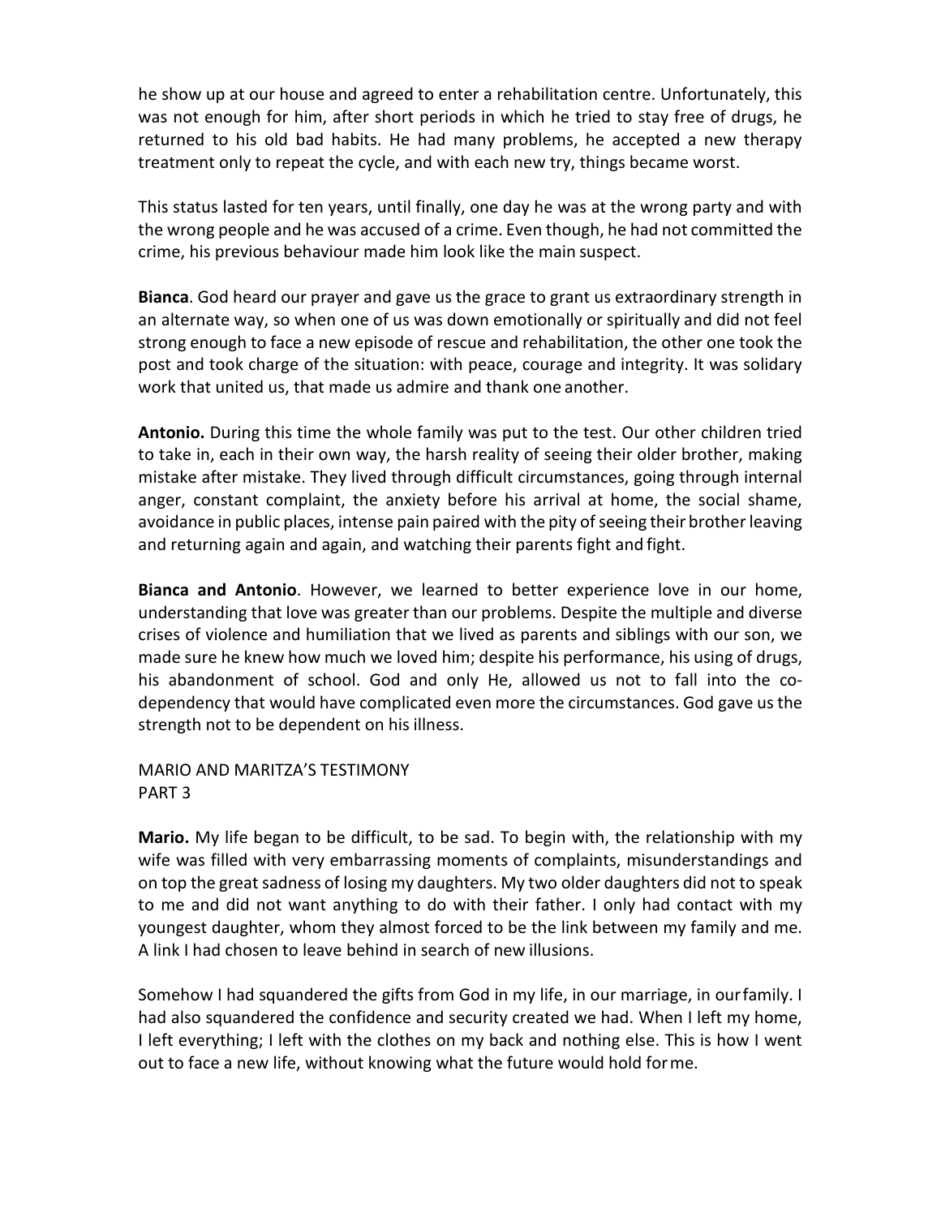he show up at our house and agreed to enter a rehabilitation centre. Unfortunately, this was not enough for him, after short periods in which he tried to stay free of drugs, he returned to his old bad habits. He had many problems, he accepted a new therapy treatment only to repeat the cycle, and with each new try, things became worst.

This status lasted for ten years, until finally, one day he was at the wrong party and with the wrong people and he was accused of a crime. Even though, he had not committed the crime, his previous behaviour made him look like the main suspect.

**Bianca**. God heard our prayer and gave us the grace to grant us extraordinary strength in an alternate way, so when one of us was down emotionally or spiritually and did not feel strong enough to face a new episode of rescue and rehabilitation, the other one took the post and took charge of the situation: with peace, courage and integrity. It was solidary work that united us, that made us admire and thank one another.

**Antonio.** During this time the whole family was put to the test. Our other children tried to take in, each in their own way, the harsh reality of seeing their older brother, making mistake after mistake. They lived through difficult circumstances, going through internal anger, constant complaint, the anxiety before his arrival at home, the social shame, avoidance in public places, intense pain paired with the pity of seeing their brother leaving and returning again and again, and watching their parents fight and fight.

**Bianca and Antonio**. However, we learned to better experience love in our home, understanding that love was greater than our problems. Despite the multiple and diverse crises of violence and humiliation that we lived as parents and siblings with our son, we made sure he knew how much we loved him; despite his performance, his using of drugs, his abandonment of school. God and only He, allowed us not to fall into the co-dependency that would have complicated even more the circumstances. God gave us the strength not to be dependent on his illness.

MARIO AND MARITZA'S TESTIMONY
PART 3

**Mario.** My life began to be difficult, to be sad. To begin with, the relationship with my wife was filled with very embarrassing moments of complaints, misunderstandings and on top the great sadness of losing my daughters. My two older daughters did not to speak to me and did not want anything to do with their father. I only had contact with my youngest daughter, whom they almost forced to be the link between my family and me. A link I had chosen to leave behind in search of new illusions.

Somehow I had squandered the gifts from God in my life, in our marriage, in our family. I had also squandered the confidence and security created we had. When I left my home, I left everything; I left with the clothes on my back and nothing else. This is how I went out to face a new life, without knowing what the future would hold for me.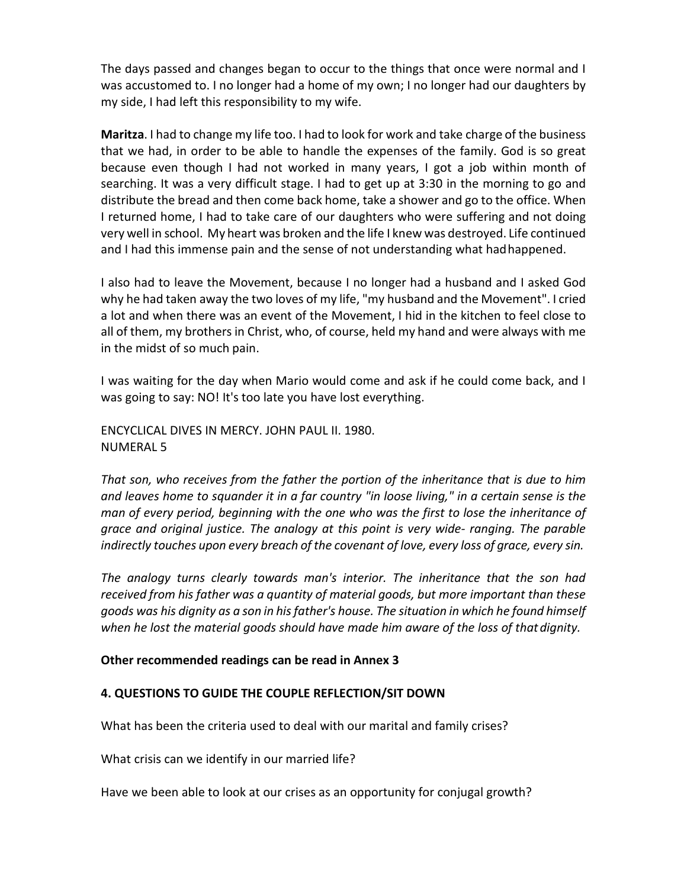The days passed and changes began to occur to the things that once were normal and I was accustomed to. I no longer had a home of my own; I no longer had our daughters by my side, I had left this responsibility to my wife.

**Maritza**. I had to change my life too. I had to look for work and take charge of the business that we had, in order to be able to handle the expenses of the family. God is so great because even though I had not worked in many years, I got a job within month of searching. It was a very difficult stage. I had to get up at 3:30 in the morning to go and distribute the bread and then come back home, take a shower and go to the office. When I returned home, I had to take care of our daughters who were suffering and not doing very well in school. My heart was broken and the life I knew was destroyed. Life continued and I had this immense pain and the sense of not understanding what had happened.

I also had to leave the Movement, because I no longer had a husband and I asked God why he had taken away the two loves of my life, "my husband and the Movement". I cried a lot and when there was an event of the Movement, I hid in the kitchen to feel close to all of them, my brothers in Christ, who, of course, held my hand and were always with me in the midst of so much pain.

I was waiting for the day when Mario would come and ask if he could come back, and I was going to say: NO! It's too late you have lost everything.

ENCYCLICAL DIVES IN MERCY. JOHN PAUL II. 1980.
NUMERAL 5

*That son, who receives from the father the portion of the inheritance that is due to him and leaves home to squander it in a far country "in loose living," in a certain sense is the man of every period, beginning with the one who was the first to lose the inheritance of grace and original justice. The analogy at this point is very wide- ranging. The parable indirectly touches upon every breach of the covenant of love, every loss of grace, every sin.*

*The analogy turns clearly towards man's interior. The inheritance that the son had received from his father was a quantity of material goods, but more important than these goods was his dignity as a son in his father's house. The situation in which he found himself when he lost the material goods should have made him aware of the loss of that dignity.*

**Other recommended readings can be read in Annex 3**

## 4. QUESTIONS TO GUIDE THE COUPLE REFLECTION/SIT DOWN

What has been the criteria used to deal with our marital and family crises?

What crisis can we identify in our married life?

Have we been able to look at our crises as an opportunity for conjugal growth?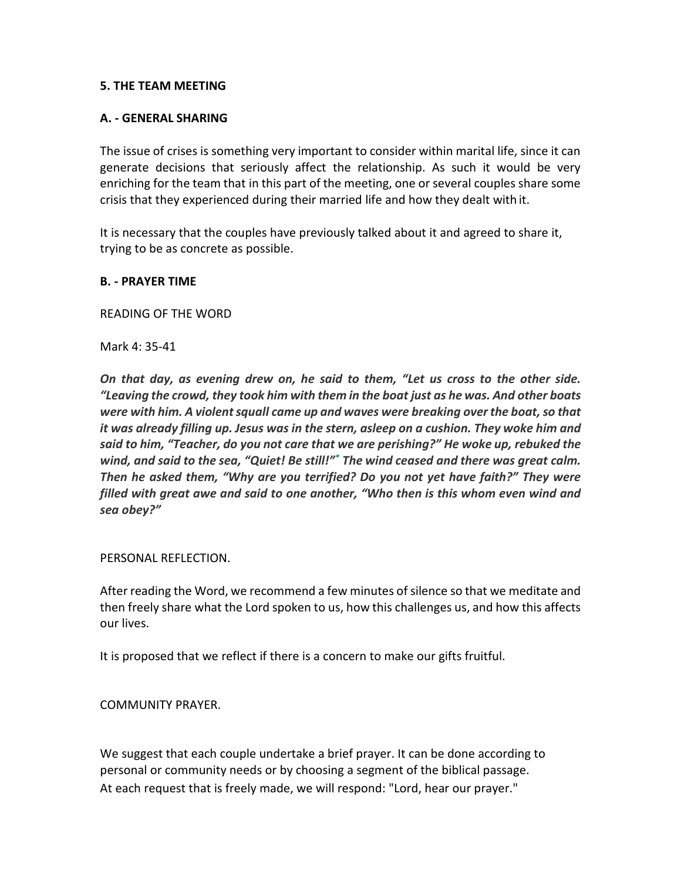**5. THE TEAM MEETING**

**A. - GENERAL SHARING**

The issue of crises is something very important to consider within marital life, since it can generate decisions that seriously affect the relationship. As such it would be very enriching for the team that in this part of the meeting, one or several couples share some crisis that they experienced during their married life and how they dealt with it.

It is necessary that the couples have previously talked about it and agreed to share it, trying to be as concrete as possible.

**B. - PRAYER TIME**

READING OF THE WORD

Mark 4: 35-41

***On that day, as evening drew on, he said to them, "Let us cross to the other side. "Leaving the crowd, they took him with them in the boat just as he was. And other boats were with him. A violent squall came up and waves were breaking over the boat, so that it was already filling up. Jesus was in the stern, asleep on a cushion. They woke him and said to him, "Teacher, do you not care that we are perishing?" He woke up, rebuked the wind, and said to the sea, "Quiet! Be still!"* The wind ceased and there was great calm. Then he asked them, "Why are you terrified? Do you not yet have faith?" They were filled with great awe and said to one another, "Who then is this whom even wind and sea obey?"***

PERSONAL REFLECTION.

After reading the Word, we recommend a few minutes of silence so that we meditate and then freely share what the Lord spoken to us, how this challenges us, and how this affects our lives.

It is proposed that we reflect if there is a concern to make our gifts fruitful.

COMMUNITY PRAYER.

We suggest that each couple undertake a brief prayer. It can be done according to personal or community needs or by choosing a segment of the biblical passage.
At each request that is freely made, we will respond: "Lord, hear our prayer."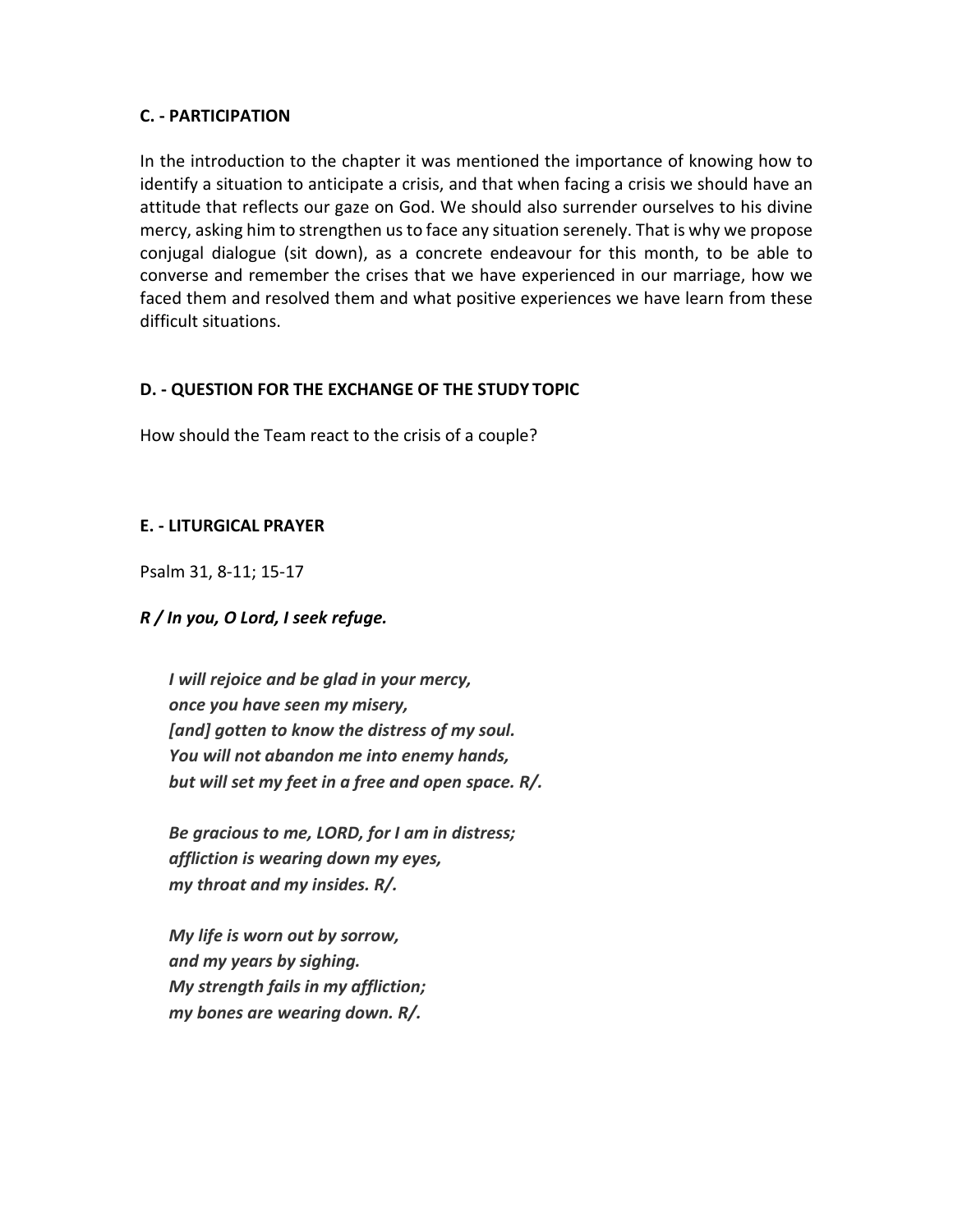**C. - PARTICIPATION**

In the introduction to the chapter it was mentioned the importance of knowing how to identify a situation to anticipate a crisis, and that when facing a crisis we should have an attitude that reflects our gaze on God. We should also surrender ourselves to his divine mercy, asking him to strengthen us to face any situation serenely. That is why we propose conjugal dialogue (sit down), as a concrete endeavour for this month, to be able to converse and remember the crises that we have experienced in our marriage, how we faced them and resolved them and what positive experiences we have learn from these difficult situations.

**D. - QUESTION FOR THE EXCHANGE OF THE STUDY TOPIC**

How should the Team react to the crisis of a couple?

**E. - LITURGICAL PRAYER**

Psalm 31, 8-11; 15-17

***R / In you, O Lord, I seek refuge.***

***I will rejoice and be glad in your mercy,***
***once you have seen my misery,***
***[and] gotten to know the distress of my soul.***
***You will not abandon me into enemy hands,***
***but will set my feet in a free and open space. R/.***

***Be gracious to me, LORD, for I am in distress;***
***affliction is wearing down my eyes,***
***my throat and my insides. R/.***

***My life is worn out by sorrow,***
***and my years by sighing.***
***My strength fails in my affliction;***
***my bones are wearing down. R/.***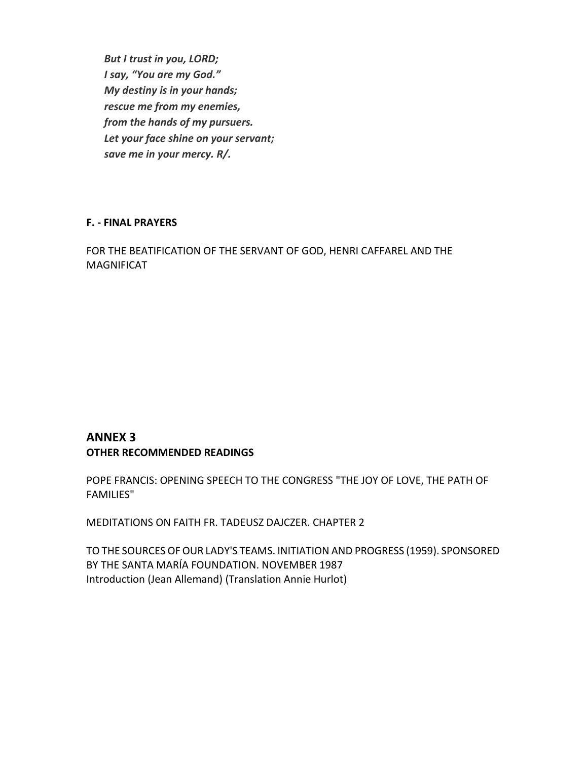***But I trust in you, LORD;***
***I say, “You are my God.”***
***My destiny is in your hands;***
***rescue me from my enemies,***
***from the hands of my pursuers.***
***Let your face shine on your servant;***
***save me in your mercy. R/.***

**F. - FINAL PRAYERS**

FOR THE BEATIFICATION OF THE SERVANT OF GOD, HENRI CAFFAREL AND THE MAGNIFICAT

## ANNEX 3

**OTHER RECOMMENDED READINGS**

POPE FRANCIS: OPENING SPEECH TO THE CONGRESS "THE JOY OF LOVE, THE PATH OF FAMILIES"

MEDITATIONS ON FAITH FR. TADEUSZ DAJCZER. CHAPTER 2

TO THE SOURCES OF OUR LADY'S TEAMS. INITIATION AND PROGRESS (1959). SPONSORED BY THE SANTA MARÍA FOUNDATION. NOVEMBER 1987
Introduction (Jean Allemand) (Translation Annie Hurlot)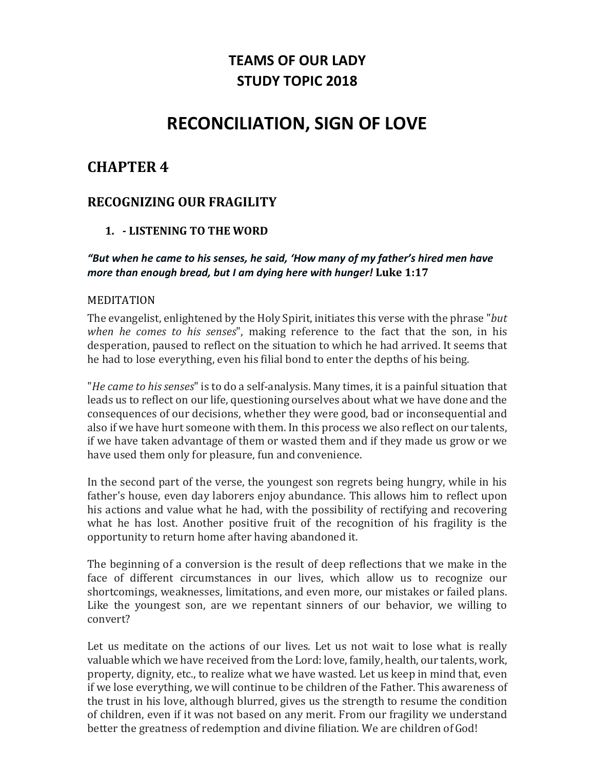# TEAMS OF OUR LADY
# STUDY TOPIC 2018

# RECONCILIATION, SIGN OF LOVE

## CHAPTER 4

### RECOGNIZING OUR FRAGILITY

1. **- LISTENING TO THE WORD**

***"But when he came to his senses, he said, 'How many of my father's hired men have more than enough bread, but I am dying here with hunger!*** **Luke 1:17**

MEDITATION

The evangelist, enlightened by the Holy Spirit, initiates this verse with the phrase "*but when he comes to his senses*", making reference to the fact that the son, in his desperation, paused to reflect on the situation to which he had arrived. It seems that he had to lose everything, even his filial bond to enter the depths of his being.

"*He came to his senses*" is to do a self-analysis. Many times, it is a painful situation that leads us to reflect on our life, questioning ourselves about what we have done and the consequences of our decisions, whether they were good, bad or inconsequential and also if we have hurt someone with them. In this process we also reflect on our talents, if we have taken advantage of them or wasted them and if they made us grow or we have used them only for pleasure, fun and convenience.

In the second part of the verse, the youngest son regrets being hungry, while in his father's house, even day laborers enjoy abundance. This allows him to reflect upon his actions and value what he had, with the possibility of rectifying and recovering what he has lost. Another positive fruit of the recognition of his fragility is the opportunity to return home after having abandoned it.

The beginning of a conversion is the result of deep reflections that we make in the face of different circumstances in our lives, which allow us to recognize our shortcomings, weaknesses, limitations, and even more, our mistakes or failed plans. Like the youngest son, are we repentant sinners of our behavior, we willing to convert?

Let us meditate on the actions of our lives. Let us not wait to lose what is really valuable which we have received from the Lord: love, family, health, our talents, work, property, dignity, etc., to realize what we have wasted. Let us keep in mind that, even if we lose everything, we will continue to be children of the Father. This awareness of the trust in his love, although blurred, gives us the strength to resume the condition of children, even if it was not based on any merit. From our fragility we understand better the greatness of redemption and divine filiation. We are children of God!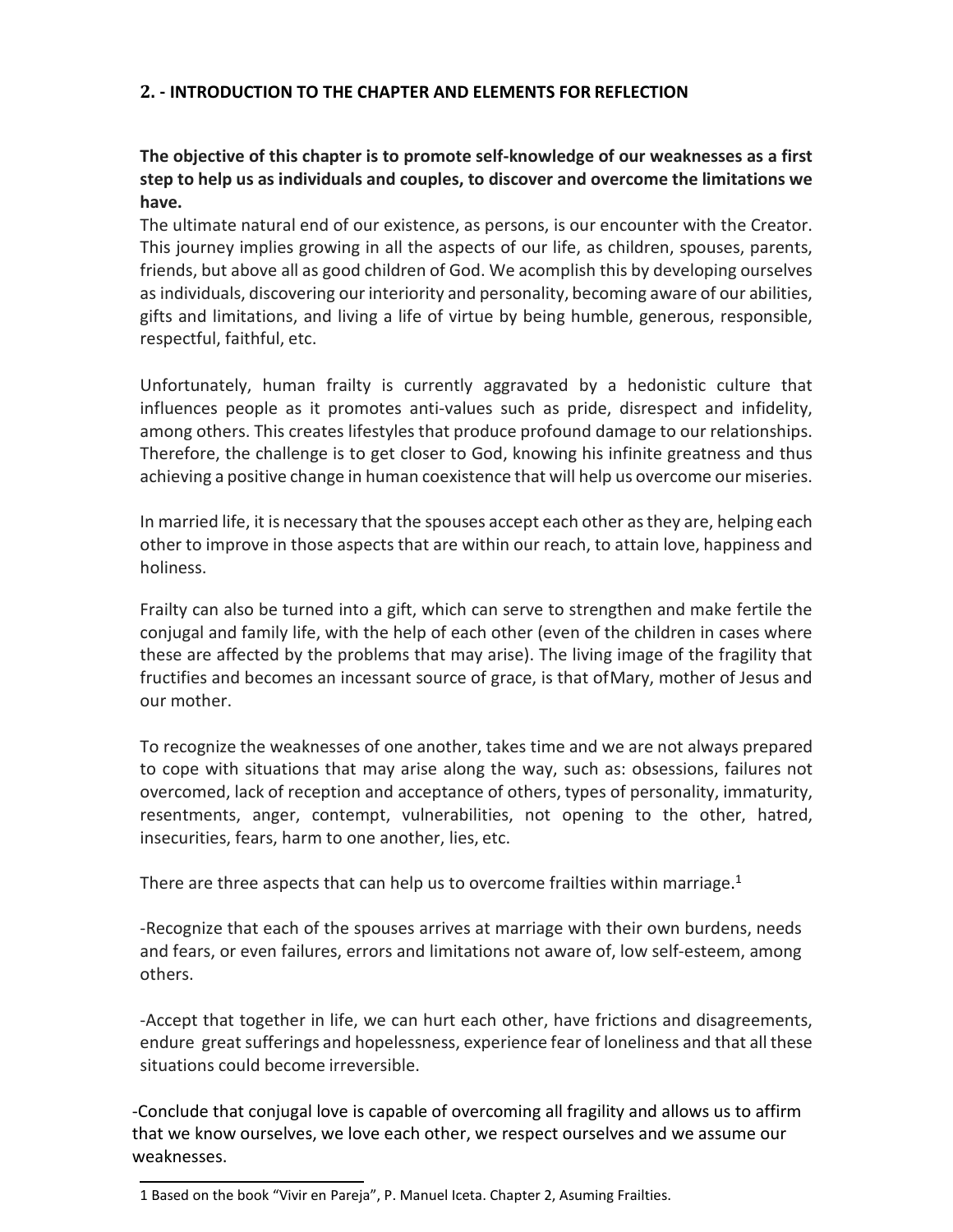## 2. - INTRODUCTION TO THE CHAPTER AND ELEMENTS FOR REFLECTION

**The objective of this chapter is to promote self-knowledge of our weaknesses as a first step to help us as individuals and couples, to discover and overcome the limitations we have.**

The ultimate natural end of our existence, as persons, is our encounter with the Creator. This journey implies growing in all the aspects of our life, as children, spouses, parents, friends, but above all as good children of God. We acomplish this by developing ourselves as individuals, discovering our interiority and personality, becoming aware of our abilities, gifts and limitations, and living a life of virtue by being humble, generous, responsible, respectful, faithful, etc.

Unfortunately, human frailty is currently aggravated by a hedonistic culture that influences people as it promotes anti-values such as pride, disrespect and infidelity, among others. This creates lifestyles that produce profound damage to our relationships. Therefore, the challenge is to get closer to God, knowing his infinite greatness and thus achieving a positive change in human coexistence that will help us overcome our miseries.

In married life, it is necessary that the spouses accept each other as they are, helping each other to improve in those aspects that are within our reach, to attain love, happiness and holiness.

Frailty can also be turned into a gift, which can serve to strengthen and make fertile the conjugal and family life, with the help of each other (even of the children in cases where these are affected by the problems that may arise). The living image of the fragility that fructifies and becomes an incessant source of grace, is that ofMary, mother of Jesus and our mother.

To recognize the weaknesses of one another, takes time and we are not always prepared to cope with situations that may arise along the way, such as: obsessions, failures not overcomed, lack of reception and acceptance of others, types of personality, immaturity, resentments, anger, contempt, vulnerabilities, not opening to the other, hatred, insecurities, fears, harm to one another, lies, etc.

There are three aspects that can help us to overcome frailties within marriage.[1]

-Recognize that each of the spouses arrives at marriage with their own burdens, needs and fears, or even failures, errors and limitations not aware of, low self-esteem, among others.

-Accept that together in life, we can hurt each other, have frictions and disagreements, endure great sufferings and hopelessness, experience fear of loneliness and that all these situations could become irreversible.

-Conclude that conjugal love is capable of overcoming all fragility and allows us to affirm that we know ourselves, we love each other, we respect ourselves and we assume our weaknesses.

---

1 Based on the book "Vivir en Pareja", P. Manuel Iceta. Chapter 2, Asuming Frailties.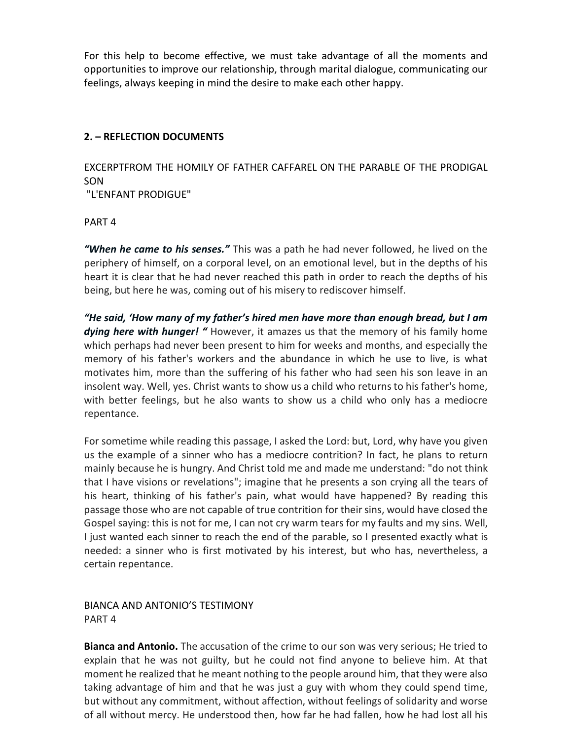For this help to become effective, we must take advantage of all the moments and opportunities to improve our relationship, through marital dialogue, communicating our feelings, always keeping in mind the desire to make each other happy.

## 2. – REFLECTION DOCUMENTS

EXCERPTFROM THE HOMILY OF FATHER CAFFAREL ON THE PARABLE OF THE PRODIGAL SON
"L'ENFANT PRODIGUE"

PART 4

***"When he came to his senses."*** This was a path he had never followed, he lived on the periphery of himself, on a corporal level, on an emotional level, but in the depths of his heart it is clear that he had never reached this path in order to reach the depths of his being, but here he was, coming out of his misery to rediscover himself.

***"He said, 'How many of my father's hired men have more than enough bread, but I am dying here with hunger! "*** However, it amazes us that the memory of his family home which perhaps had never been present to him for weeks and months, and especially the memory of his father's workers and the abundance in which he use to live, is what motivates him, more than the suffering of his father who had seen his son leave in an insolent way. Well, yes. Christ wants to show us a child who returns to his father's home, with better feelings, but he also wants to show us a child who only has a mediocre repentance.

For sometime while reading this passage, I asked the Lord: but, Lord, why have you given us the example of a sinner who has a mediocre contrition? In fact, he plans to return mainly because he is hungry. And Christ told me and made me understand: "do not think that I have visions or revelations"; imagine that he presents a son crying all the tears of his heart, thinking of his father's pain, what would have happened? By reading this passage those who are not capable of true contrition for their sins, would have closed the Gospel saying: this is not for me, I can not cry warm tears for my faults and my sins. Well, I just wanted each sinner to reach the end of the parable, so I presented exactly what is needed: a sinner who is first motivated by his interest, but who has, nevertheless, a certain repentance.

BIANCA AND ANTONIO'S TESTIMONY
PART 4

**Bianca and Antonio.** The accusation of the crime to our son was very serious; He tried to explain that he was not guilty, but he could not find anyone to believe him. At that moment he realized that he meant nothing to the people around him, that they were also taking advantage of him and that he was just a guy with whom they could spend time, but without any commitment, without affection, without feelings of solidarity and worse of all without mercy. He understood then, how far he had fallen, how he had lost all his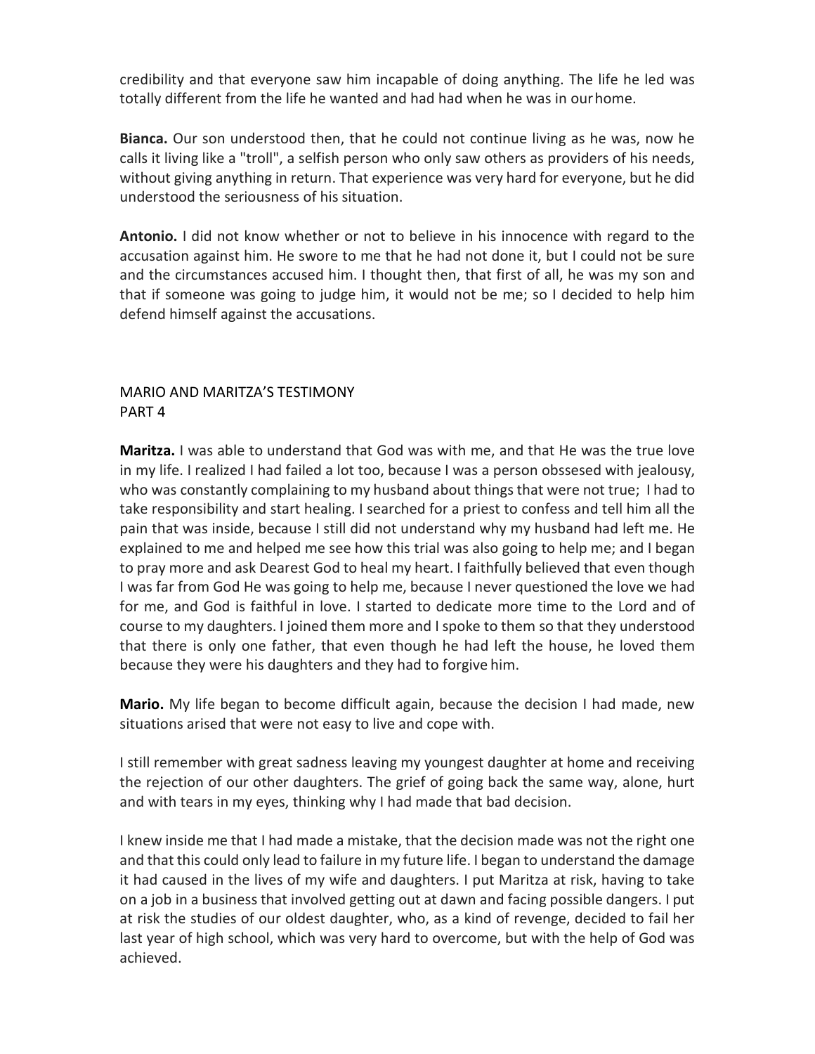credibility and that everyone saw him incapable of doing anything. The life he led was totally different from the life he wanted and had had when he was in our home.

**Bianca.** Our son understood then, that he could not continue living as he was, now he calls it living like a "troll", a selfish person who only saw others as providers of his needs, without giving anything in return. That experience was very hard for everyone, but he did understood the seriousness of his situation.

**Antonio.** I did not know whether or not to believe in his innocence with regard to the accusation against him. He swore to me that he had not done it, but I could not be sure and the circumstances accused him. I thought then, that first of all, he was my son and that if someone was going to judge him, it would not be me; so I decided to help him defend himself against the accusations.

MARIO AND MARITZA'S TESTIMONY
PART 4

**Maritza.** I was able to understand that God was with me, and that He was the true love in my life. I realized I had failed a lot too, because I was a person obssesed with jealousy, who was constantly complaining to my husband about things that were not true; I had to take responsibility and start healing. I searched for a priest to confess and tell him all the pain that was inside, because I still did not understand why my husband had left me. He explained to me and helped me see how this trial was also going to help me; and I began to pray more and ask Dearest God to heal my heart. I faithfully believed that even though I was far from God He was going to help me, because I never questioned the love we had for me, and God is faithful in love. I started to dedicate more time to the Lord and of course to my daughters. I joined them more and I spoke to them so that they understood that there is only one father, that even though he had left the house, he loved them because they were his daughters and they had to forgive him.

**Mario.** My life began to become difficult again, because the decision I had made, new situations arised that were not easy to live and cope with.

I still remember with great sadness leaving my youngest daughter at home and receiving the rejection of our other daughters. The grief of going back the same way, alone, hurt and with tears in my eyes, thinking why I had made that bad decision.

I knew inside me that I had made a mistake, that the decision made was not the right one and that this could only lead to failure in my future life. I began to understand the damage it had caused in the lives of my wife and daughters. I put Maritza at risk, having to take on a job in a business that involved getting out at dawn and facing possible dangers. I put at risk the studies of our oldest daughter, who, as a kind of revenge, decided to fail her last year of high school, which was very hard to overcome, but with the help of God was achieved.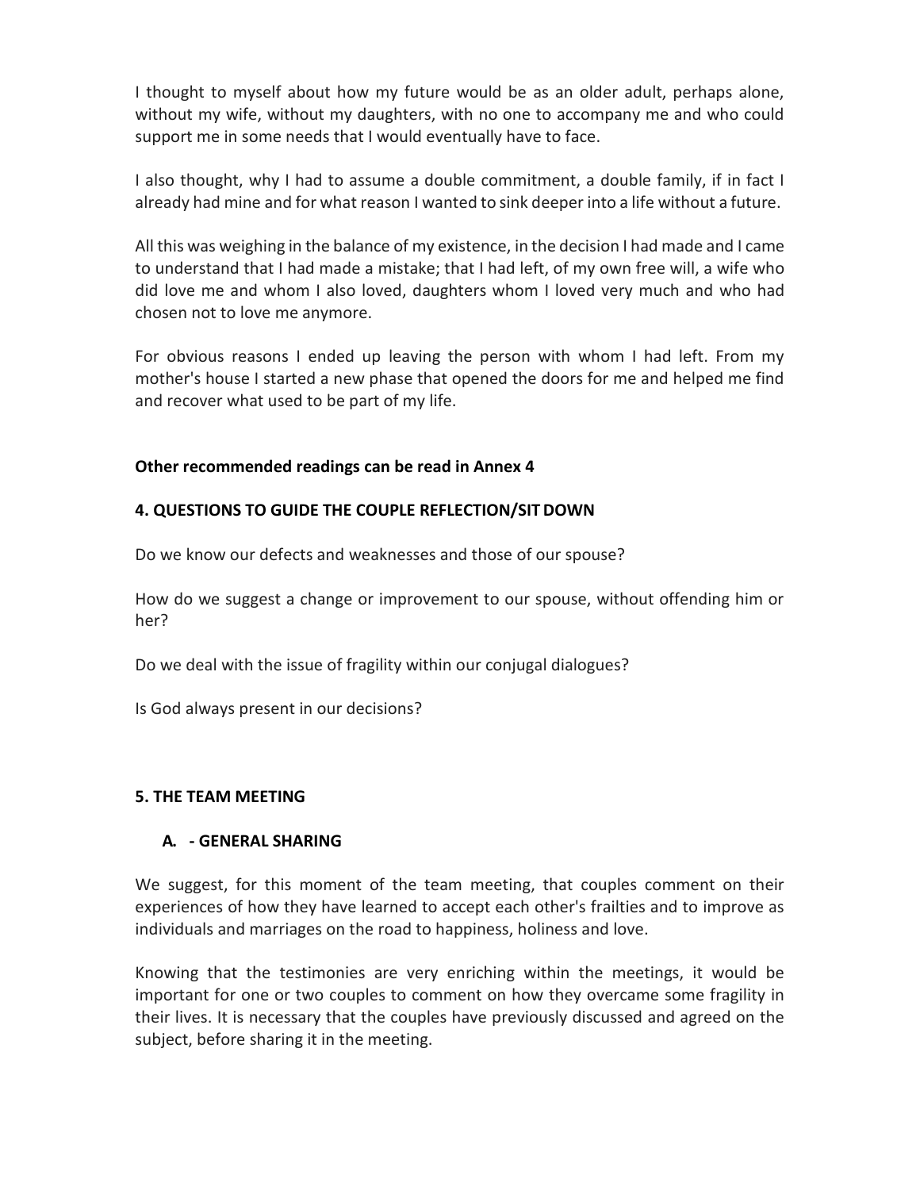I thought to myself about how my future would be as an older adult, perhaps alone, without my wife, without my daughters, with no one to accompany me and who could support me in some needs that I would eventually have to face.

I also thought, why I had to assume a double commitment, a double family, if in fact I already had mine and for what reason I wanted to sink deeper into a life without a future.

All this was weighing in the balance of my existence, in the decision I had made and I came to understand that I had made a mistake; that I had left, of my own free will, a wife who did love me and whom I also loved, daughters whom I loved very much and who had chosen not to love me anymore.

For obvious reasons I ended up leaving the person with whom I had left. From my mother's house I started a new phase that opened the doors for me and helped me find and recover what used to be part of my life.

**Other recommended readings can be read in Annex 4**

## 4. QUESTIONS TO GUIDE THE COUPLE REFLECTION/SIT DOWN

Do we know our defects and weaknesses and those of our spouse?

How do we suggest a change or improvement to our spouse, without offending him or her?

Do we deal with the issue of fragility within our conjugal dialogues?

Is God always present in our decisions?

## 5. THE TEAM MEETING

### A. - GENERAL SHARING

We suggest, for this moment of the team meeting, that couples comment on their experiences of how they have learned to accept each other's frailties and to improve as individuals and marriages on the road to happiness, holiness and love.

Knowing that the testimonies are very enriching within the meetings, it would be important for one or two couples to comment on how they overcame some fragility in their lives. It is necessary that the couples have previously discussed and agreed on the subject, before sharing it in the meeting.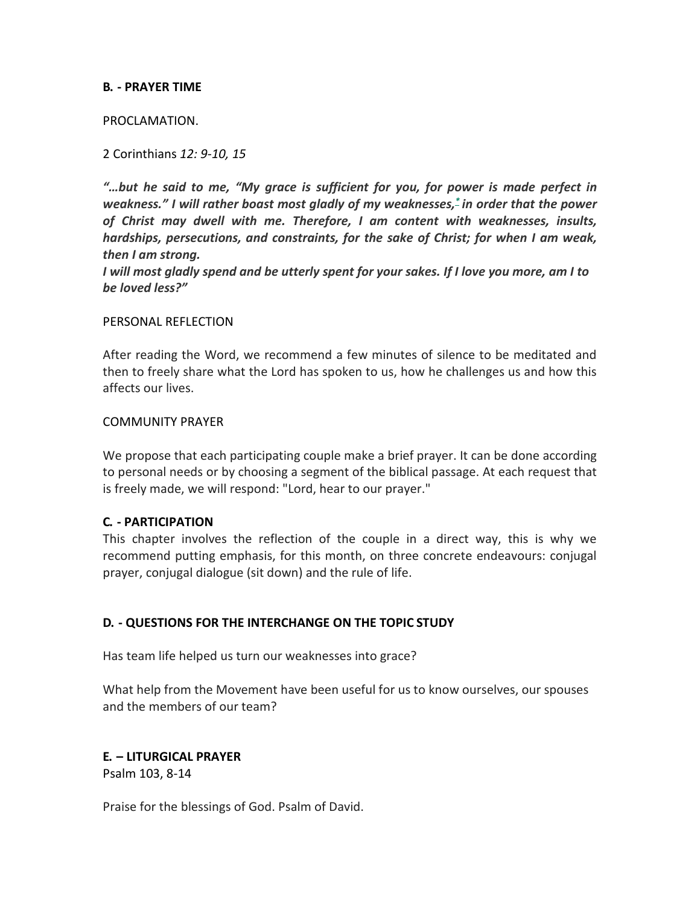**B. - PRAYER TIME**

PROCLAMATION.

2 Corinthians *12: 9-10, 15*

***"…but he said to me, "My grace is sufficient for you, for power is made perfect in weakness." I will rather boast most gladly of my weaknesses,* in order that the power of Christ may dwell with me. Therefore, I am content with weaknesses, insults, hardships, persecutions, and constraints, for the sake of Christ; for when I am weak, then I am strong.***
***I will most gladly spend and be utterly spent for your sakes. If I love you more, am I to be loved less?"***

PERSONAL REFLECTION

After reading the Word, we recommend a few minutes of silence to be meditated and then to freely share what the Lord has spoken to us, how he challenges us and how this affects our lives.

COMMUNITY PRAYER

We propose that each participating couple make a brief prayer. It can be done according to personal needs or by choosing a segment of the biblical passage. At each request that is freely made, we will respond: "Lord, hear to our prayer."

**C. - PARTICIPATION**

This chapter involves the reflection of the couple in a direct way, this is why we recommend putting emphasis, for this month, on three concrete endeavours: conjugal prayer, conjugal dialogue (sit down) and the rule of life.

**D. - QUESTIONS FOR THE INTERCHANGE ON THE TOPIC STUDY**

Has team life helped us turn our weaknesses into grace?

What help from the Movement have been useful for us to know ourselves, our spouses and the members of our team?

**E. – LITURGICAL PRAYER**

Psalm 103, 8-14

Praise for the blessings of God. Psalm of David.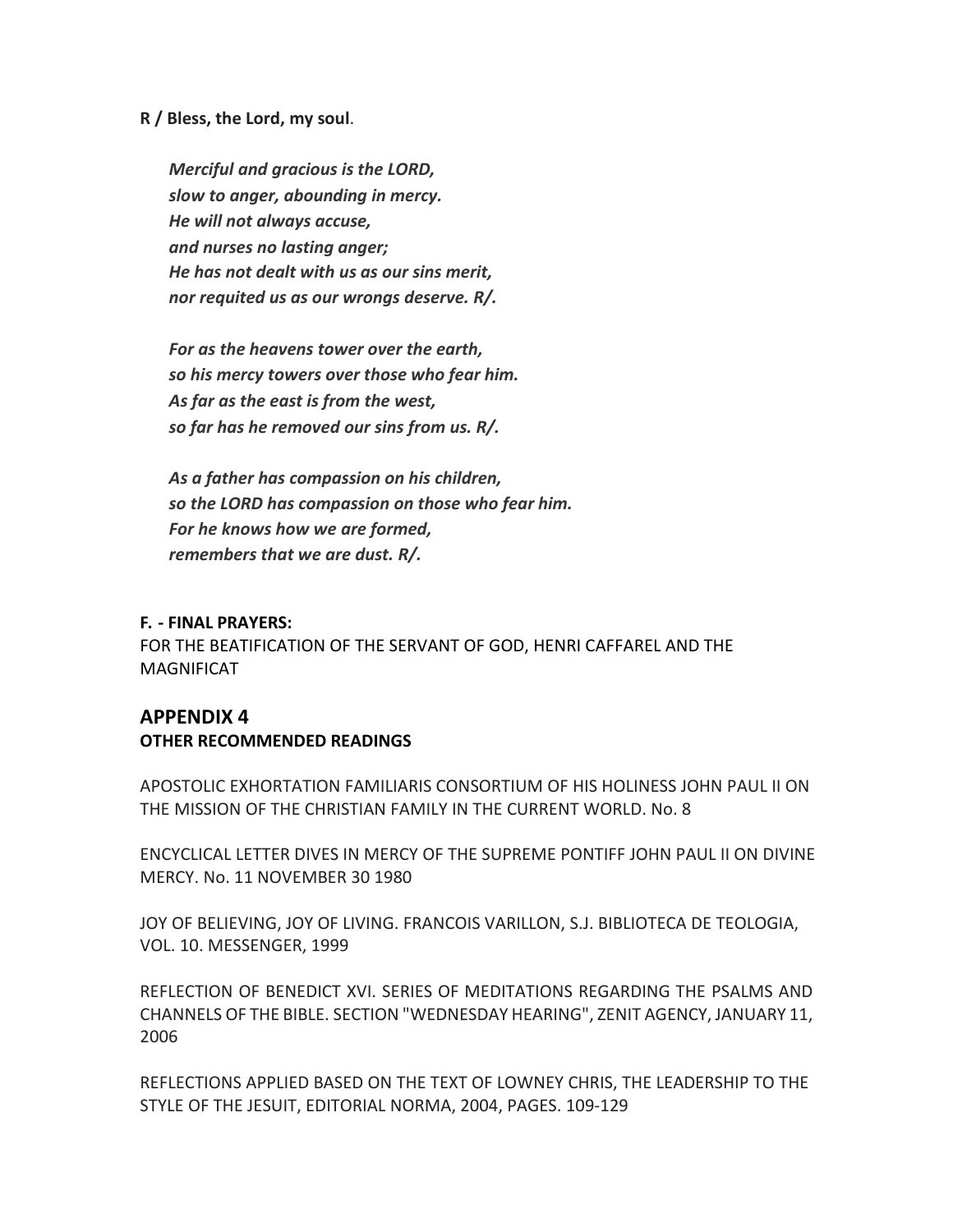**R / Bless, the Lord, my soul**.

***Merciful and gracious is the LORD,***  
***slow to anger, abounding in mercy.***  
***He will not always accuse,***  
***and nurses no lasting anger;***  
***He has not dealt with us as our sins merit,***  
***nor requited us as our wrongs deserve. R/.***

***For as the heavens tower over the earth,***  
***so his mercy towers over those who fear him.***  
***As far as the east is from the west,***  
***so far has he removed our sins from us. R/.***

***As a father has compassion on his children,***  
***so the LORD has compassion on those who fear him.***  
***For he knows how we are formed,***  
***remembers that we are dust. R/.***

**F. - FINAL PRAYERS:**  
FOR THE BEATIFICATION OF THE SERVANT OF GOD, HENRI CAFFAREL AND THE MAGNIFICAT

## APPENDIX 4

**OTHER RECOMMENDED READINGS**

APOSTOLIC EXHORTATION FAMILIARIS CONSORTIUM OF HIS HOLINESS JOHN PAUL II ON THE MISSION OF THE CHRISTIAN FAMILY IN THE CURRENT WORLD. No. 8

ENCYCLICAL LETTER DIVES IN MERCY OF THE SUPREME PONTIFF JOHN PAUL II ON DIVINE MERCY. No. 11 NOVEMBER 30 1980

JOY OF BELIEVING, JOY OF LIVING. FRANCOIS VARILLON, S.J. BIBLIOTECA DE TEOLOGIA, VOL. 10. MESSENGER, 1999

REFLECTION OF BENEDICT XVI. SERIES OF MEDITATIONS REGARDING THE PSALMS AND CHANNELS OF THE BIBLE. SECTION "WEDNESDAY HEARING", ZENIT AGENCY, JANUARY 11, 2006

REFLECTIONS APPLIED BASED ON THE TEXT OF LOWNEY CHRIS, THE LEADERSHIP TO THE STYLE OF THE JESUIT, EDITORIAL NORMA, 2004, PAGES. 109-129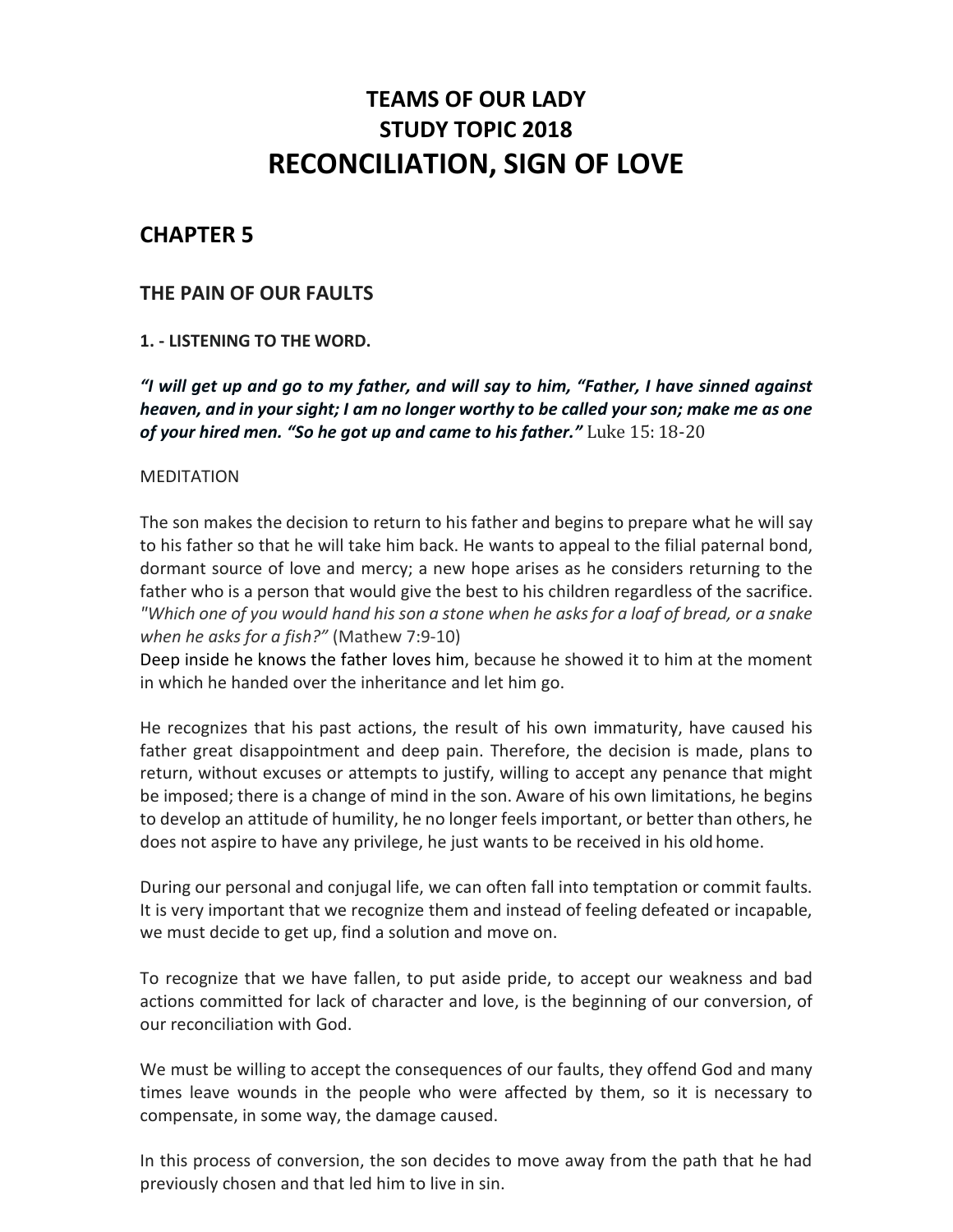# TEAMS OF OUR LADY
# STUDY TOPIC 2018
# RECONCILIATION, SIGN OF LOVE

## CHAPTER 5

## THE PAIN OF OUR FAULTS

### 1. - LISTENING TO THE WORD.

***"I will get up and go to my father, and will say to him, "Father, I have sinned against heaven, and in your sight; I am no longer worthy to be called your son; make me as one of your hired men. "So he got up and came to his father."*** Luke 15: 18-20

MEDITATION

The son makes the decision to return to his father and begins to prepare what he will say to his father so that he will take him back. He wants to appeal to the filial paternal bond, dormant source of love and mercy; a new hope arises as he considers returning to the father who is a person that would give the best to his children regardless of the sacrifice. *"Which one of you would hand his son a stone when he asks for a loaf of bread, or a snake when he asks for a fish?"* (Mathew 7:9-10)
Deep inside he knows the father loves him, because he showed it to him at the moment in which he handed over the inheritance and let him go.

He recognizes that his past actions, the result of his own immaturity, have caused his father great disappointment and deep pain. Therefore, the decision is made, plans to return, without excuses or attempts to justify, willing to accept any penance that might be imposed; there is a change of mind in the son. Aware of his own limitations, he begins to develop an attitude of humility, he no longer feels important, or better than others, he does not aspire to have any privilege, he just wants to be received in his old home.

During our personal and conjugal life, we can often fall into temptation or commit faults. It is very important that we recognize them and instead of feeling defeated or incapable, we must decide to get up, find a solution and move on.

To recognize that we have fallen, to put aside pride, to accept our weakness and bad actions committed for lack of character and love, is the beginning of our conversion, of our reconciliation with God.

We must be willing to accept the consequences of our faults, they offend God and many times leave wounds in the people who were affected by them, so it is necessary to compensate, in some way, the damage caused.

In this process of conversion, the son decides to move away from the path that he had previously chosen and that led him to live in sin.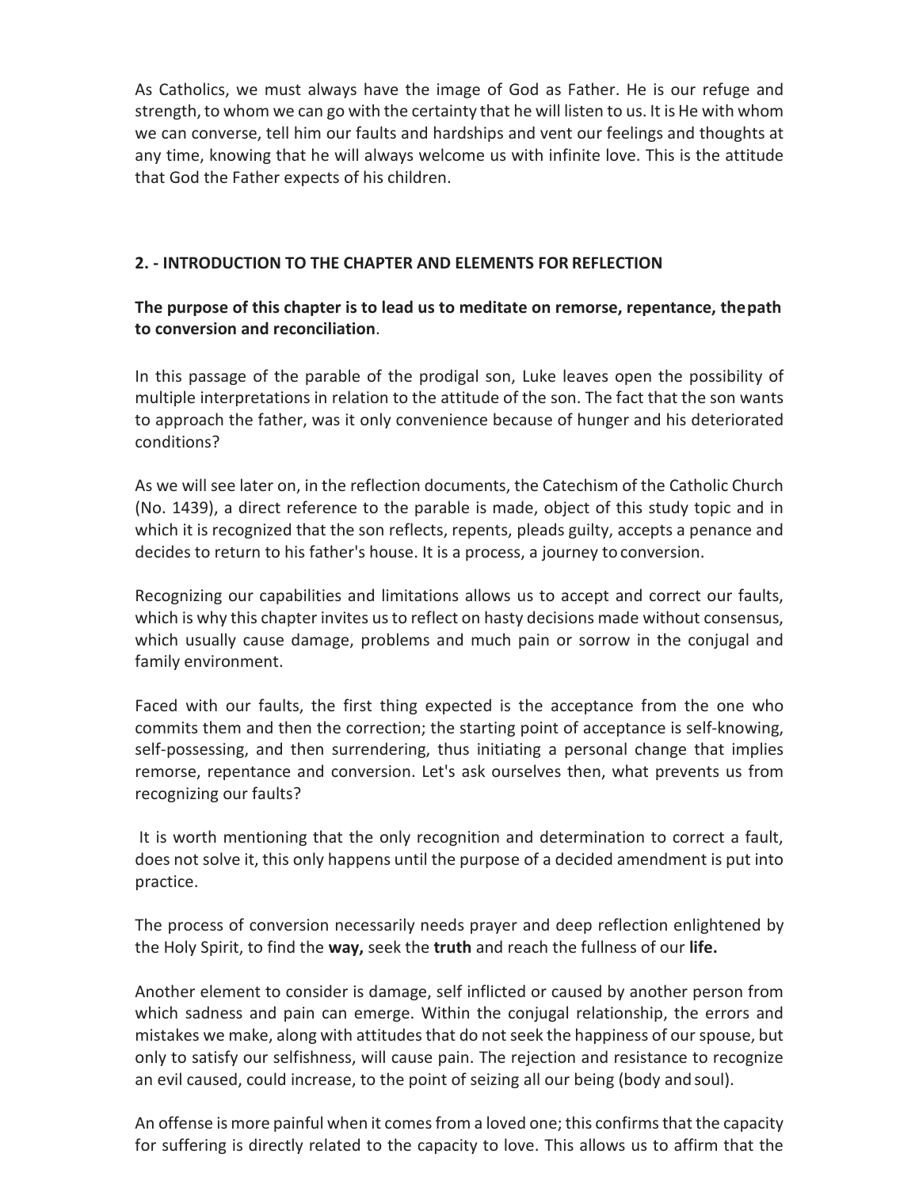As Catholics, we must always have the image of God as Father. He is our refuge and strength, to whom we can go with the certainty that he will listen to us. It is He with whom we can converse, tell him our faults and hardships and vent our feelings and thoughts at any time, knowing that he will always welcome us with infinite love. This is the attitude that God the Father expects of his children.

## 2. - INTRODUCTION TO THE CHAPTER AND ELEMENTS FOR REFLECTION

**The purpose of this chapter is to lead us to meditate on remorse, repentance, the path to conversion and reconciliation**.

In this passage of the parable of the prodigal son, Luke leaves open the possibility of multiple interpretations in relation to the attitude of the son. The fact that the son wants to approach the father, was it only convenience because of hunger and his deteriorated conditions?

As we will see later on, in the reflection documents, the Catechism of the Catholic Church (No. 1439), a direct reference to the parable is made, object of this study topic and in which it is recognized that the son reflects, repents, pleads guilty, accepts a penance and decides to return to his father's house. It is a process, a journey to conversion.

Recognizing our capabilities and limitations allows us to accept and correct our faults, which is why this chapter invites us to reflect on hasty decisions made without consensus, which usually cause damage, problems and much pain or sorrow in the conjugal and family environment.

Faced with our faults, the first thing expected is the acceptance from the one who commits them and then the correction; the starting point of acceptance is self-knowing, self-possessing, and then surrendering, thus initiating a personal change that implies remorse, repentance and conversion. Let's ask ourselves then, what prevents us from recognizing our faults?

It is worth mentioning that the only recognition and determination to correct a fault, does not solve it, this only happens until the purpose of a decided amendment is put into practice.

The process of conversion necessarily needs prayer and deep reflection enlightened by the Holy Spirit, to find the **way,** seek the **truth** and reach the fullness of our **life.**

Another element to consider is damage, self inflicted or caused by another person from which sadness and pain can emerge. Within the conjugal relationship, the errors and mistakes we make, along with attitudes that do not seek the happiness of our spouse, but only to satisfy our selfishness, will cause pain. The rejection and resistance to recognize an evil caused, could increase, to the point of seizing all our being (body and soul).

An offense is more painful when it comes from a loved one; this confirms that the capacity for suffering is directly related to the capacity to love. This allows us to affirm that the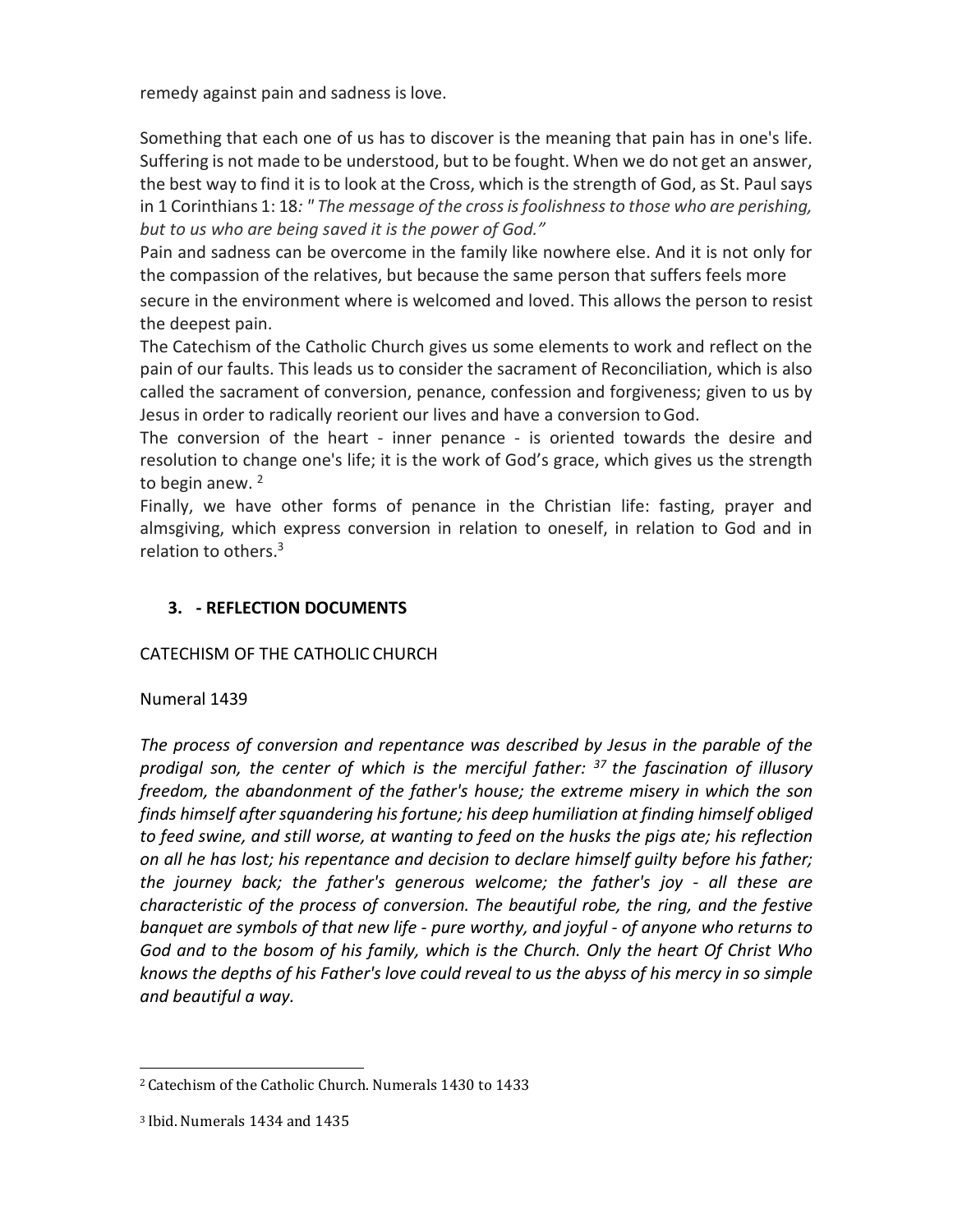remedy against pain and sadness is love.

Something that each one of us has to discover is the meaning that pain has in one's life. Suffering is not made to be understood, but to be fought. When we do not get an answer, the best way to find it is to look at the Cross, which is the strength of God, as St. Paul says in 1 Corinthians 1: 18*: " The message of the cross is foolishness to those who are perishing, but to us who are being saved it is the power of God."*

Pain and sadness can be overcome in the family like nowhere else. And it is not only for the compassion of the relatives, but because the same person that suffers feels more secure in the environment where is welcomed and loved. This allows the person to resist the deepest pain.

The Catechism of the Catholic Church gives us some elements to work and reflect on the pain of our faults. This leads us to consider the sacrament of Reconciliation, which is also called the sacrament of conversion, penance, confession and forgiveness; given to us by Jesus in order to radically reorient our lives and have a conversion to God.

The conversion of the heart - inner penance - is oriented towards the desire and resolution to change one's life; it is the work of God's grace, which gives us the strength to begin anew. [2]

Finally, we have other forms of penance in the Christian life: fasting, prayer and almsgiving, which express conversion in relation to oneself, in relation to God and in relation to others.[3]

## 3. - REFLECTION DOCUMENTS

CATECHISM OF THE CATHOLIC CHURCH

Numeral 1439

*The process of conversion and repentance was described by Jesus in the parable of the prodigal son, the center of which is the merciful father: [37] the fascination of illusory freedom, the abandonment of the father's house; the extreme misery in which the son finds himself after squandering his fortune; his deep humiliation at finding himself obliged to feed swine, and still worse, at wanting to feed on the husks the pigs ate; his reflection on all he has lost; his repentance and decision to declare himself guilty before his father; the journey back; the father's generous welcome; the father's joy - all these are characteristic of the process of conversion. The beautiful robe, the ring, and the festive banquet are symbols of that new life - pure worthy, and joyful - of anyone who returns to God and to the bosom of his family, which is the Church. Only the heart Of Christ Who knows the depths of his Father's love could reveal to us the abyss of his mercy in so simple and beautiful a way.*

[2] Catechism of the Catholic Church. Numerals 1430 to 1433

[3] Ibid. Numerals 1434 and 1435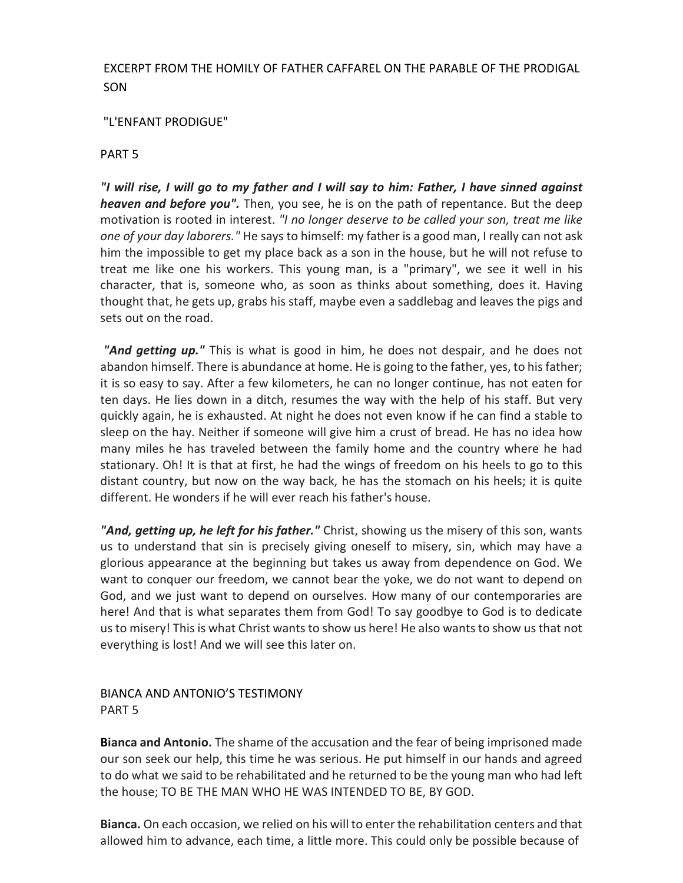EXCERPT FROM THE HOMILY OF FATHER CAFFAREL ON THE PARABLE OF THE PRODIGAL SON

"L'ENFANT PRODIGUE"

PART 5

***"I will rise, I will go to my father and I will say to him: Father, I have sinned against heaven and before you".*** Then, you see, he is on the path of repentance. But the deep motivation is rooted in interest. *"I no longer deserve to be called your son, treat me like one of your day laborers."* He says to himself: my father is a good man, I really can not ask him the impossible to get my place back as a son in the house, but he will not refuse to treat me like one his workers. This young man, is a "primary", we see it well in his character, that is, someone who, as soon as thinks about something, does it. Having thought that, he gets up, grabs his staff, maybe even a saddlebag and leaves the pigs and sets out on the road.

***"And getting up."*** This is what is good in him, he does not despair, and he does not abandon himself. There is abundance at home. He is going to the father, yes, to his father; it is so easy to say. After a few kilometers, he can no longer continue, has not eaten for ten days. He lies down in a ditch, resumes the way with the help of his staff. But very quickly again, he is exhausted. At night he does not even know if he can find a stable to sleep on the hay. Neither if someone will give him a crust of bread. He has no idea how many miles he has traveled between the family home and the country where he had stationary. Oh! It is that at first, he had the wings of freedom on his heels to go to this distant country, but now on the way back, he has the stomach on his heels; it is quite different. He wonders if he will ever reach his father's house.

***"And, getting up, he left for his father."*** Christ, showing us the misery of this son, wants us to understand that sin is precisely giving oneself to misery, sin, which may have a glorious appearance at the beginning but takes us away from dependence on God. We want to conquer our freedom, we cannot bear the yoke, we do not want to depend on God, and we just want to depend on ourselves. How many of our contemporaries are here! And that is what separates them from God! To say goodbye to God is to dedicate us to misery! This is what Christ wants to show us here! He also wants to show us that not everything is lost! And we will see this later on.

BIANCA AND ANTONIO'S TESTIMONY
PART 5

**Bianca and Antonio.** The shame of the accusation and the fear of being imprisoned made our son seek our help, this time he was serious. He put himself in our hands and agreed to do what we said to be rehabilitated and he returned to be the young man who had left the house; TO BE THE MAN WHO HE WAS INTENDED TO BE, BY GOD.

**Bianca.** On each occasion, we relied on his will to enter the rehabilitation centers and that allowed him to advance, each time, a little more. This could only be possible because of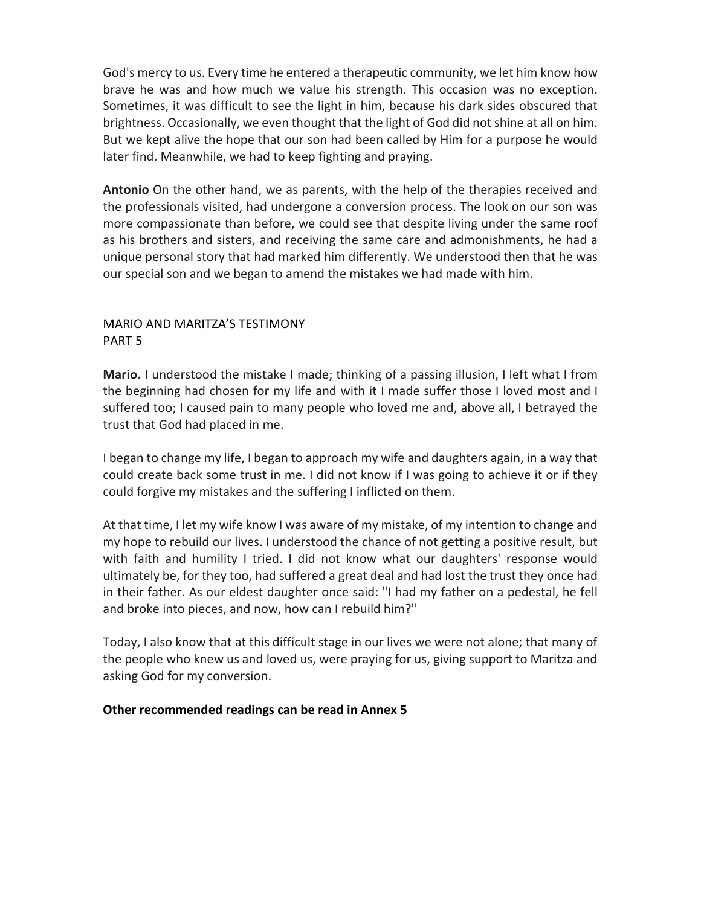God's mercy to us. Every time he entered a therapeutic community, we let him know how brave he was and how much we value his strength. This occasion was no exception. Sometimes, it was difficult to see the light in him, because his dark sides obscured that brightness. Occasionally, we even thought that the light of God did not shine at all on him. But we kept alive the hope that our son had been called by Him for a purpose he would later find. Meanwhile, we had to keep fighting and praying.

**Antonio** On the other hand, we as parents, with the help of the therapies received and the professionals visited, had undergone a conversion process. The look on our son was more compassionate than before, we could see that despite living under the same roof as his brothers and sisters, and receiving the same care and admonishments, he had a unique personal story that had marked him differently. We understood then that he was our special son and we began to amend the mistakes we had made with him.

MARIO AND MARITZA'S TESTIMONY
PART 5

**Mario.** I understood the mistake I made; thinking of a passing illusion, I left what I from the beginning had chosen for my life and with it I made suffer those I loved most and I suffered too; I caused pain to many people who loved me and, above all, I betrayed the trust that God had placed in me.

I began to change my life, I began to approach my wife and daughters again, in a way that could create back some trust in me. I did not know if I was going to achieve it or if they could forgive my mistakes and the suffering I inflicted on them.

At that time, I let my wife know I was aware of my mistake, of my intention to change and my hope to rebuild our lives. I understood the chance of not getting a positive result, but with faith and humility I tried. I did not know what our daughters' response would ultimately be, for they too, had suffered a great deal and had lost the trust they once had in their father. As our eldest daughter once said: "I had my father on a pedestal, he fell and broke into pieces, and now, how can I rebuild him?"

Today, I also know that at this difficult stage in our lives we were not alone; that many of the people who knew us and loved us, were praying for us, giving support to Maritza and asking God for my conversion.

**Other recommended readings can be read in Annex 5**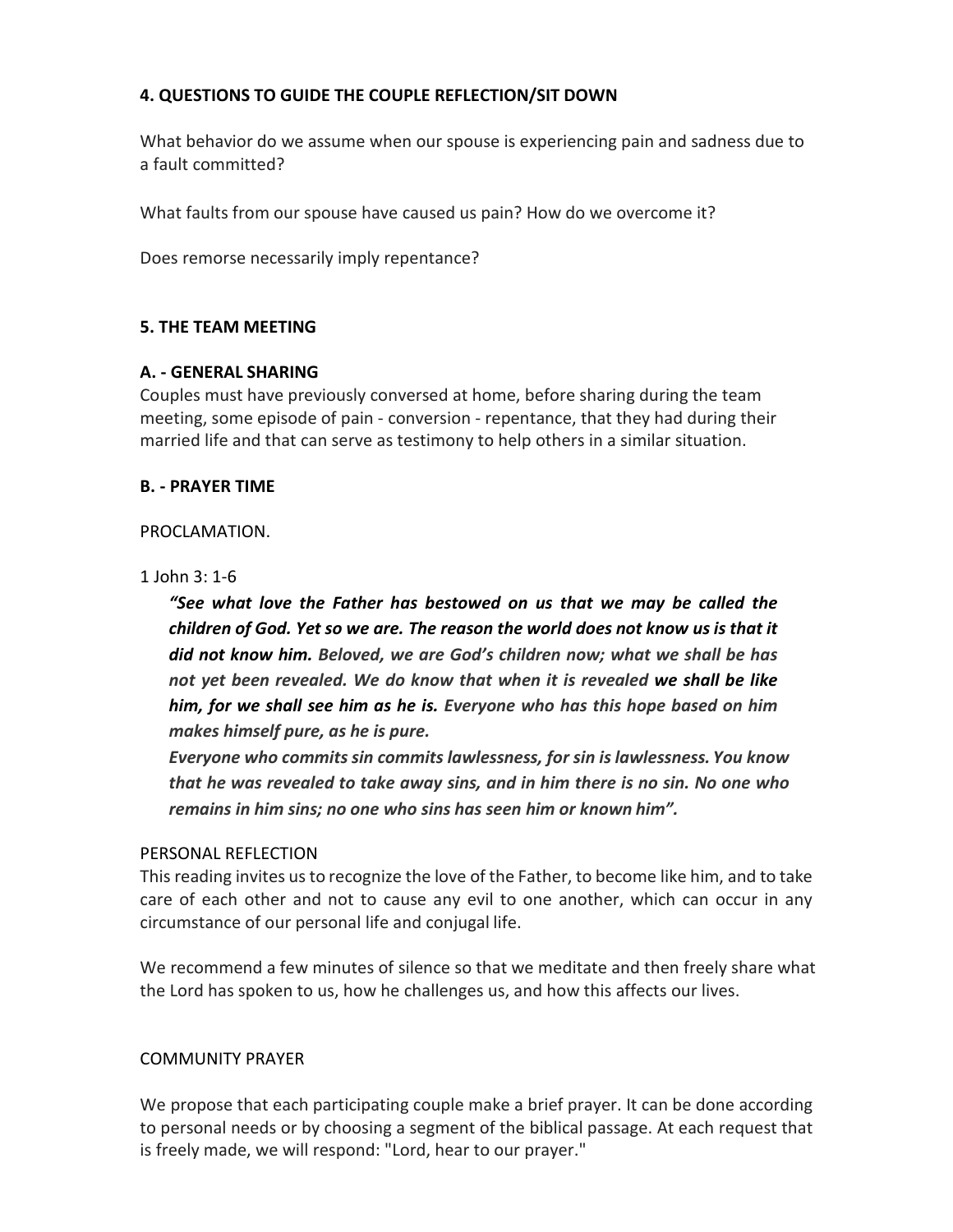### 4. QUESTIONS TO GUIDE THE COUPLE REFLECTION/SIT DOWN

What behavior do we assume when our spouse is experiencing pain and sadness due to a fault committed?

What faults from our spouse have caused us pain? How do we overcome it?

Does remorse necessarily imply repentance?

### 5. THE TEAM MEETING

#### A. - GENERAL SHARING

Couples must have previously conversed at home, before sharing during the team meeting, some episode of pain - conversion - repentance, that they had during their married life and that can serve as testimony to help others in a similar situation.

#### B. - PRAYER TIME

PROCLAMATION.

1 John 3: 1-6

> ***"See what love the Father has bestowed on us that we may be called the children of God. Yet so we are. The reason the world does not know us is that it did not know him.*** *Beloved, we are God's children now; what we shall be has not yet been revealed. We do know that when it is revealed* ***we shall be like him, for we shall see him as he is.*** *Everyone who has this hope based on him makes himself pure, as he is pure.*
>
> *Everyone who commits sin commits lawlessness, for sin is lawlessness. You know that he was revealed to take away sins, and in him there is no sin. No one who remains in him sins; no one who sins has seen him or known him".*

PERSONAL REFLECTION

This reading invites us to recognize the love of the Father, to become like him, and to take care of each other and not to cause any evil to one another, which can occur in any circumstance of our personal life and conjugal life.

We recommend a few minutes of silence so that we meditate and then freely share what the Lord has spoken to us, how he challenges us, and how this affects our lives.

COMMUNITY PRAYER

We propose that each participating couple make a brief prayer. It can be done according to personal needs or by choosing a segment of the biblical passage. At each request that is freely made, we will respond: "Lord, hear to our prayer."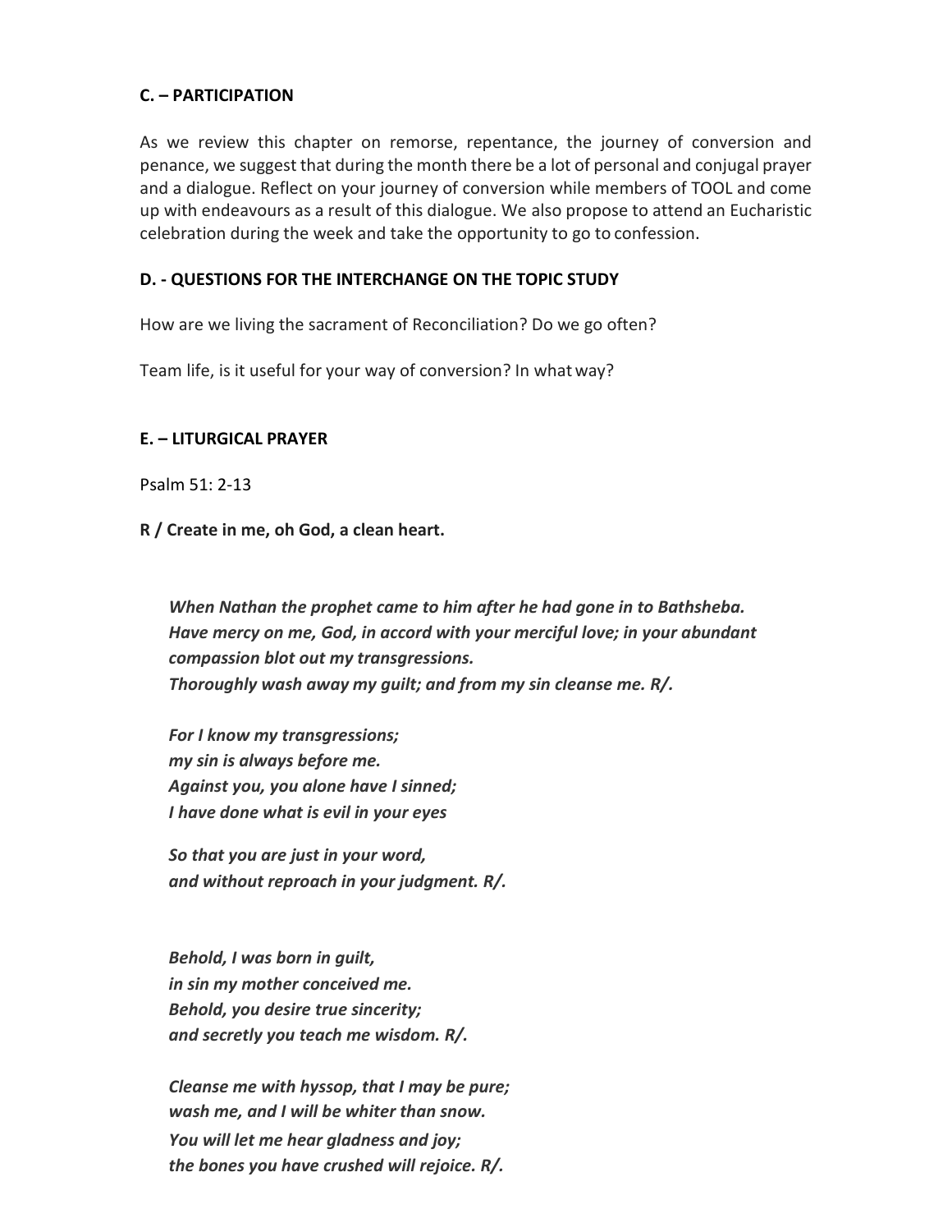### C. – PARTICIPATION

As we review this chapter on remorse, repentance, the journey of conversion and penance, we suggest that during the month there be a lot of personal and conjugal prayer and a dialogue. Reflect on your journey of conversion while members of TOOL and come up with endeavours as a result of this dialogue. We also propose to attend an Eucharistic celebration during the week and take the opportunity to go to confession.

### D. - QUESTIONS FOR THE INTERCHANGE ON THE TOPIC STUDY

How are we living the sacrament of Reconciliation? Do we go often?

Team life, is it useful for your way of conversion? In what way?

### E. – LITURGICAL PRAYER

Psalm 51: 2-13

**R / Create in me, oh God, a clean heart.**

***When Nathan the prophet came to him after he had gone in to Bathsheba.***
***Have mercy on me, God, in accord with your merciful love; in your abundant compassion blot out my transgressions.***
***Thoroughly wash away my guilt; and from my sin cleanse me. R/.***

***For I know my transgressions;***
***my sin is always before me.***
***Against you, you alone have I sinned;***
***I have done what is evil in your eyes***

***So that you are just in your word,***
***and without reproach in your judgment. R/.***

***Behold, I was born in guilt,***
***in sin my mother conceived me.***
***Behold, you desire true sincerity;***
***and secretly you teach me wisdom. R/.***

***Cleanse me with hyssop, that I may be pure;***
***wash me, and I will be whiter than snow.***
***You will let me hear gladness and joy;***
***the bones you have crushed will rejoice. R/.***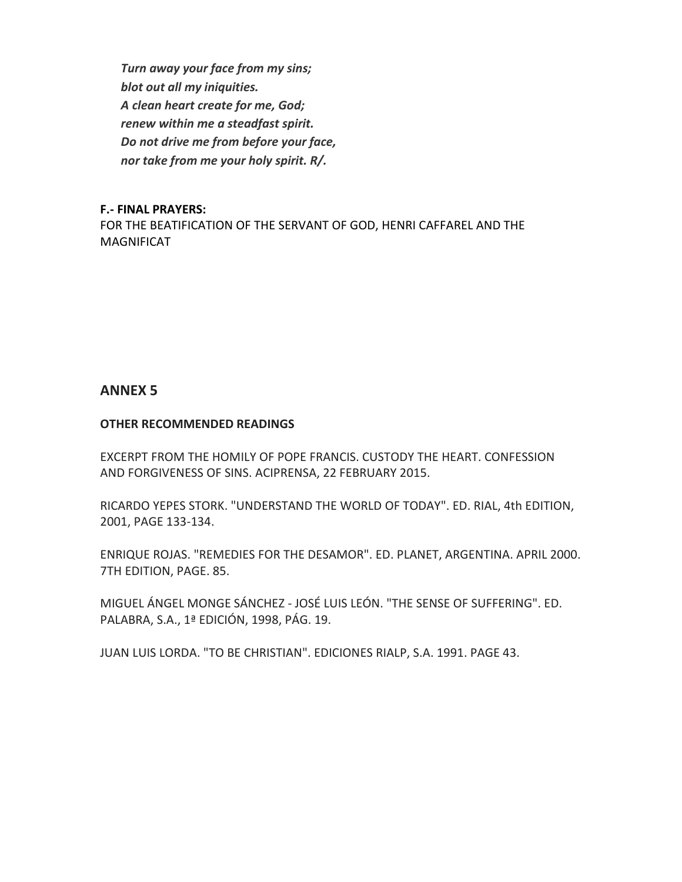*Turn away your face from my sins;*
*blot out all my iniquities.*
*A clean heart create for me, God;*
*renew within me a steadfast spirit.*
*Do not drive me from before your face,*
*nor take from me your holy spirit. R/.*

**F.- FINAL PRAYERS:**
FOR THE BEATIFICATION OF THE SERVANT OF GOD, HENRI CAFFAREL AND THE MAGNIFICAT

## ANNEX 5

**OTHER RECOMMENDED READINGS**

EXCERPT FROM THE HOMILY OF POPE FRANCIS. CUSTODY THE HEART. CONFESSION AND FORGIVENESS OF SINS. ACIPRENSA, 22 FEBRUARY 2015.

RICARDO YEPES STORK. "UNDERSTAND THE WORLD OF TODAY". ED. RIAL, 4th EDITION, 2001, PAGE 133-134.

ENRIQUE ROJAS. "REMEDIES FOR THE DESAMOR". ED. PLANET, ARGENTINA. APRIL 2000. 7TH EDITION, PAGE. 85.

MIGUEL ÁNGEL MONGE SÁNCHEZ - JOSÉ LUIS LEÓN. "THE SENSE OF SUFFERING". ED. PALABRA, S.A., 1ª EDICIÓN, 1998, PÁG. 19.

JUAN LUIS LORDA. "TO BE CHRISTIAN". EDICIONES RIALP, S.A. 1991. PAGE 43.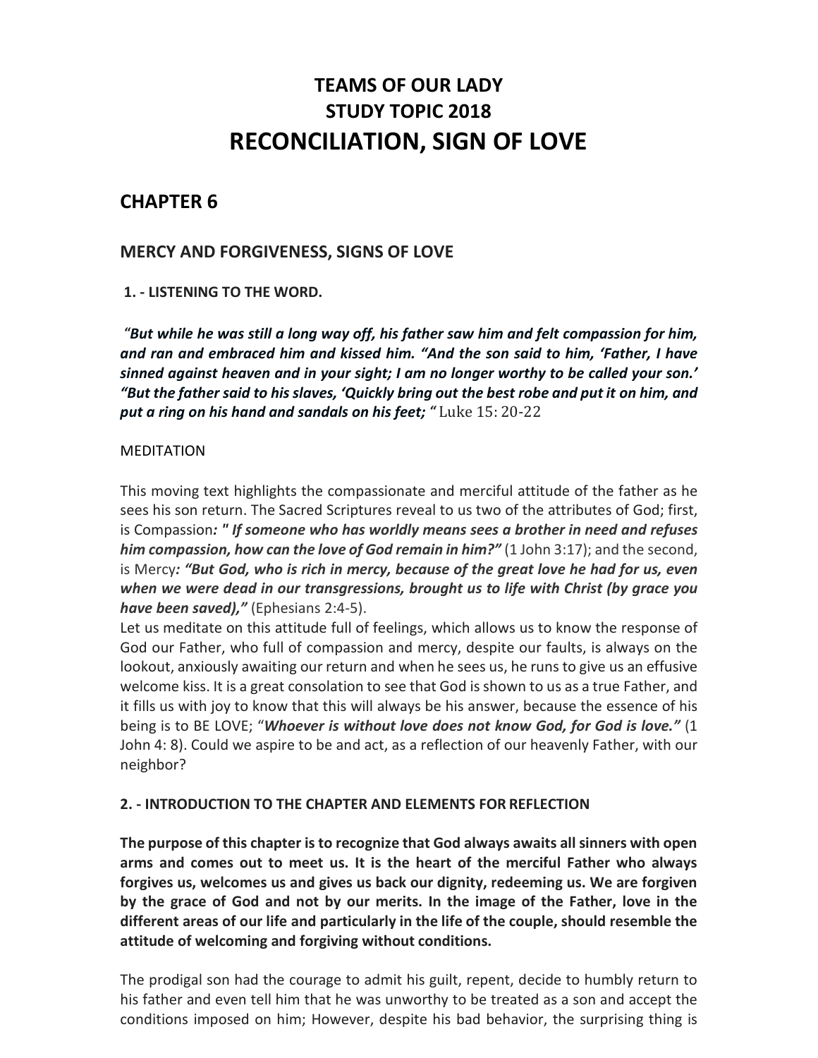# TEAMS OF OUR LADY
# STUDY TOPIC 2018
# RECONCILIATION, SIGN OF LOVE

## CHAPTER 6

### MERCY AND FORGIVENESS, SIGNS OF LOVE

**1. - LISTENING TO THE WORD.**

***"But while he was still a long way off, his father saw him and felt compassion for him, and ran and embraced him and kissed him. "And the son said to him, 'Father, I have sinned against heaven and in your sight; I am no longer worthy to be called your son.' "But the father said to his slaves, 'Quickly bring out the best robe and put it on him, and put a ring on his hand and sandals on his feet; "*** Luke 15: 20-22

MEDITATION

This moving text highlights the compassionate and merciful attitude of the father as he sees his son return. The Sacred Scriptures reveal to us two of the attributes of God; first, is Compassion***: " If someone who has worldly means sees a brother in need and refuses him compassion, how can the love of God remain in him?"*** (1 John 3:17); and the second, is Mercy***: "But God, who is rich in mercy, because of the great love he had for us, even when we were dead in our transgressions, brought us to life with Christ (by grace you have been saved),"*** (Ephesians 2:4-5).
Let us meditate on this attitude full of feelings, which allows us to know the response of God our Father, who full of compassion and mercy, despite our faults, is always on the lookout, anxiously awaiting our return and when he sees us, he runs to give us an effusive welcome kiss. It is a great consolation to see that God is shown to us as a true Father, and it fills us with joy to know that this will always be his answer, because the essence of his being is to BE LOVE; "***Whoever is without love does not know God, for God is love."*** (1 John 4: 8). Could we aspire to be and act, as a reflection of our heavenly Father, with our neighbor?

**2. - INTRODUCTION TO THE CHAPTER AND ELEMENTS FOR REFLECTION**

**The purpose of this chapter is to recognize that God always awaits all sinners with open arms and comes out to meet us. It is the heart of the merciful Father who always forgives us, welcomes us and gives us back our dignity, redeeming us. We are forgiven by the grace of God and not by our merits. In the image of the Father, love in the different areas of our life and particularly in the life of the couple, should resemble the attitude of welcoming and forgiving without conditions.**

The prodigal son had the courage to admit his guilt, repent, decide to humbly return to his father and even tell him that he was unworthy to be treated as a son and accept the conditions imposed on him; However, despite his bad behavior, the surprising thing is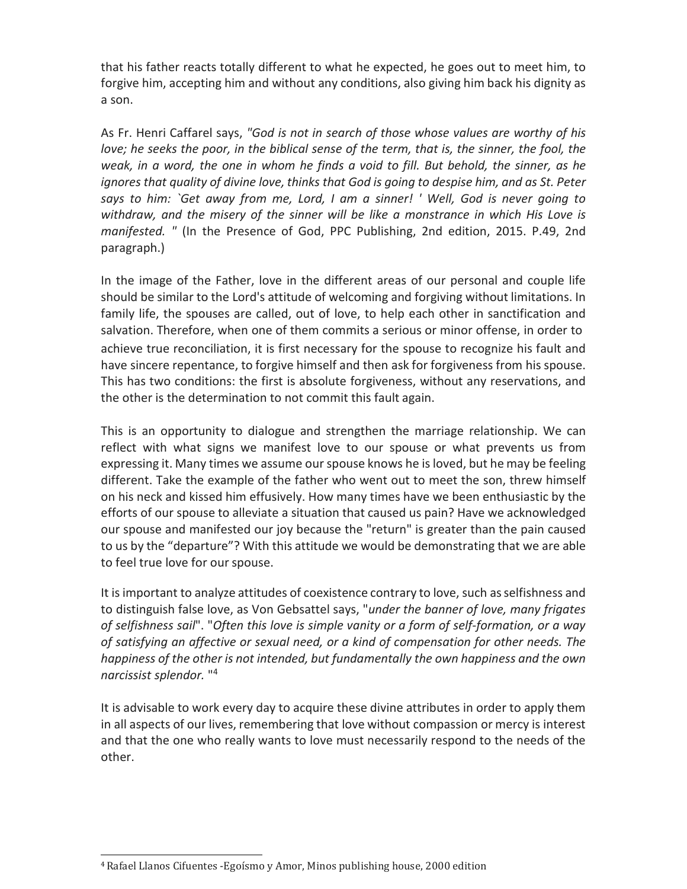that his father reacts totally different to what he expected, he goes out to meet him, to forgive him, accepting him and without any conditions, also giving him back his dignity as a son.

As Fr. Henri Caffarel says, *"God is not in search of those whose values are worthy of his love; he seeks the poor, in the biblical sense of the term, that is, the sinner, the fool, the weak, in a word, the one in whom he finds a void to fill. But behold, the sinner, as he ignores that quality of divine love, thinks that God is going to despise him, and as St. Peter says to him: `Get away from me, Lord, I am a sinner! ' Well, God is never going to withdraw, and the misery of the sinner will be like a monstrance in which His Love is manifested. "* (In the Presence of God, PPC Publishing, 2nd edition, 2015. P.49, 2nd paragraph.)

In the image of the Father, love in the different areas of our personal and couple life should be similar to the Lord's attitude of welcoming and forgiving without limitations. In family life, the spouses are called, out of love, to help each other in sanctification and salvation. Therefore, when one of them commits a serious or minor offense, in order to achieve true reconciliation, it is first necessary for the spouse to recognize his fault and have sincere repentance, to forgive himself and then ask for forgiveness from his spouse. This has two conditions: the first is absolute forgiveness, without any reservations, and the other is the determination to not commit this fault again.

This is an opportunity to dialogue and strengthen the marriage relationship. We can reflect with what signs we manifest love to our spouse or what prevents us from expressing it. Many times we assume our spouse knows he is loved, but he may be feeling different. Take the example of the father who went out to meet the son, threw himself on his neck and kissed him effusively. How many times have we been enthusiastic by the efforts of our spouse to alleviate a situation that caused us pain? Have we acknowledged our spouse and manifested our joy because the "return" is greater than the pain caused to us by the “departure”? With this attitude we would be demonstrating that we are able to feel true love for our spouse.

It is important to analyze attitudes of coexistence contrary to love, such as selfishness and to distinguish false love, as Von Gebsattel says, "*under the banner of love, many frigates of selfishness sail*". "*Often this love is simple vanity or a form of self-formation, or a way of satisfying an affective or sexual need, or a kind of compensation for other needs. The happiness of the other is not intended, but fundamentally the own happiness and the own narcissist splendor.* "[4]

It is advisable to work every day to acquire these divine attributes in order to apply them in all aspects of our lives, remembering that love without compassion or mercy is interest and that the one who really wants to love must necessarily respond to the needs of the other.

---

[4] Rafael Llanos Cifuentes -Egoísmo y Amor, Minos publishing house, 2000 edition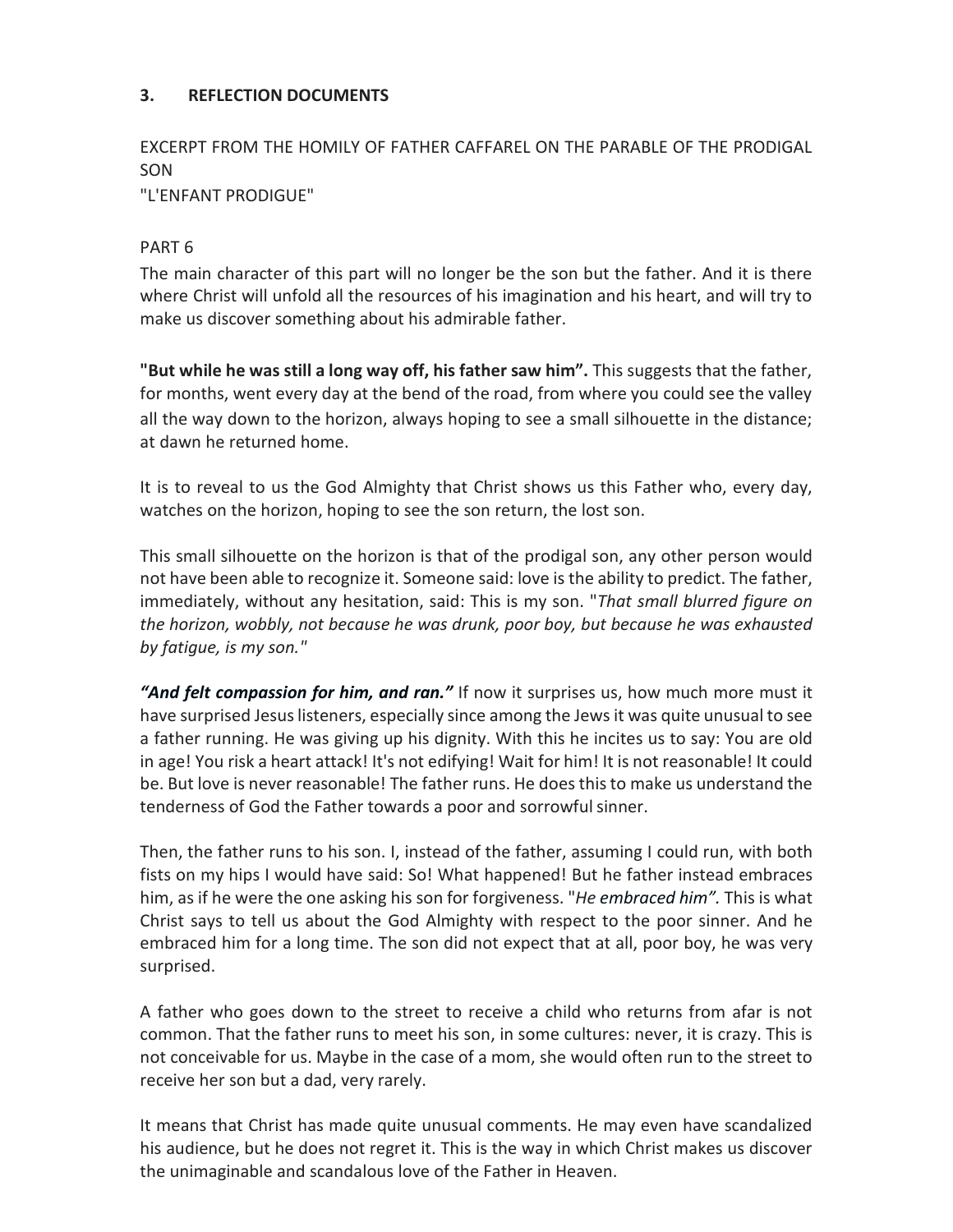## 3. REFLECTION DOCUMENTS

EXCERPT FROM THE HOMILY OF FATHER CAFFAREL ON THE PARABLE OF THE PRODIGAL SON
"L'ENFANT PRODIGUE"

PART 6

The main character of this part will no longer be the son but the father. And it is there where Christ will unfold all the resources of his imagination and his heart, and will try to make us discover something about his admirable father.

**"But while he was still a long way off, his father saw him".** This suggests that the father, for months, went every day at the bend of the road, from where you could see the valley all the way down to the horizon, always hoping to see a small silhouette in the distance; at dawn he returned home.

It is to reveal to us the God Almighty that Christ shows us this Father who, every day, watches on the horizon, hoping to see the son return, the lost son.

This small silhouette on the horizon is that of the prodigal son, any other person would not have been able to recognize it. Someone said: love is the ability to predict. The father, immediately, without any hesitation, said: This is my son. "*That small blurred figure on the horizon, wobbly, not because he was drunk, poor boy, but because he was exhausted by fatigue, is my son.*"

***"And felt compassion for him, and ran."*** If now it surprises us, how much more must it have surprised Jesus listeners, especially since among the Jews it was quite unusual to see a father running. He was giving up his dignity. With this he incites us to say: You are old in age! You risk a heart attack! It's not edifying! Wait for him! It is not reasonable! It could be. But love is never reasonable! The father runs. He does this to make us understand the tenderness of God the Father towards a poor and sorrowful sinner.

Then, the father runs to his son. I, instead of the father, assuming I could run, with both fists on my hips I would have said: So! What happened! But he father instead embraces him, as if he were the one asking his son for forgiveness. "*He embraced him".* This is what Christ says to tell us about the God Almighty with respect to the poor sinner. And he embraced him for a long time. The son did not expect that at all, poor boy, he was very surprised.

A father who goes down to the street to receive a child who returns from afar is not common. That the father runs to meet his son, in some cultures: never, it is crazy. This is not conceivable for us. Maybe in the case of a mom, she would often run to the street to receive her son but a dad, very rarely.

It means that Christ has made quite unusual comments. He may even have scandalized his audience, but he does not regret it. This is the way in which Christ makes us discover the unimaginable and scandalous love of the Father in Heaven.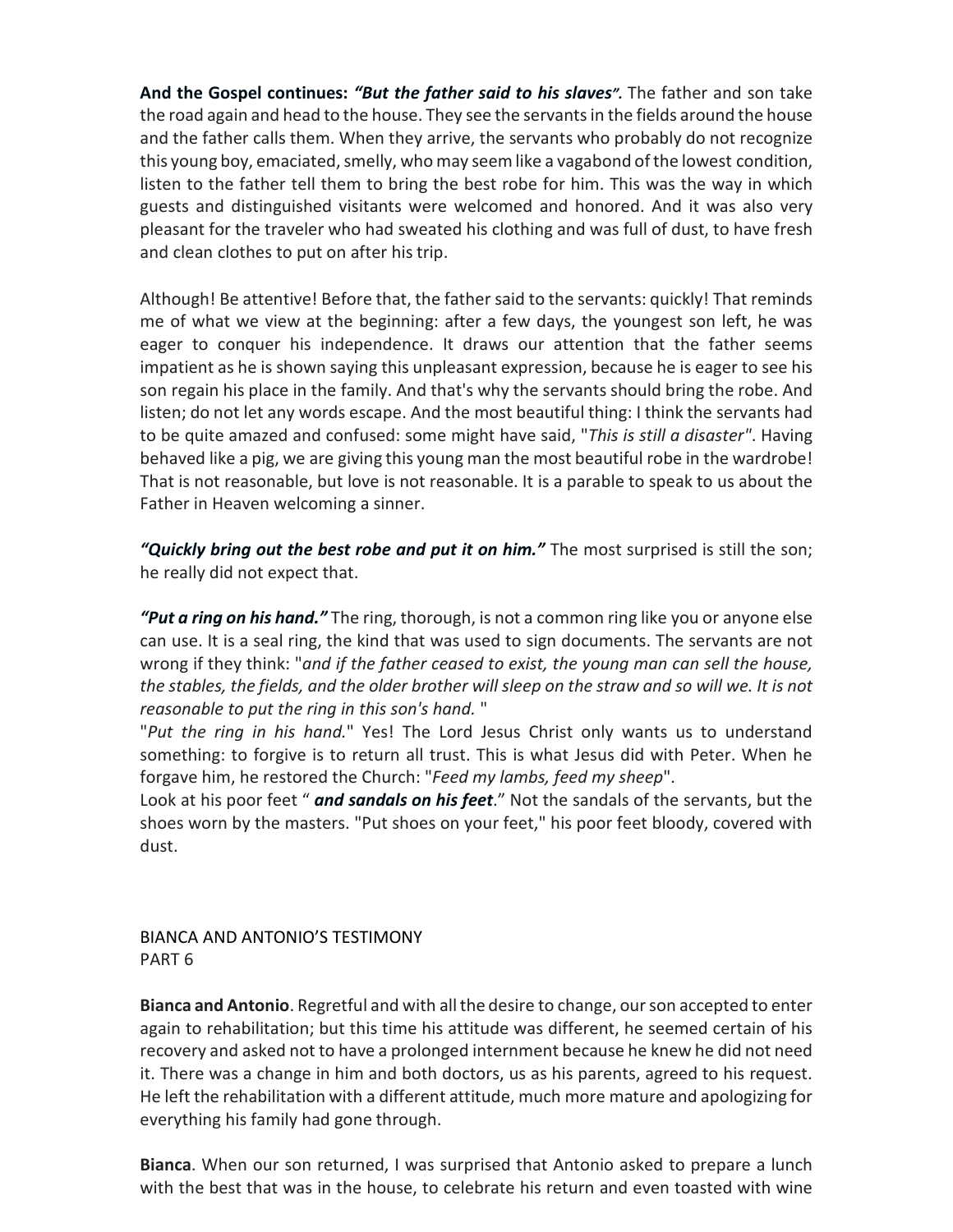**And the Gospel continues:** ***"But the father said to his slaves".*** The father and son take the road again and head to the house. They see the servants in the fields around the house and the father calls them. When they arrive, the servants who probably do not recognize this young boy, emaciated, smelly, who may seem like a vagabond of the lowest condition, listen to the father tell them to bring the best robe for him. This was the way in which guests and distinguished visitants were welcomed and honored. And it was also very pleasant for the traveler who had sweated his clothing and was full of dust, to have fresh and clean clothes to put on after his trip.

Although! Be attentive! Before that, the father said to the servants: quickly! That reminds me of what we view at the beginning: after a few days, the youngest son left, he was eager to conquer his independence. It draws our attention that the father seems impatient as he is shown saying this unpleasant expression, because he is eager to see his son regain his place in the family. And that's why the servants should bring the robe. And listen; do not let any words escape. And the most beautiful thing: I think the servants had to be quite amazed and confused: some might have said, "*This is still a disaster*". Having behaved like a pig, we are giving this young man the most beautiful robe in the wardrobe! That is not reasonable, but love is not reasonable. It is a parable to speak to us about the Father in Heaven welcoming a sinner.

***"Quickly bring out the best robe and put it on him."*** The most surprised is still the son; he really did not expect that.

***"Put a ring on his hand."*** The ring, thorough, is not a common ring like you or anyone else can use. It is a seal ring, the kind that was used to sign documents. The servants are not wrong if they think: "*and if the father ceased to exist, the young man can sell the house, the stables, the fields, and the older brother will sleep on the straw and so will we. It is not reasonable to put the ring in this son's hand.* "
"*Put the ring in his hand.*" Yes! The Lord Jesus Christ only wants us to understand something: to forgive is to return all trust. This is what Jesus did with Peter. When he forgave him, he restored the Church: "*Feed my lambs, feed my sheep*".
Look at his poor feet " ***and sandals on his feet***." Not the sandals of the servants, but the shoes worn by the masters. "Put shoes on your feet," his poor feet bloody, covered with dust.

BIANCA AND ANTONIO'S TESTIMONY
PART 6

**Bianca and Antonio**. Regretful and with all the desire to change, our son accepted to enter again to rehabilitation; but this time his attitude was different, he seemed certain of his recovery and asked not to have a prolonged internment because he knew he did not need it. There was a change in him and both doctors, us as his parents, agreed to his request. He left the rehabilitation with a different attitude, much more mature and apologizing for everything his family had gone through.

**Bianca**. When our son returned, I was surprised that Antonio asked to prepare a lunch with the best that was in the house, to celebrate his return and even toasted with wine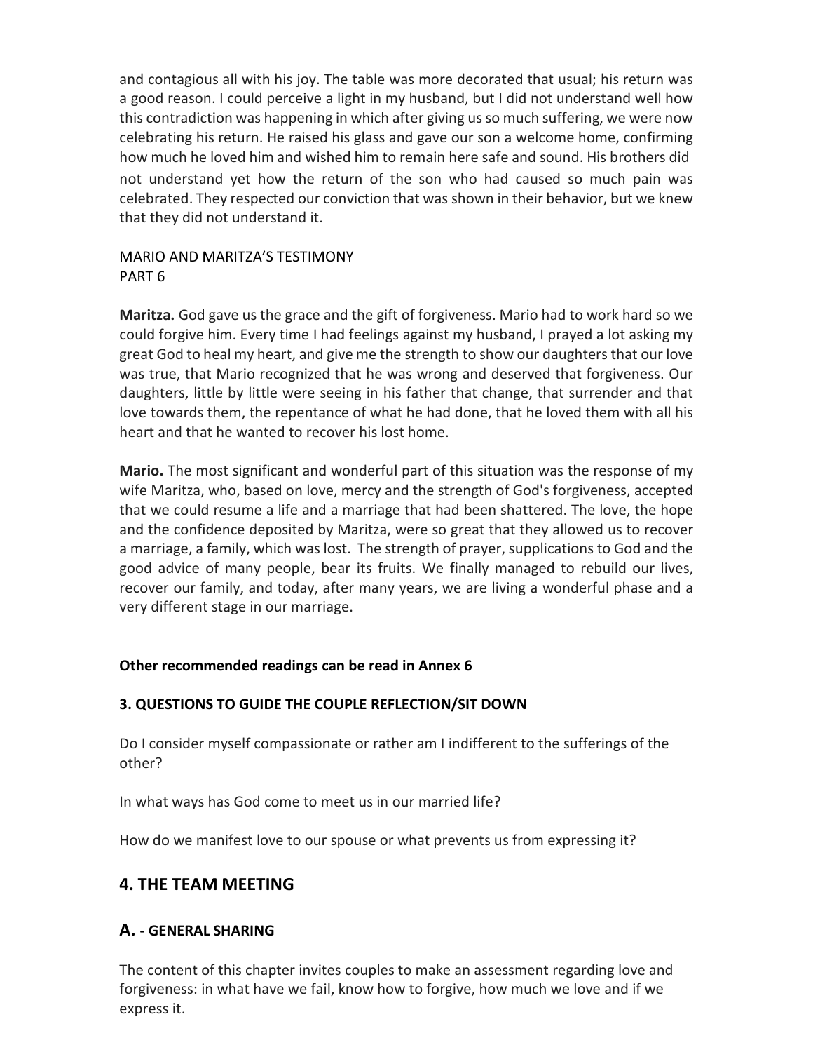and contagious all with his joy. The table was more decorated that usual; his return was a good reason. I could perceive a light in my husband, but I did not understand well how this contradiction was happening in which after giving us so much suffering, we were now celebrating his return. He raised his glass and gave our son a welcome home, confirming how much he loved him and wished him to remain here safe and sound. His brothers did not understand yet how the return of the son who had caused so much pain was celebrated. They respected our conviction that was shown in their behavior, but we knew that they did not understand it.

MARIO AND MARITZA'S TESTIMONY
PART 6

**Maritza.** God gave us the grace and the gift of forgiveness. Mario had to work hard so we could forgive him. Every time I had feelings against my husband, I prayed a lot asking my great God to heal my heart, and give me the strength to show our daughters that our love was true, that Mario recognized that he was wrong and deserved that forgiveness. Our daughters, little by little were seeing in his father that change, that surrender and that love towards them, the repentance of what he had done, that he loved them with all his heart and that he wanted to recover his lost home.

**Mario.** The most significant and wonderful part of this situation was the response of my wife Maritza, who, based on love, mercy and the strength of God's forgiveness, accepted that we could resume a life and a marriage that had been shattered. The love, the hope and the confidence deposited by Maritza, were so great that they allowed us to recover a marriage, a family, which was lost. The strength of prayer, supplications to God and the good advice of many people, bear its fruits. We finally managed to rebuild our lives, recover our family, and today, after many years, we are living a wonderful phase and a very different stage in our marriage.

**Other recommended readings can be read in Annex 6**

**3. QUESTIONS TO GUIDE THE COUPLE REFLECTION/SIT DOWN**

Do I consider myself compassionate or rather am I indifferent to the sufferings of the other?

In what ways has God come to meet us in our married life?

How do we manifest love to our spouse or what prevents us from expressing it?

## 4. THE TEAM MEETING

### A. - GENERAL SHARING

The content of this chapter invites couples to make an assessment regarding love and forgiveness: in what have we fail, know how to forgive, how much we love and if we express it.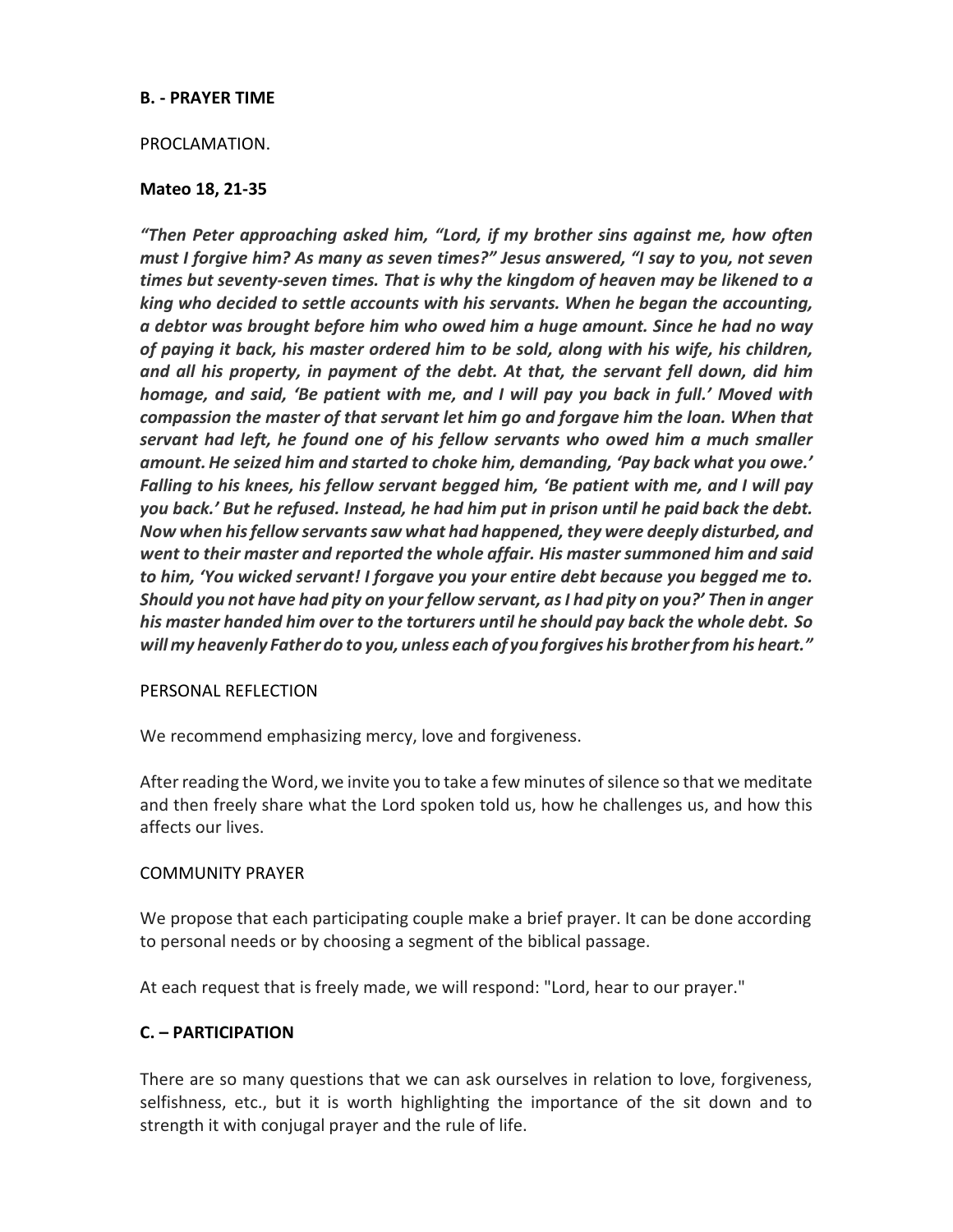**B. - PRAYER TIME**

PROCLAMATION.

**Mateo 18, 21-35**

***"Then Peter approaching asked him, "Lord, if my brother sins against me, how often must I forgive him? As many as seven times?" Jesus answered, "I say to you, not seven times but seventy-seven times. That is why the kingdom of heaven may be likened to a king who decided to settle accounts with his servants. When he began the accounting, a debtor was brought before him who owed him a huge amount. Since he had no way of paying it back, his master ordered him to be sold, along with his wife, his children, and all his property, in payment of the debt. At that, the servant fell down, did him homage, and said, 'Be patient with me, and I will pay you back in full.' Moved with compassion the master of that servant let him go and forgave him the loan. When that servant had left, he found one of his fellow servants who owed him a much smaller amount. He seized him and started to choke him, demanding, 'Pay back what you owe.' Falling to his knees, his fellow servant begged him, 'Be patient with me, and I will pay you back.' But he refused. Instead, he had him put in prison until he paid back the debt. Now when his fellow servants saw what had happened, they were deeply disturbed, and went to their master and reported the whole affair. His master summoned him and said to him, 'You wicked servant! I forgave you your entire debt because you begged me to. Should you not have had pity on your fellow servant, as I had pity on you?' Then in anger his master handed him over to the torturers until he should pay back the whole debt. So will my heavenly Father do to you, unless each of you forgives his brother from his heart."***

PERSONAL REFLECTION

We recommend emphasizing mercy, love and forgiveness.

After reading the Word, we invite you to take a few minutes of silence so that we meditate and then freely share what the Lord spoken told us, how he challenges us, and how this affects our lives.

COMMUNITY PRAYER

We propose that each participating couple make a brief prayer. It can be done according to personal needs or by choosing a segment of the biblical passage.

At each request that is freely made, we will respond: "Lord, hear to our prayer."

**C. – PARTICIPATION**

There are so many questions that we can ask ourselves in relation to love, forgiveness, selfishness, etc., but it is worth highlighting the importance of the sit down and to strength it with conjugal prayer and the rule of life.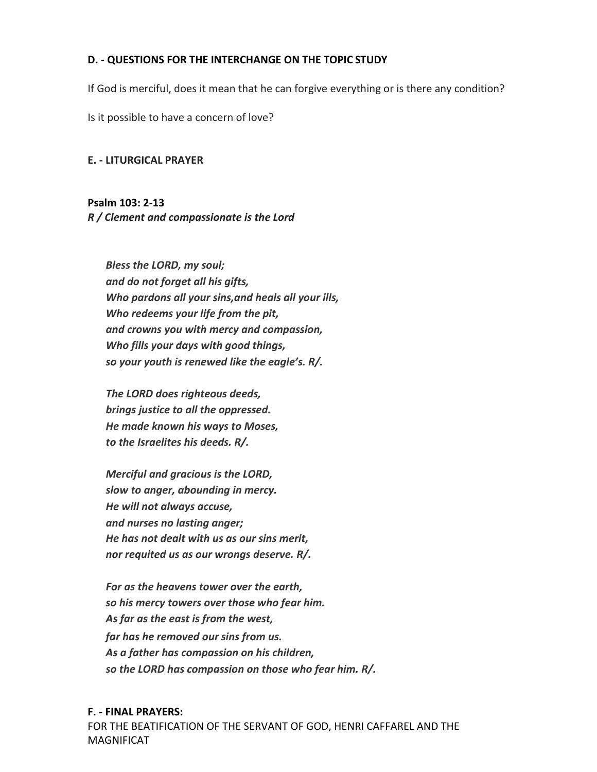**D. - QUESTIONS FOR THE INTERCHANGE ON THE TOPIC STUDY**

If God is merciful, does it mean that he can forgive everything or is there any condition?

Is it possible to have a concern of love?

**E. - LITURGICAL PRAYER**

**Psalm 103: 2-13**
***R / Clement and compassionate is the Lord***

> ***Bless the LORD, my soul;***
> ***and do not forget all his gifts,***
> ***Who pardons all your sins,and heals all your ills,***
> ***Who redeems your life from the pit,***
> ***and crowns you with mercy and compassion,***
> ***Who fills your days with good things,***
> ***so your youth is renewed like the eagle's. R/.***
>
> ***The LORD does righteous deeds,***
> ***brings justice to all the oppressed.***
> ***He made known his ways to Moses,***
> ***to the Israelites his deeds. R/.***
>
> ***Merciful and gracious is the LORD,***
> ***slow to anger, abounding in mercy.***
> ***He will not always accuse,***
> ***and nurses no lasting anger;***
> ***He has not dealt with us as our sins merit,***
> ***nor requited us as our wrongs deserve. R/.***
>
> ***For as the heavens tower over the earth,***
> ***so his mercy towers over those who fear him.***
> ***As far as the east is from the west,***
> ***far has he removed our sins from us.***
> ***As a father has compassion on his children,***
> ***so the LORD has compassion on those who fear him. R/.***

**F. - FINAL PRAYERS:**
FOR THE BEATIFICATION OF THE SERVANT OF GOD, HENRI CAFFAREL AND THE MAGNIFICAT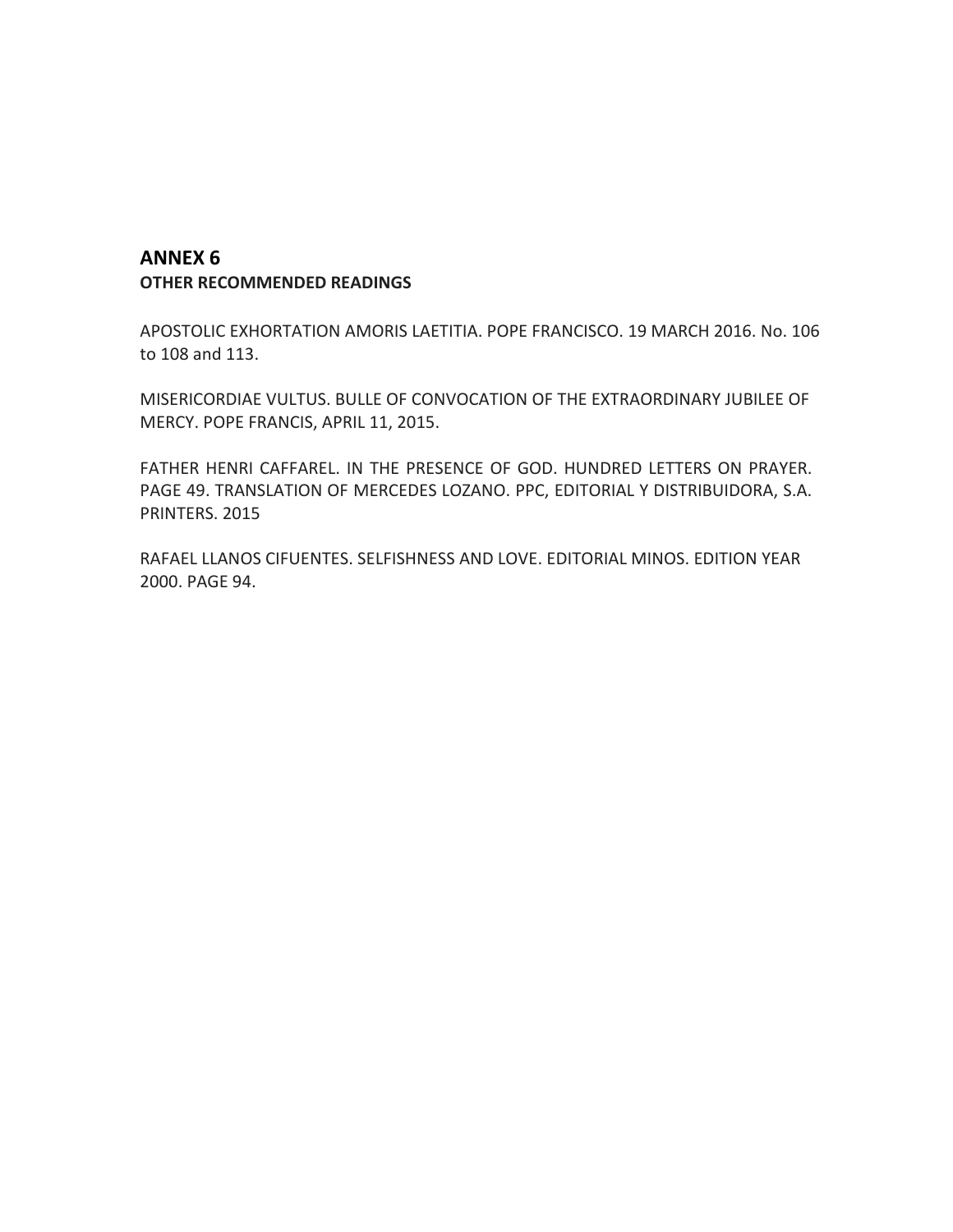## ANNEX 6

### OTHER RECOMMENDED READINGS

APOSTOLIC EXHORTATION AMORIS LAETITIA. POPE FRANCISCO. 19 MARCH 2016. No. 106 to 108 and 113.

MISERICORDIAE VULTUS. BULLE OF CONVOCATION OF THE EXTRAORDINARY JUBILEE OF MERCY. POPE FRANCIS, APRIL 11, 2015.

FATHER HENRI CAFFAREL. IN THE PRESENCE OF GOD. HUNDRED LETTERS ON PRAYER. PAGE 49. TRANSLATION OF MERCEDES LOZANO. PPC, EDITORIAL Y DISTRIBUIDORA, S.A. PRINTERS. 2015

RAFAEL LLANOS CIFUENTES. SELFISHNESS AND LOVE. EDITORIAL MINOS. EDITION YEAR 2000. PAGE 94.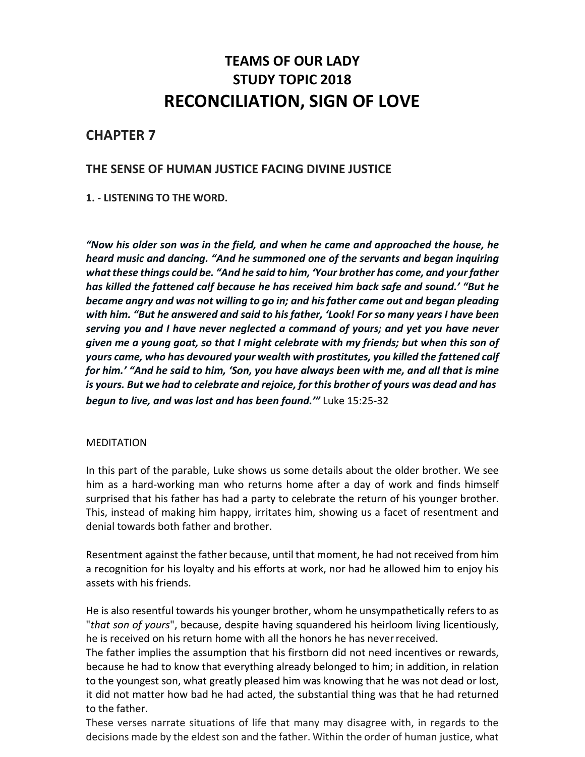# TEAMS OF OUR LADY
# STUDY TOPIC 2018
# RECONCILIATION, SIGN OF LOVE

## CHAPTER 7

### THE SENSE OF HUMAN JUSTICE FACING DIVINE JUSTICE

**1. - LISTENING TO THE WORD.**

***"Now his older son was in the field, and when he came and approached the house, he heard music and dancing. "And he summoned one of the servants and began inquiring what these things could be. "And he said to him, 'Your brother has come, and your father has killed the fattened calf because he has received him back safe and sound.' "But he became angry and was not willing to go in; and his father came out and began pleading with him. "But he answered and said to his father, 'Look! For so many years I have been serving you and I have never neglected a command of yours; and yet you have never given me a young goat, so that I might celebrate with my friends; but when this son of yours came, who has devoured your wealth with prostitutes, you killed the fattened calf for him.' "And he said to him, 'Son, you have always been with me, and all that is mine is yours. But we had to celebrate and rejoice, for this brother of yours was dead and has begun to live, and was lost and has been found.'"*** Luke 15:25-32

MEDITATION

In this part of the parable, Luke shows us some details about the older brother. We see him as a hard-working man who returns home after a day of work and finds himself surprised that his father has had a party to celebrate the return of his younger brother. This, instead of making him happy, irritates him, showing us a facet of resentment and denial towards both father and brother.

Resentment against the father because, until that moment, he had not received from him a recognition for his loyalty and his efforts at work, nor had he allowed him to enjoy his assets with his friends.

He is also resentful towards his younger brother, whom he unsympathetically refers to as "*that son of yours*", because, despite having squandered his heirloom living licentiously, he is received on his return home with all the honors he has never received.
The father implies the assumption that his firstborn did not need incentives or rewards, because he had to know that everything already belonged to him; in addition, in relation to the youngest son, what greatly pleased him was knowing that he was not dead or lost, it did not matter how bad he had acted, the substantial thing was that he had returned to the father.
These verses narrate situations of life that many may disagree with, in regards to the decisions made by the eldest son and the father. Within the order of human justice, what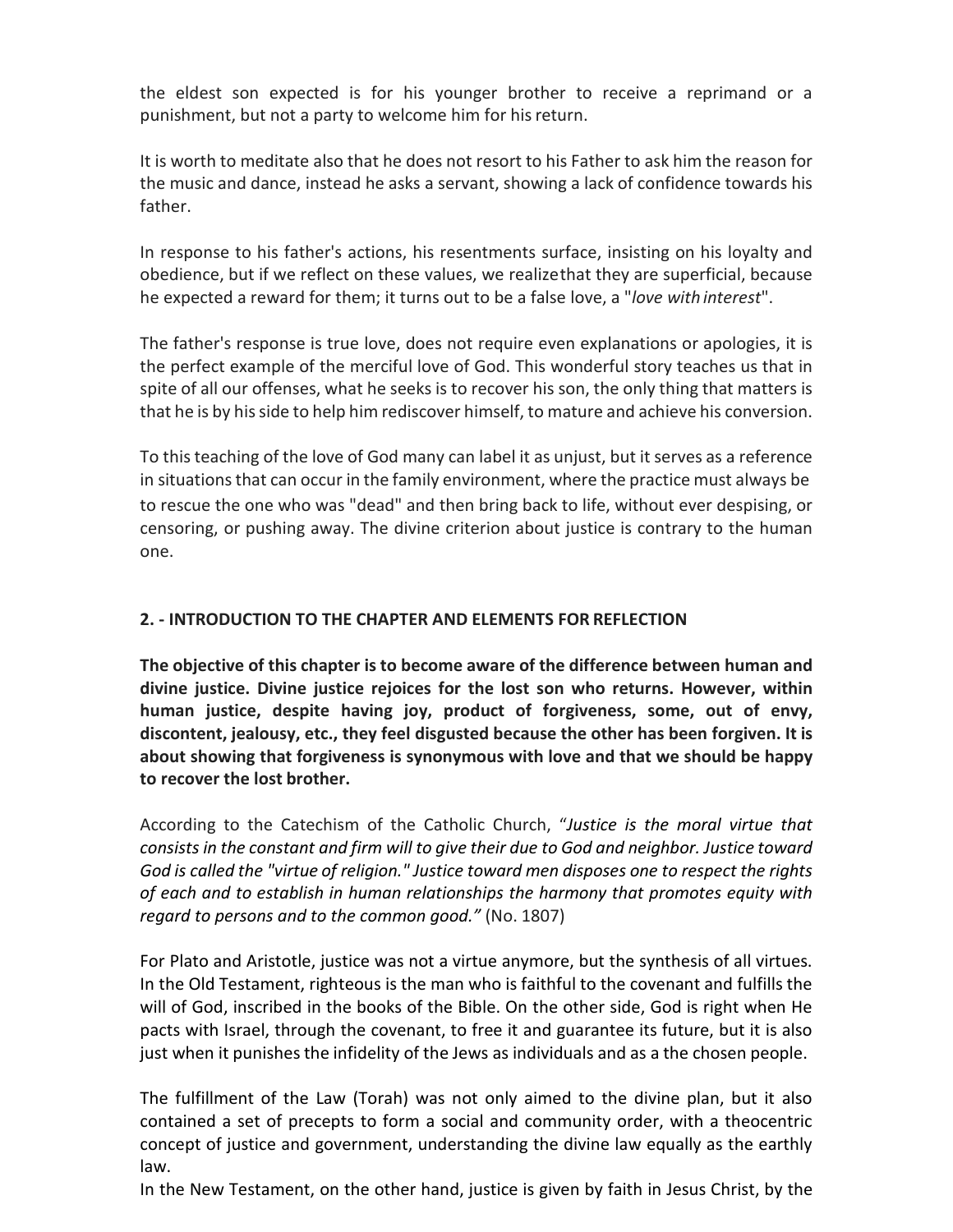the eldest son expected is for his younger brother to receive a reprimand or a punishment, but not a party to welcome him for his return.

It is worth to meditate also that he does not resort to his Father to ask him the reason for the music and dance, instead he asks a servant, showing a lack of confidence towards his father.

In response to his father's actions, his resentments surface, insisting on his loyalty and obedience, but if we reflect on these values, we realizethat they are superficial, because he expected a reward for them; it turns out to be a false love, a "*love with interest*".

The father's response is true love, does not require even explanations or apologies, it is the perfect example of the merciful love of God. This wonderful story teaches us that in spite of all our offenses, what he seeks is to recover his son, the only thing that matters is that he is by his side to help him rediscover himself, to mature and achieve his conversion.

To this teaching of the love of God many can label it as unjust, but it serves as a reference in situations that can occur in the family environment, where the practice must always be to rescue the one who was "dead" and then bring back to life, without ever despising, or censoring, or pushing away. The divine criterion about justice is contrary to the human one.

## 2. - INTRODUCTION TO THE CHAPTER AND ELEMENTS FOR REFLECTION

**The objective of this chapter is to become aware of the difference between human and divine justice. Divine justice rejoices for the lost son who returns. However, within human justice, despite having joy, product of forgiveness, some, out of envy, discontent, jealousy, etc., they feel disgusted because the other has been forgiven. It is about showing that forgiveness is synonymous with love and that we should be happy to recover the lost brother.**

According to the Catechism of the Catholic Church, "*Justice is the moral virtue that consists in the constant and firm will to give their due to God and neighbor. Justice toward God is called the "virtue of religion." Justice toward men disposes one to respect the rights of each and to establish in human relationships the harmony that promotes equity with regard to persons and to the common good."* (No. 1807)

For Plato and Aristotle, justice was not a virtue anymore, but the synthesis of all virtues. In the Old Testament, righteous is the man who is faithful to the covenant and fulfills the will of God, inscribed in the books of the Bible. On the other side, God is right when He pacts with Israel, through the covenant, to free it and guarantee its future, but it is also just when it punishes the infidelity of the Jews as individuals and as a the chosen people.

The fulfillment of the Law (Torah) was not only aimed to the divine plan, but it also contained a set of precepts to form a social and community order, with a theocentric concept of justice and government, understanding the divine law equally as the earthly law.

In the New Testament, on the other hand, justice is given by faith in Jesus Christ, by the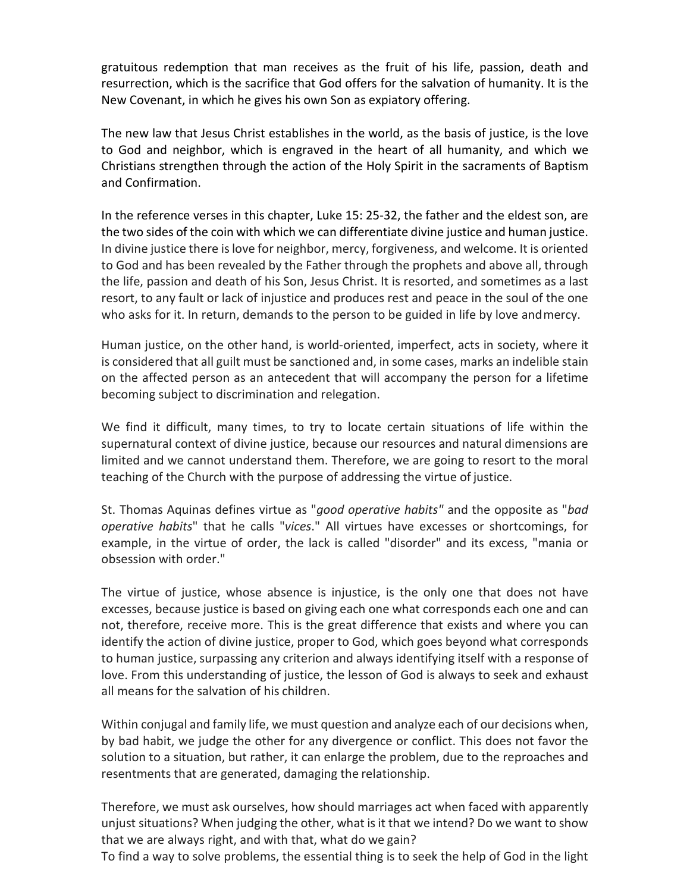gratuitous redemption that man receives as the fruit of his life, passion, death and resurrection, which is the sacrifice that God offers for the salvation of humanity. It is the New Covenant, in which he gives his own Son as expiatory offering.

The new law that Jesus Christ establishes in the world, as the basis of justice, is the love to God and neighbor, which is engraved in the heart of all humanity, and which we Christians strengthen through the action of the Holy Spirit in the sacraments of Baptism and Confirmation.

In the reference verses in this chapter, Luke 15: 25-32, the father and the eldest son, are the two sides of the coin with which we can differentiate divine justice and human justice. In divine justice there is love for neighbor, mercy, forgiveness, and welcome. It is oriented to God and has been revealed by the Father through the prophets and above all, through the life, passion and death of his Son, Jesus Christ. It is resorted, and sometimes as a last resort, to any fault or lack of injustice and produces rest and peace in the soul of the one who asks for it. In return, demands to the person to be guided in life by love and mercy.

Human justice, on the other hand, is world-oriented, imperfect, acts in society, where it is considered that all guilt must be sanctioned and, in some cases, marks an indelible stain on the affected person as an antecedent that will accompany the person for a lifetime becoming subject to discrimination and relegation.

We find it difficult, many times, to try to locate certain situations of life within the supernatural context of divine justice, because our resources and natural dimensions are limited and we cannot understand them. Therefore, we are going to resort to the moral teaching of the Church with the purpose of addressing the virtue of justice.

St. Thomas Aquinas defines virtue as "*good operative habits*" and the opposite as "*bad operative habits*" that he calls "*vices*." All virtues have excesses or shortcomings, for example, in the virtue of order, the lack is called "disorder" and its excess, "mania or obsession with order."

The virtue of justice, whose absence is injustice, is the only one that does not have excesses, because justice is based on giving each one what corresponds each one and can not, therefore, receive more. This is the great difference that exists and where you can identify the action of divine justice, proper to God, which goes beyond what corresponds to human justice, surpassing any criterion and always identifying itself with a response of love. From this understanding of justice, the lesson of God is always to seek and exhaust all means for the salvation of his children.

Within conjugal and family life, we must question and analyze each of our decisions when, by bad habit, we judge the other for any divergence or conflict. This does not favor the solution to a situation, but rather, it can enlarge the problem, due to the reproaches and resentments that are generated, damaging the relationship.

Therefore, we must ask ourselves, how should marriages act when faced with apparently unjust situations? When judging the other, what is it that we intend? Do we want to show that we are always right, and with that, what do we gain?
To find a way to solve problems, the essential thing is to seek the help of God in the light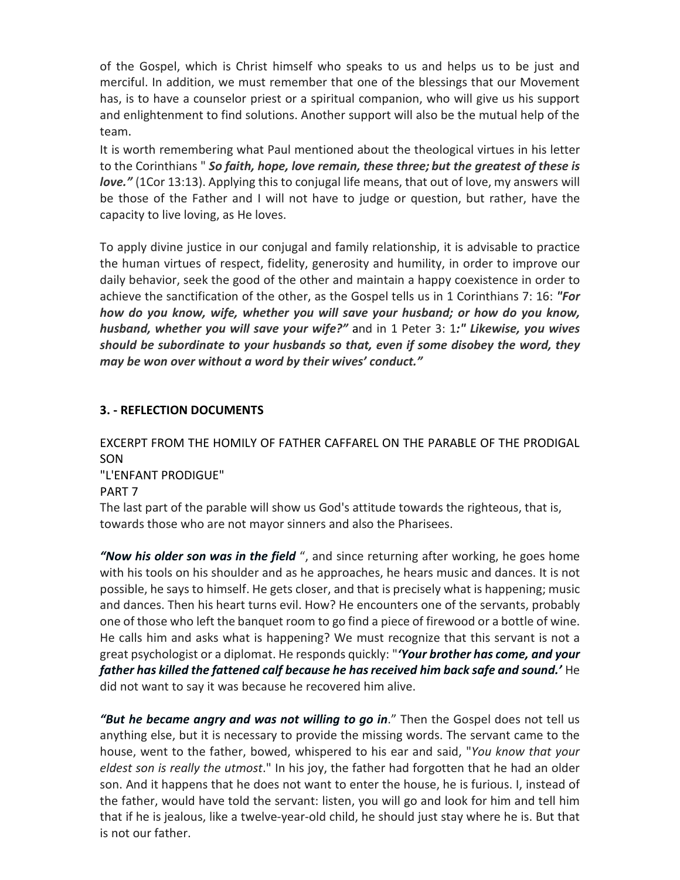of the Gospel, which is Christ himself who speaks to us and helps us to be just and merciful. In addition, we must remember that one of the blessings that our Movement has, is to have a counselor priest or a spiritual companion, who will give us his support and enlightenment to find solutions. Another support will also be the mutual help of the team.

It is worth remembering what Paul mentioned about the theological virtues in his letter to the Corinthians " ***So faith, hope, love remain, these three; but the greatest of these is love."*** (1Cor 13:13). Applying this to conjugal life means, that out of love, my answers will be those of the Father and I will not have to judge or question, but rather, have the capacity to live loving, as He loves.

To apply divine justice in our conjugal and family relationship, it is advisable to practice the human virtues of respect, fidelity, generosity and humility, in order to improve our daily behavior, seek the good of the other and maintain a happy coexistence in order to achieve the sanctification of the other, as the Gospel tells us in 1 Corinthians 7: 16: ***"For how do you know, wife, whether you will save your husband; or how do you know, husband, whether you will save your wife?"*** and in 1 Peter 3: 1***:" Likewise, you wives should be subordinate to your husbands so that, even if some disobey the word, they may be won over without a word by their wives' conduct."***

**3. - REFLECTION DOCUMENTS**

EXCERPT FROM THE HOMILY OF FATHER CAFFAREL ON THE PARABLE OF THE PRODIGAL SON

"L'ENFANT PRODIGUE"

PART 7

The last part of the parable will show us God's attitude towards the righteous, that is, towards those who are not mayor sinners and also the Pharisees.

***"Now his older son was in the field*** ", and since returning after working, he goes home with his tools on his shoulder and as he approaches, he hears music and dances. It is not possible, he says to himself. He gets closer, and that is precisely what is happening; music and dances. Then his heart turns evil. How? He encounters one of the servants, probably one of those who left the banquet room to go find a piece of firewood or a bottle of wine. He calls him and asks what is happening? We must recognize that this servant is not a great psychologist or a diplomat. He responds quickly: "***'Your brother has come, and your father has killed the fattened calf because he has received him back safe and sound.'*** He did not want to say it was because he recovered him alive.

***"But he became angry and was not willing to go in***." Then the Gospel does not tell us anything else, but it is necessary to provide the missing words. The servant came to the house, went to the father, bowed, whispered to his ear and said, "*You know that your eldest son is really the utmost*." In his joy, the father had forgotten that he had an older son. And it happens that he does not want to enter the house, he is furious. I, instead of the father, would have told the servant: listen, you will go and look for him and tell him that if he is jealous, like a twelve-year-old child, he should just stay where he is. But that is not our father.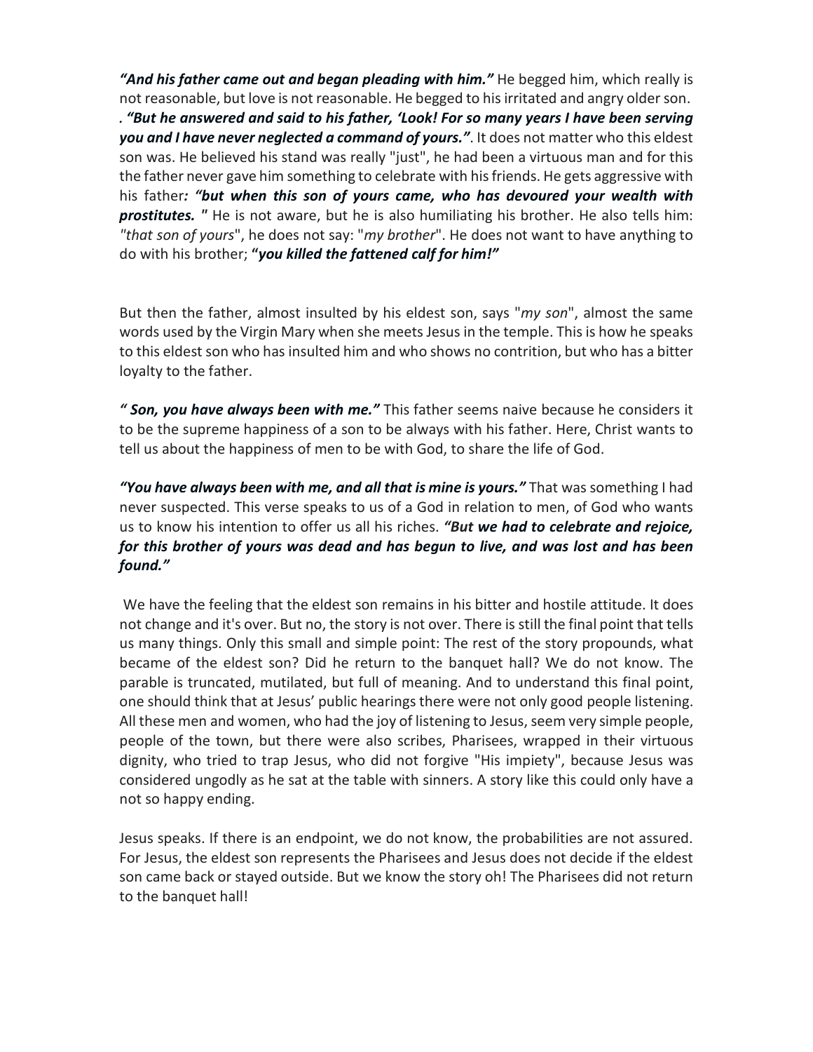***"And his father came out and began pleading with him."*** He begged him, which really is not reasonable, but love is not reasonable. He begged to his irritated and angry older son. ***. "But he answered and said to his father, 'Look! For so many years I have been serving you and I have never neglected a command of yours."***. It does not matter who this eldest son was. He believed his stand was really "just", he had been a virtuous man and for this the father never gave him something to celebrate with his friends. He gets aggressive with his father***: "but when this son of yours came, who has devoured your wealth with prostitutes. "*** He is not aware, but he is also humiliating his brother. He also tells him: *"that son of yours*", he does not say: "*my brother*". He does not want to have anything to do with his brother; **"*you killed the fattened calf for him!"***

But then the father, almost insulted by his eldest son, says "*my son*", almost the same words used by the Virgin Mary when she meets Jesus in the temple. This is how he speaks to this eldest son who has insulted him and who shows no contrition, but who has a bitter loyalty to the father.

***" Son, you have always been with me."*** This father seems naive because he considers it to be the supreme happiness of a son to be always with his father. Here, Christ wants to tell us about the happiness of men to be with God, to share the life of God.

***"You have always been with me, and all that is mine is yours."*** That was something I had never suspected. This verse speaks to us of a God in relation to men, of God who wants us to know his intention to offer us all his riches. ***"But we had to celebrate and rejoice, for this brother of yours was dead and has begun to live, and was lost and has been found."***

We have the feeling that the eldest son remains in his bitter and hostile attitude. It does not change and it's over. But no, the story is not over. There is still the final point that tells us many things. Only this small and simple point: The rest of the story propounds, what became of the eldest son? Did he return to the banquet hall? We do not know. The parable is truncated, mutilated, but full of meaning. And to understand this final point, one should think that at Jesus' public hearings there were not only good people listening. All these men and women, who had the joy of listening to Jesus, seem very simple people, people of the town, but there were also scribes, Pharisees, wrapped in their virtuous dignity, who tried to trap Jesus, who did not forgive "His impiety", because Jesus was considered ungodly as he sat at the table with sinners. A story like this could only have a not so happy ending.

Jesus speaks. If there is an endpoint, we do not know, the probabilities are not assured. For Jesus, the eldest son represents the Pharisees and Jesus does not decide if the eldest son came back or stayed outside. But we know the story oh! The Pharisees did not return to the banquet hall!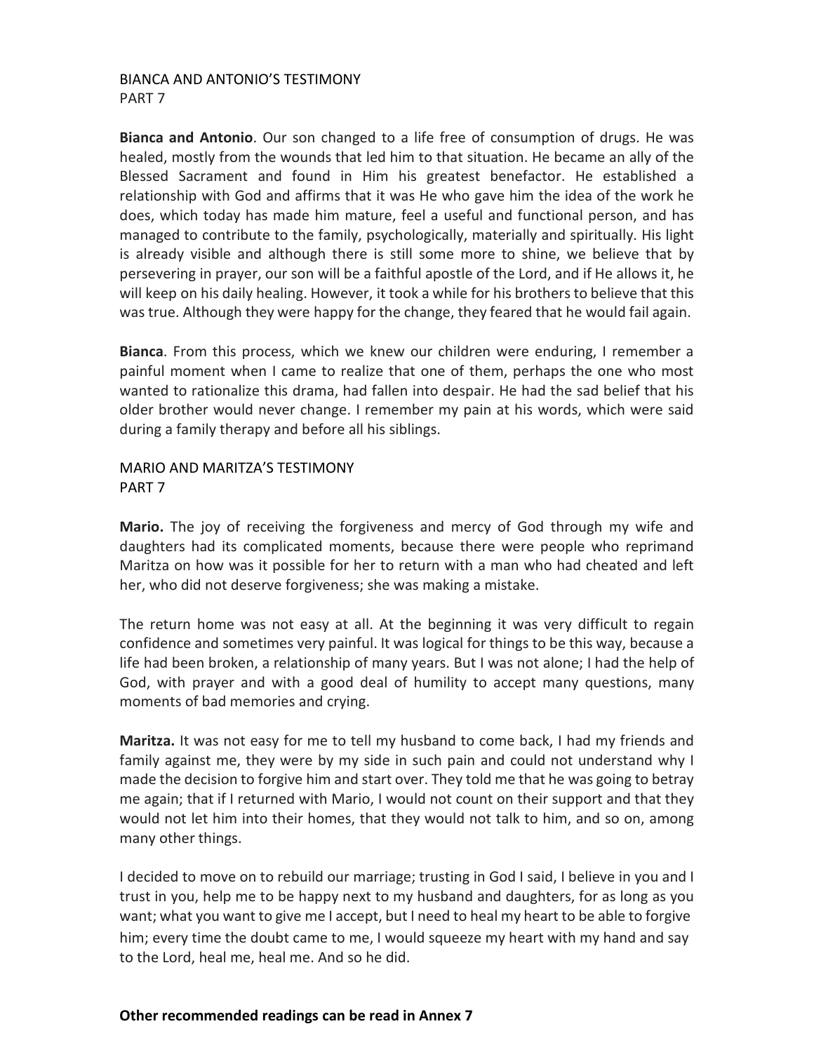## BIANCA AND ANTONIO'S TESTIMONY
PART 7

**Bianca and Antonio**. Our son changed to a life free of consumption of drugs. He was healed, mostly from the wounds that led him to that situation. He became an ally of the Blessed Sacrament and found in Him his greatest benefactor. He established a relationship with God and affirms that it was He who gave him the idea of the work he does, which today has made him mature, feel a useful and functional person, and has managed to contribute to the family, psychologically, materially and spiritually. His light is already visible and although there is still some more to shine, we believe that by persevering in prayer, our son will be a faithful apostle of the Lord, and if He allows it, he will keep on his daily healing. However, it took a while for his brothers to believe that this was true. Although they were happy for the change, they feared that he would fail again.

**Bianca**. From this process, which we knew our children were enduring, I remember a painful moment when I came to realize that one of them, perhaps the one who most wanted to rationalize this drama, had fallen into despair. He had the sad belief that his older brother would never change. I remember my pain at his words, which were said during a family therapy and before all his siblings.

## MARIO AND MARITZA'S TESTIMONY
PART 7

**Mario.** The joy of receiving the forgiveness and mercy of God through my wife and daughters had its complicated moments, because there were people who reprimand Maritza on how was it possible for her to return with a man who had cheated and left her, who did not deserve forgiveness; she was making a mistake.

The return home was not easy at all. At the beginning it was very difficult to regain confidence and sometimes very painful. It was logical for things to be this way, because a life had been broken, a relationship of many years. But I was not alone; I had the help of God, with prayer and with a good deal of humility to accept many questions, many moments of bad memories and crying.

**Maritza.** It was not easy for me to tell my husband to come back, I had my friends and family against me, they were by my side in such pain and could not understand why I made the decision to forgive him and start over. They told me that he was going to betray me again; that if I returned with Mario, I would not count on their support and that they would not let him into their homes, that they would not talk to him, and so on, among many other things.

I decided to move on to rebuild our marriage; trusting in God I said, I believe in you and I trust in you, help me to be happy next to my husband and daughters, for as long as you want; what you want to give me I accept, but I need to heal my heart to be able to forgive him; every time the doubt came to me, I would squeeze my heart with my hand and say to the Lord, heal me, heal me. And so he did.

**Other recommended readings can be read in Annex 7**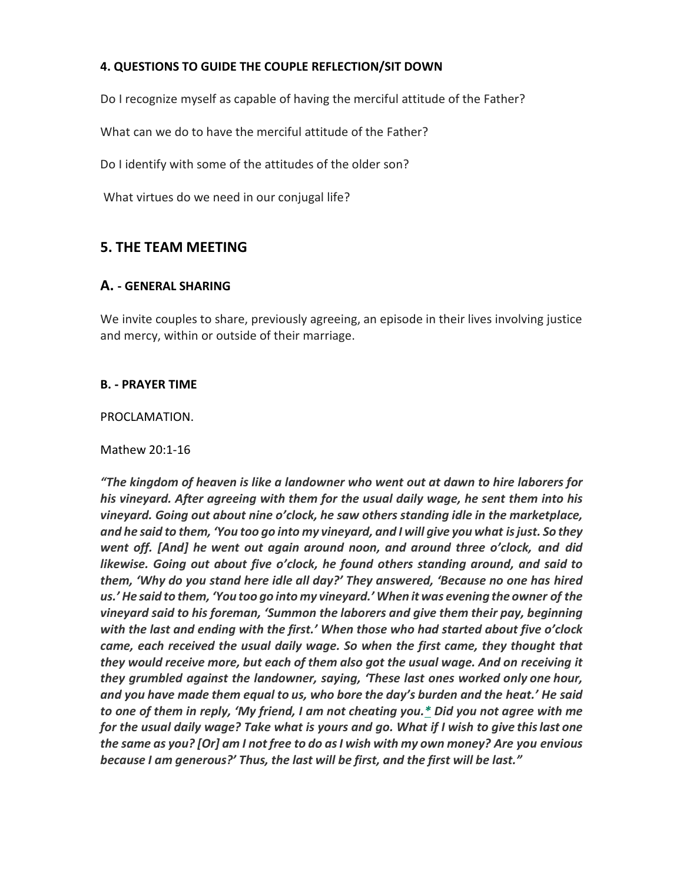#### 4. QUESTIONS TO GUIDE THE COUPLE REFLECTION/SIT DOWN

Do I recognize myself as capable of having the merciful attitude of the Father?

What can we do to have the merciful attitude of the Father?

Do I identify with some of the attitudes of the older son?

What virtues do we need in our conjugal life?

## 5. THE TEAM MEETING

### A. - GENERAL SHARING

We invite couples to share, previously agreeing, an episode in their lives involving justice and mercy, within or outside of their marriage.

#### B. - PRAYER TIME

PROCLAMATION.

Mathew 20:1-16

***"The kingdom of heaven is like a landowner who went out at dawn to hire laborers for his vineyard. After agreeing with them for the usual daily wage, he sent them into his vineyard. Going out about nine o'clock, he saw others standing idle in the marketplace, and he said to them, 'You too go into my vineyard, and I will give you what is just. So they went off. [And] he went out again around noon, and around three o'clock, and did likewise. Going out about five o'clock, he found others standing around, and said to them, 'Why do you stand here idle all day?' They answered, 'Because no one has hired us.' He said to them, 'You too go into my vineyard.' When it was evening the owner of the vineyard said to his foreman, 'Summon the laborers and give them their pay, beginning with the last and ending with the first.' When those who had started about five o'clock came, each received the usual daily wage. So when the first came, they thought that they would receive more, but each of them also got the usual wage. And on receiving it they grumbled against the landowner, saying, 'These last ones worked only one hour, and you have made them equal to us, who bore the day's burden and the heat.' He said to one of them in reply, 'My friend, I am not cheating you.* Did you not agree with me for the usual daily wage? Take what is yours and go. What if I wish to give this last one the same as you? [Or] am I not free to do as I wish with my own money? Are you envious because I am generous?' Thus, the last will be first, and the first will be last."***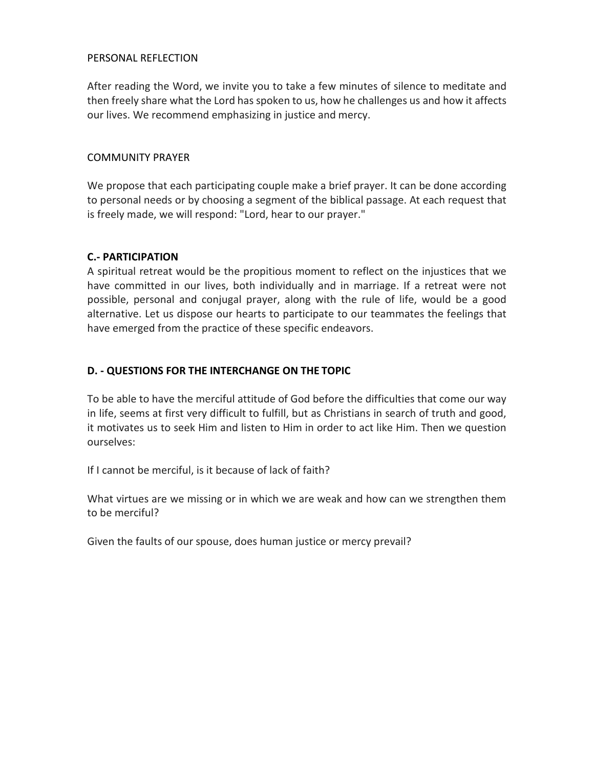PERSONAL REFLECTION

After reading the Word, we invite you to take a few minutes of silence to meditate and then freely share what the Lord has spoken to us, how he challenges us and how it affects our lives. We recommend emphasizing in justice and mercy.

COMMUNITY PRAYER

We propose that each participating couple make a brief prayer. It can be done according to personal needs or by choosing a segment of the biblical passage. At each request that is freely made, we will respond: "Lord, hear to our prayer."

## C.- PARTICIPATION

A spiritual retreat would be the propitious moment to reflect on the injustices that we have committed in our lives, both individually and in marriage. If a retreat were not possible, personal and conjugal prayer, along with the rule of life, would be a good alternative. Let us dispose our hearts to participate to our teammates the feelings that have emerged from the practice of these specific endeavors.

## D. - QUESTIONS FOR THE INTERCHANGE ON THE TOPIC

To be able to have the merciful attitude of God before the difficulties that come our way in life, seems at first very difficult to fulfill, but as Christians in search of truth and good, it motivates us to seek Him and listen to Him in order to act like Him. Then we question ourselves:

If I cannot be merciful, is it because of lack of faith?

What virtues are we missing or in which we are weak and how can we strengthen them to be merciful?

Given the faults of our spouse, does human justice or mercy prevail?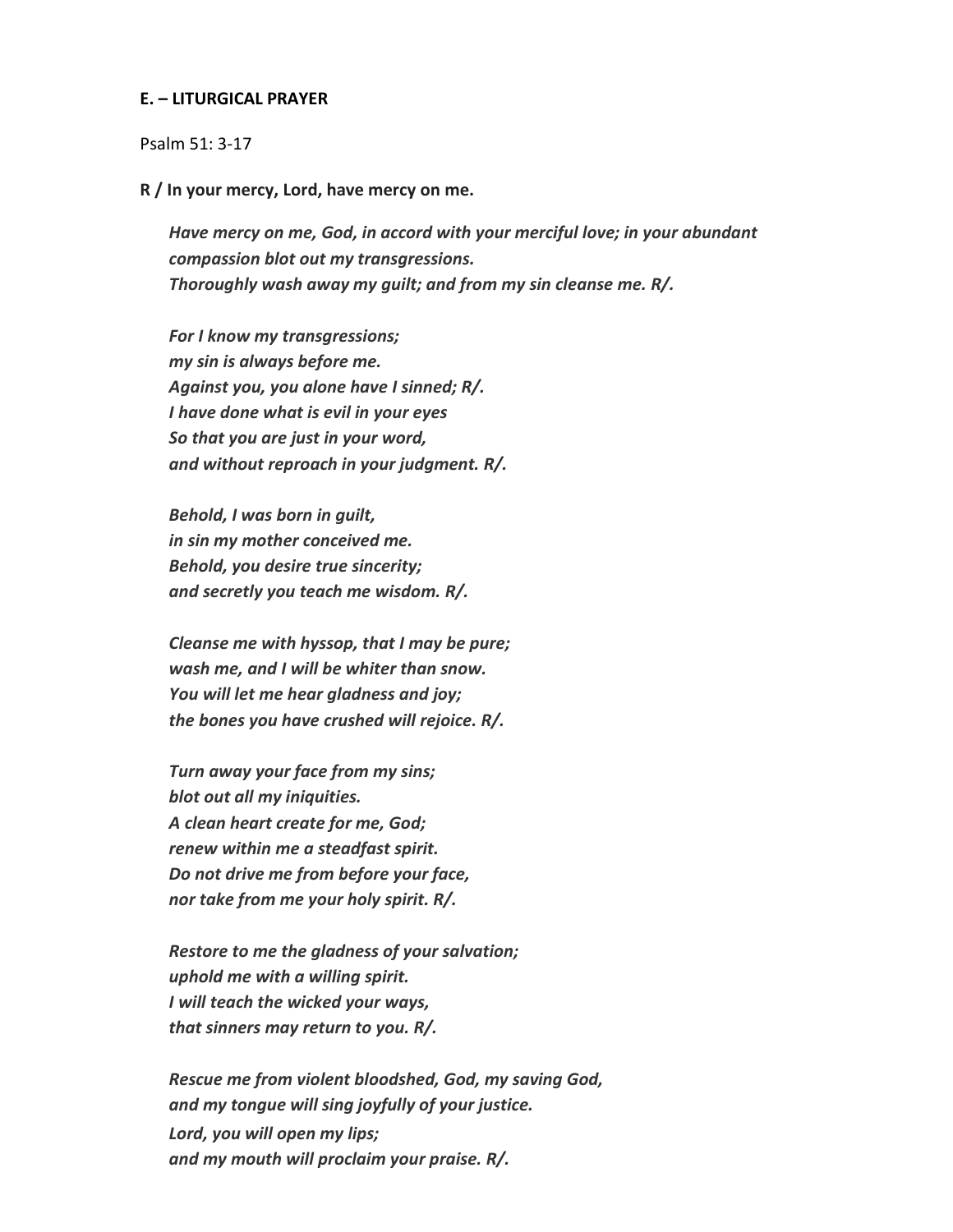**E. – LITURGICAL PRAYER**

Psalm 51: 3-17

**R / In your mercy, Lord, have mercy on me.**

***Have mercy on me, God, in accord with your merciful love; in your abundant compassion blot out my transgressions.***
***Thoroughly wash away my guilt; and from my sin cleanse me. R/.***

***For I know my transgressions;***
***my sin is always before me.***
***Against you, you alone have I sinned; R/.***
***I have done what is evil in your eyes***
***So that you are just in your word,***
***and without reproach in your judgment. R/.***

***Behold, I was born in guilt,***
***in sin my mother conceived me.***
***Behold, you desire true sincerity;***
***and secretly you teach me wisdom. R/.***

***Cleanse me with hyssop, that I may be pure;***
***wash me, and I will be whiter than snow.***
***You will let me hear gladness and joy;***
***the bones you have crushed will rejoice. R/.***

***Turn away your face from my sins;***
***blot out all my iniquities.***
***A clean heart create for me, God;***
***renew within me a steadfast spirit.***
***Do not drive me from before your face,***
***nor take from me your holy spirit. R/.***

***Restore to me the gladness of your salvation;***
***uphold me with a willing spirit.***
***I will teach the wicked your ways,***
***that sinners may return to you. R/.***

***Rescue me from violent bloodshed, God, my saving God,***
***and my tongue will sing joyfully of your justice.***
***Lord, you will open my lips;***
***and my mouth will proclaim your praise. R/.***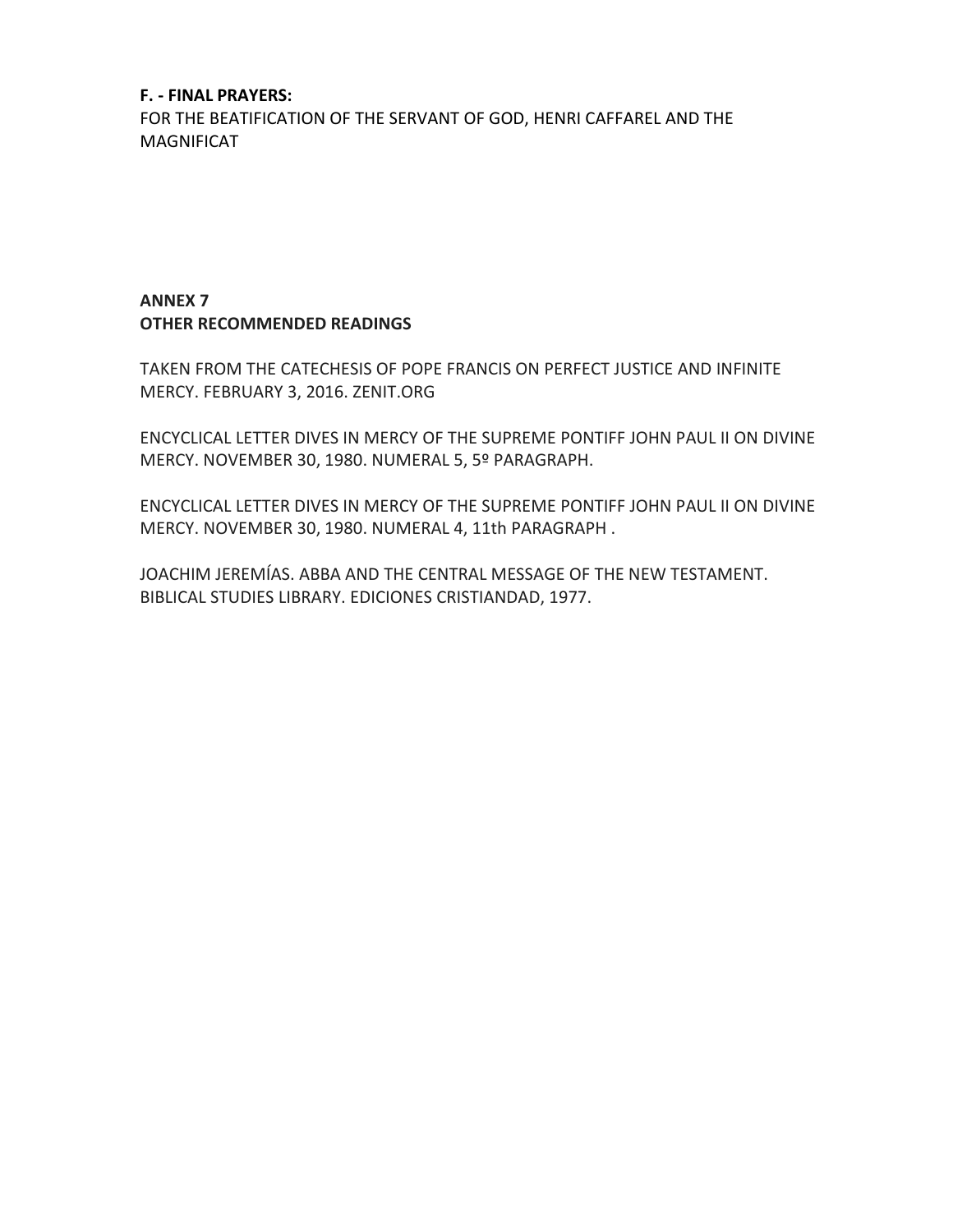**F. - FINAL PRAYERS:**

FOR THE BEATIFICATION OF THE SERVANT OF GOD, HENRI CAFFAREL AND THE MAGNIFICAT

## ANNEX 7
## OTHER RECOMMENDED READINGS

TAKEN FROM THE CATECHESIS OF POPE FRANCIS ON PERFECT JUSTICE AND INFINITE MERCY. FEBRUARY 3, 2016. ZENIT.ORG

ENCYCLICAL LETTER DIVES IN MERCY OF THE SUPREME PONTIFF JOHN PAUL II ON DIVINE MERCY. NOVEMBER 30, 1980. NUMERAL 5, 5º PARAGRAPH.

ENCYCLICAL LETTER DIVES IN MERCY OF THE SUPREME PONTIFF JOHN PAUL II ON DIVINE MERCY. NOVEMBER 30, 1980. NUMERAL 4, 11th PARAGRAPH .

JOACHIM JEREMÍAS. ABBA AND THE CENTRAL MESSAGE OF THE NEW TESTAMENT. BIBLICAL STUDIES LIBRARY. EDICIONES CRISTIANDAD, 1977.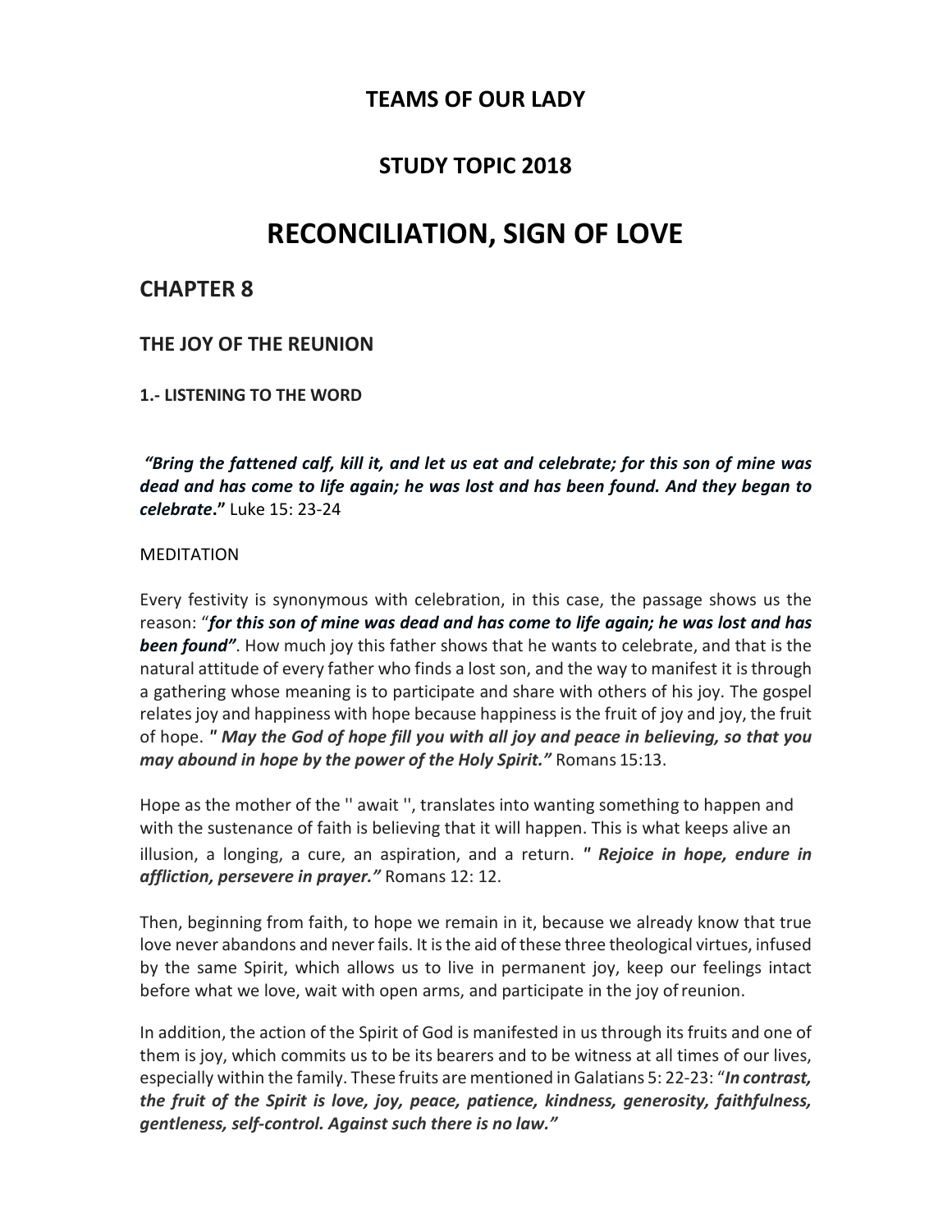# TEAMS OF OUR LADY

## STUDY TOPIC 2018

# RECONCILIATION, SIGN OF LOVE

## CHAPTER 8

### THE JOY OF THE REUNION

**1.- LISTENING TO THE WORD**

***"Bring the fattened calf, kill it, and let us eat and celebrate; for this son of mine was dead and has come to life again; he was lost and has been found. And they began to celebrate."*** Luke 15: 23-24

MEDITATION

Every festivity is synonymous with celebration, in this case, the passage shows us the reason: "***for this son of mine was dead and has come to life again; he was lost and has been found"***. How much joy this father shows that he wants to celebrate, and that is the natural attitude of every father who finds a lost son, and the way to manifest it is through a gathering whose meaning is to participate and share with others of his joy. The gospel relates joy and happiness with hope because happiness is the fruit of joy and joy, the fruit of hope. ***" May the God of hope fill you with all joy and peace in believing, so that you may abound in hope by the power of the Holy Spirit."*** Romans 15:13.

Hope as the mother of the '' await '', translates into wanting something to happen and with the sustenance of faith is believing that it will happen. This is what keeps alive an illusion, a longing, a cure, an aspiration, and a return. ***" Rejoice in hope, endure in affliction, persevere in prayer."*** Romans 12: 12.

Then, beginning from faith, to hope we remain in it, because we already know that true love never abandons and never fails. It is the aid of these three theological virtues, infused by the same Spirit, which allows us to live in permanent joy, keep our feelings intact before what we love, wait with open arms, and participate in the joy of reunion.

In addition, the action of the Spirit of God is manifested in us through its fruits and one of them is joy, which commits us to be its bearers and to be witness at all times of our lives, especially within the family. These fruits are mentioned in Galatians 5: 22-23: "***In contrast, the fruit of the Spirit is love, joy, peace, patience, kindness, generosity, faithfulness, gentleness, self-control. Against such there is no law."***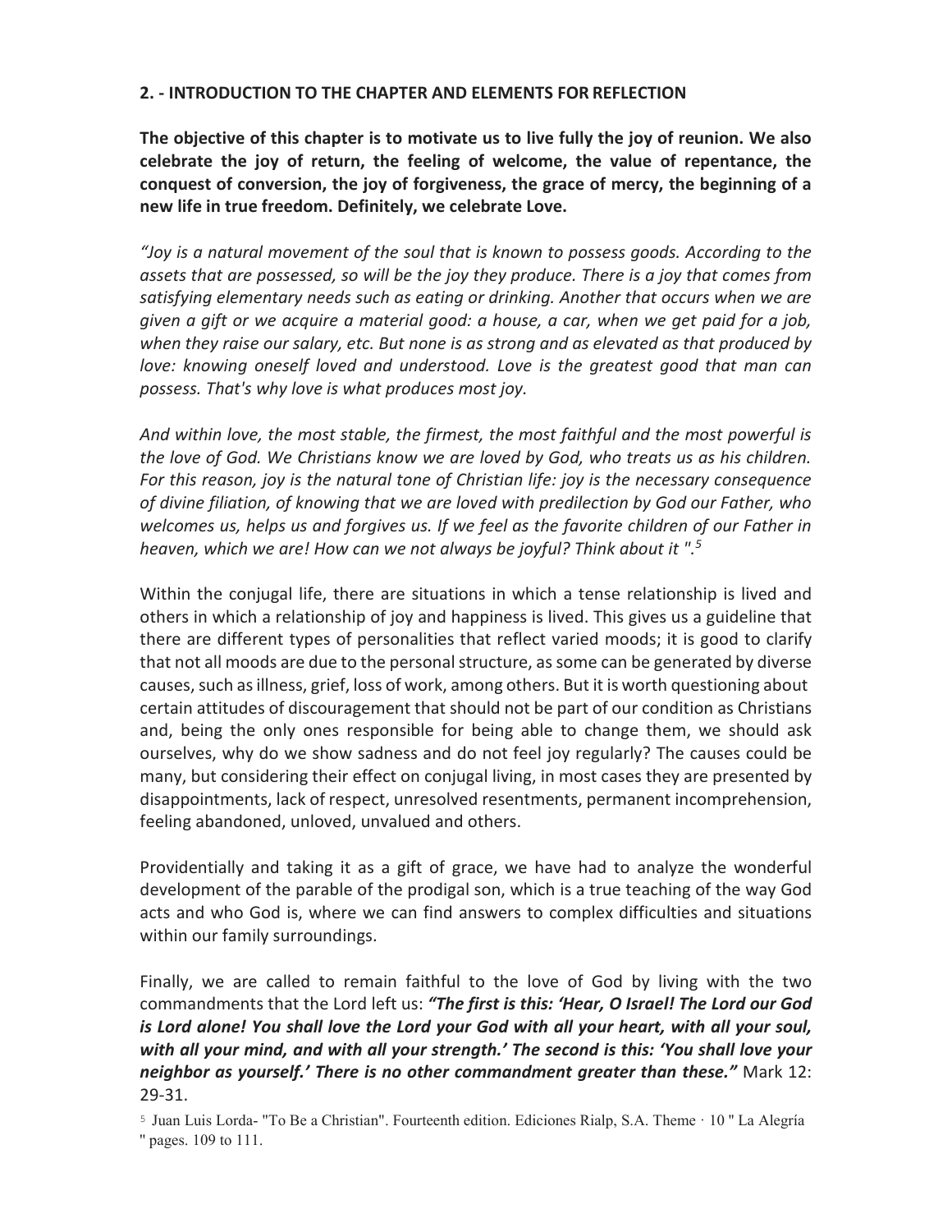## 2. - INTRODUCTION TO THE CHAPTER AND ELEMENTS FOR REFLECTION

**The objective of this chapter is to motivate us to live fully the joy of reunion. We also celebrate the joy of return, the feeling of welcome, the value of repentance, the conquest of conversion, the joy of forgiveness, the grace of mercy, the beginning of a new life in true freedom. Definitely, we celebrate Love.**

*"Joy is a natural movement of the soul that is known to possess goods. According to the assets that are possessed, so will be the joy they produce. There is a joy that comes from satisfying elementary needs such as eating or drinking. Another that occurs when we are given a gift or we acquire a material good: a house, a car, when we get paid for a job, when they raise our salary, etc. But none is as strong and as elevated as that produced by love: knowing oneself loved and understood. Love is the greatest good that man can possess. That's why love is what produces most joy.*

*And within love, the most stable, the firmest, the most faithful and the most powerful is the love of God. We Christians know we are loved by God, who treats us as his children. For this reason, joy is the natural tone of Christian life: joy is the necessary consequence of divine filiation, of knowing that we are loved with predilection by God our Father, who welcomes us, helps us and forgives us. If we feel as the favorite children of our Father in heaven, which we are! How can we not always be joyful? Think about it ".*[5]

Within the conjugal life, there are situations in which a tense relationship is lived and others in which a relationship of joy and happiness is lived. This gives us a guideline that there are different types of personalities that reflect varied moods; it is good to clarify that not all moods are due to the personal structure, as some can be generated by diverse causes, such as illness, grief, loss of work, among others. But it is worth questioning about certain attitudes of discouragement that should not be part of our condition as Christians and, being the only ones responsible for being able to change them, we should ask ourselves, why do we show sadness and do not feel joy regularly? The causes could be many, but considering their effect on conjugal living, in most cases they are presented by disappointments, lack of respect, unresolved resentments, permanent incomprehension, feeling abandoned, unloved, unvalued and others.

Providentially and taking it as a gift of grace, we have had to analyze the wonderful development of the parable of the prodigal son, which is a true teaching of the way God acts and who God is, where we can find answers to complex difficulties and situations within our family surroundings.

Finally, we are called to remain faithful to the love of God by living with the two commandments that the Lord left us: ***"The first is this: 'Hear, O Israel! The Lord our God is Lord alone! You shall love the Lord your God with all your heart, with all your soul, with all your mind, and with all your strength.' The second is this: 'You shall love your neighbor as yourself.' There is no other commandment greater than these."*** Mark 12: 29-31.

[5] Juan Luis Lorda- "To Be a Christian". Fourteenth edition. Ediciones Rialp, S.A. Theme · 10 " La Alegría " pages. 109 to 111.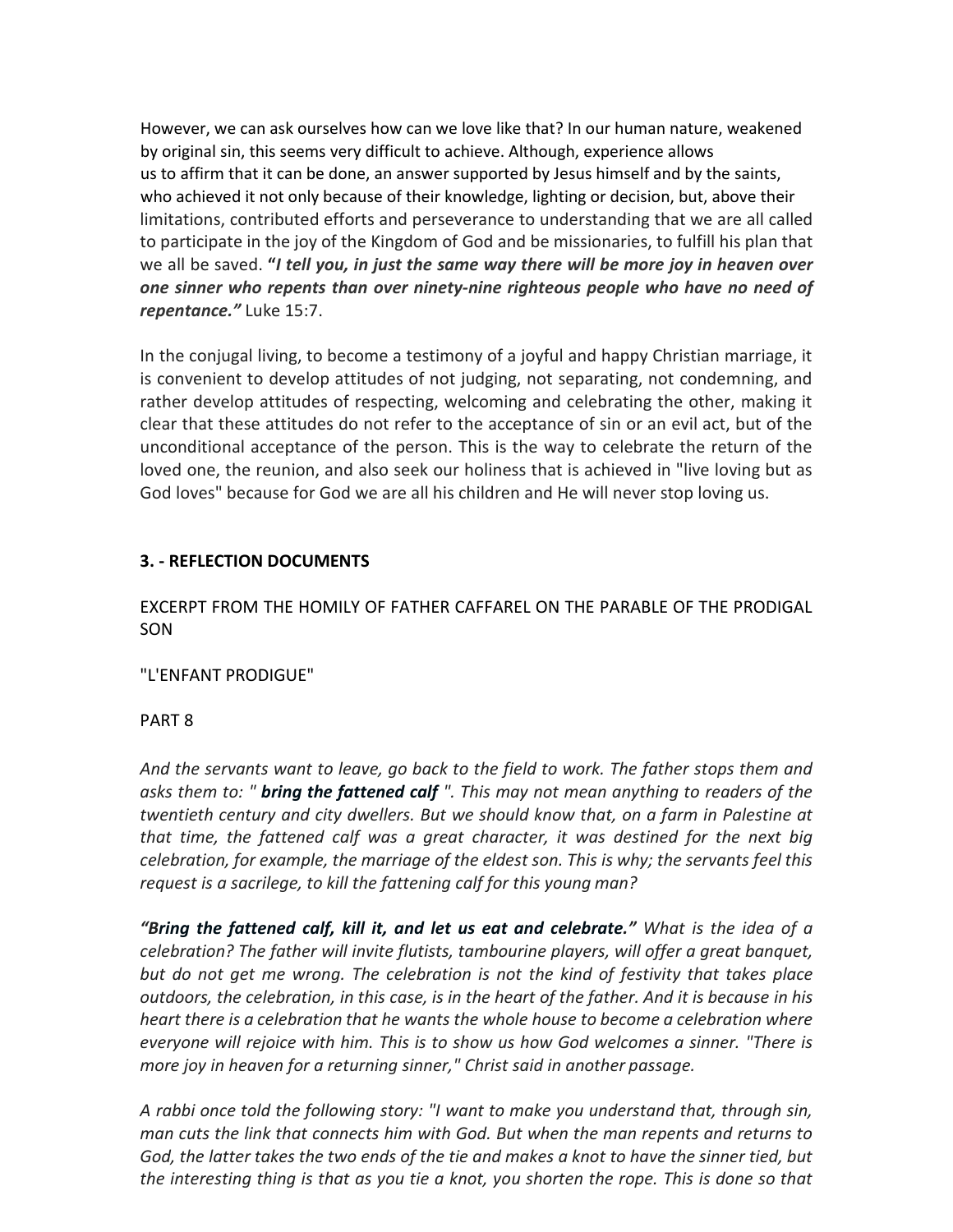However, we can ask ourselves how can we love like that? In our human nature, weakened by original sin, this seems very difficult to achieve. Although, experience allows us to affirm that it can be done, an answer supported by Jesus himself and by the saints, who achieved it not only because of their knowledge, lighting or decision, but, above their limitations, contributed efforts and perseverance to understanding that we are all called to participate in the joy of the Kingdom of God and be missionaries, to fulfill his plan that we all be saved. ***"I tell you, in just the same way there will be more joy in heaven over one sinner who repents than over ninety-nine righteous people who have no need of repentance."*** Luke 15:7.

In the conjugal living, to become a testimony of a joyful and happy Christian marriage, it is convenient to develop attitudes of not judging, not separating, not condemning, and rather develop attitudes of respecting, welcoming and celebrating the other, making it clear that these attitudes do not refer to the acceptance of sin or an evil act, but of the unconditional acceptance of the person. This is the way to celebrate the return of the loved one, the reunion, and also seek our holiness that is achieved in "live loving but as God loves" because for God we are all his children and He will never stop loving us.

## 3. - REFLECTION DOCUMENTS

EXCERPT FROM THE HOMILY OF FATHER CAFFAREL ON THE PARABLE OF THE PRODIGAL SON

"L'ENFANT PRODIGUE"

PART 8

*And the servants want to leave, go back to the field to work. The father stops them and asks them to: "* ***bring the fattened calf*** *". This may not mean anything to readers of the twentieth century and city dwellers. But we should know that, on a farm in Palestine at that time, the fattened calf was a great character, it was destined for the next big celebration, for example, the marriage of the eldest son. This is why; the servants feel this request is a sacrilege, to kill the fattening calf for this young man?*

***"Bring the fattened calf, kill it, and let us eat and celebrate."*** *What is the idea of a celebration? The father will invite flutists, tambourine players, will offer a great banquet, but do not get me wrong. The celebration is not the kind of festivity that takes place outdoors, the celebration, in this case, is in the heart of the father. And it is because in his heart there is a celebration that he wants the whole house to become a celebration where everyone will rejoice with him. This is to show us how God welcomes a sinner. "There is more joy in heaven for a returning sinner," Christ said in another passage.*

*A rabbi once told the following story: "I want to make you understand that, through sin, man cuts the link that connects him with God. But when the man repents and returns to God, the latter takes the two ends of the tie and makes a knot to have the sinner tied, but the interesting thing is that as you tie a knot, you shorten the rope. This is done so that*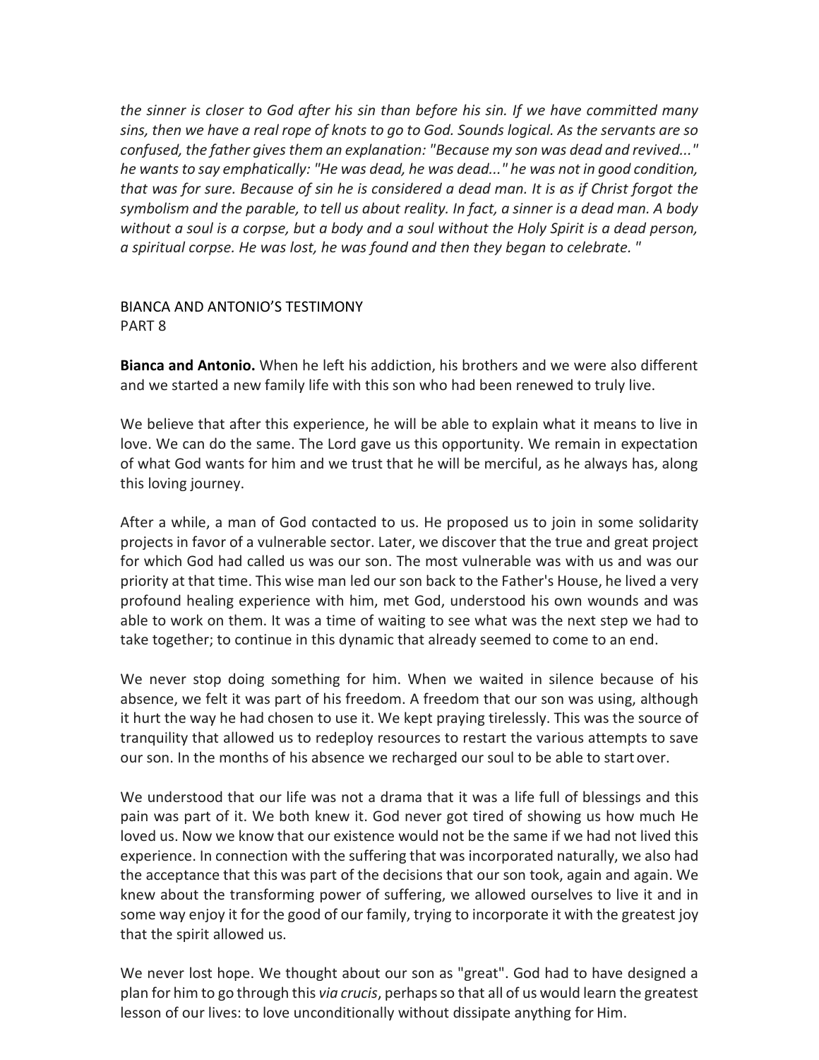*the sinner is closer to God after his sin than before his sin. If we have committed many sins, then we have a real rope of knots to go to God. Sounds logical. As the servants are so confused, the father gives them an explanation: "Because my son was dead and revived..." he wants to say emphatically: "He was dead, he was dead..." he was not in good condition, that was for sure. Because of sin he is considered a dead man. It is as if Christ forgot the symbolism and the parable, to tell us about reality. In fact, a sinner is a dead man. A body without a soul is a corpse, but a body and a soul without the Holy Spirit is a dead person, a spiritual corpse. He was lost, he was found and then they began to celebrate. "*

BIANCA AND ANTONIO'S TESTIMONY
PART 8

**Bianca and Antonio.** When he left his addiction, his brothers and we were also different and we started a new family life with this son who had been renewed to truly live.

We believe that after this experience, he will be able to explain what it means to live in love. We can do the same. The Lord gave us this opportunity. We remain in expectation of what God wants for him and we trust that he will be merciful, as he always has, along this loving journey.

After a while, a man of God contacted to us. He proposed us to join in some solidarity projects in favor of a vulnerable sector. Later, we discover that the true and great project for which God had called us was our son. The most vulnerable was with us and was our priority at that time. This wise man led our son back to the Father's House, he lived a very profound healing experience with him, met God, understood his own wounds and was able to work on them. It was a time of waiting to see what was the next step we had to take together; to continue in this dynamic that already seemed to come to an end.

We never stop doing something for him. When we waited in silence because of his absence, we felt it was part of his freedom. A freedom that our son was using, although it hurt the way he had chosen to use it. We kept praying tirelessly. This was the source of tranquility that allowed us to redeploy resources to restart the various attempts to save our son. In the months of his absence we recharged our soul to be able to start over.

We understood that our life was not a drama that it was a life full of blessings and this pain was part of it. We both knew it. God never got tired of showing us how much He loved us. Now we know that our existence would not be the same if we had not lived this experience. In connection with the suffering that was incorporated naturally, we also had the acceptance that this was part of the decisions that our son took, again and again. We knew about the transforming power of suffering, we allowed ourselves to live it and in some way enjoy it for the good of our family, trying to incorporate it with the greatest joy that the spirit allowed us.

We never lost hope. We thought about our son as "great". God had to have designed a plan for him to go through this *via crucis*, perhaps so that all of us would learn the greatest lesson of our lives: to love unconditionally without dissipate anything for Him.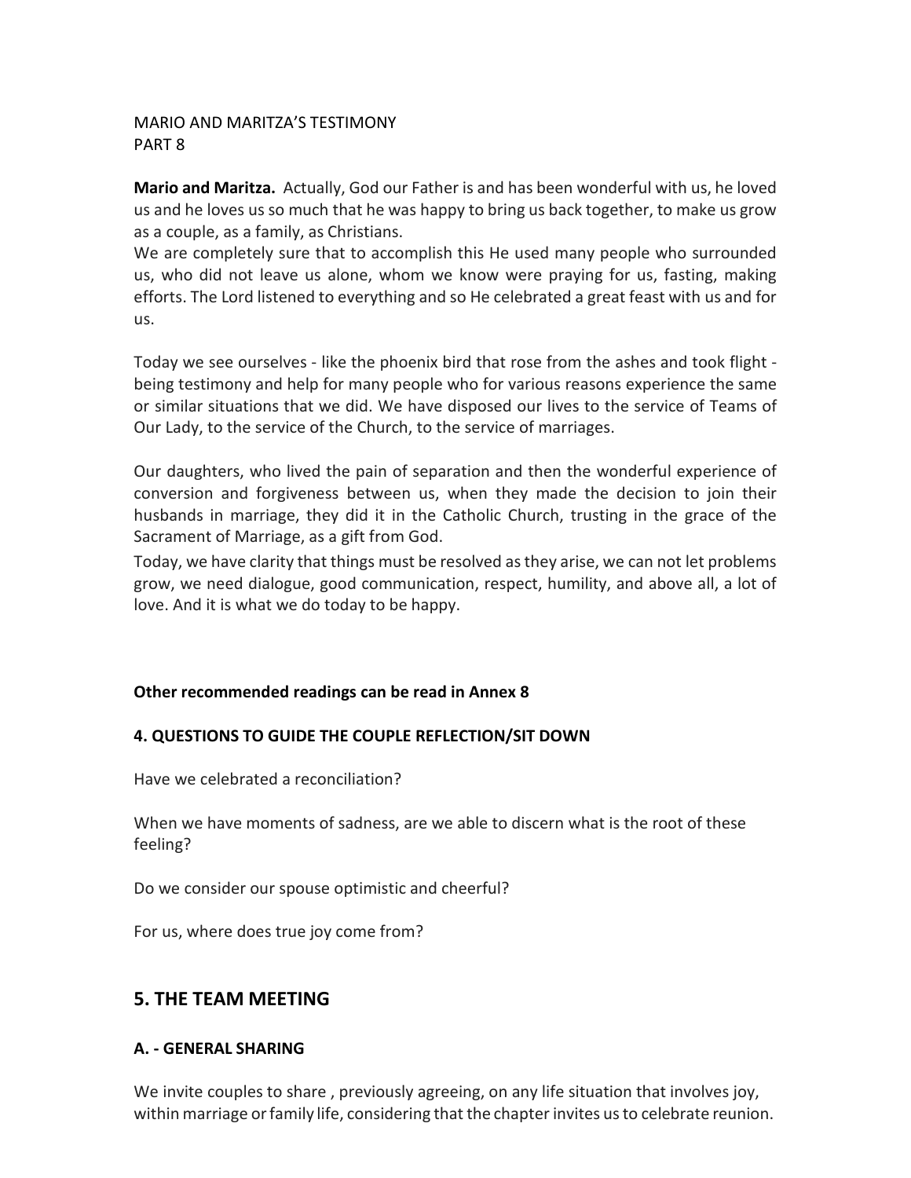MARIO AND MARITZA'S TESTIMONY
PART 8

**Mario and Maritza.** Actually, God our Father is and has been wonderful with us, he loved us and he loves us so much that he was happy to bring us back together, to make us grow as a couple, as a family, as Christians.

We are completely sure that to accomplish this He used many people who surrounded us, who did not leave us alone, whom we know were praying for us, fasting, making efforts. The Lord listened to everything and so He celebrated a great feast with us and for us.

Today we see ourselves - like the phoenix bird that rose from the ashes and took flight - being testimony and help for many people who for various reasons experience the same or similar situations that we did. We have disposed our lives to the service of Teams of Our Lady, to the service of the Church, to the service of marriages.

Our daughters, who lived the pain of separation and then the wonderful experience of conversion and forgiveness between us, when they made the decision to join their husbands in marriage, they did it in the Catholic Church, trusting in the grace of the Sacrament of Marriage, as a gift from God.

Today, we have clarity that things must be resolved as they arise, we can not let problems grow, we need dialogue, good communication, respect, humility, and above all, a lot of love. And it is what we do today to be happy.

**Other recommended readings can be read in Annex 8**

### 4. QUESTIONS TO GUIDE THE COUPLE REFLECTION/SIT DOWN

Have we celebrated a reconciliation?

When we have moments of sadness, are we able to discern what is the root of these feeling?

Do we consider our spouse optimistic and cheerful?

For us, where does true joy come from?

## 5. THE TEAM MEETING

### A. - GENERAL SHARING

We invite couples to share , previously agreeing, on any life situation that involves joy, within marriage or family life, considering that the chapter invites us to celebrate reunion.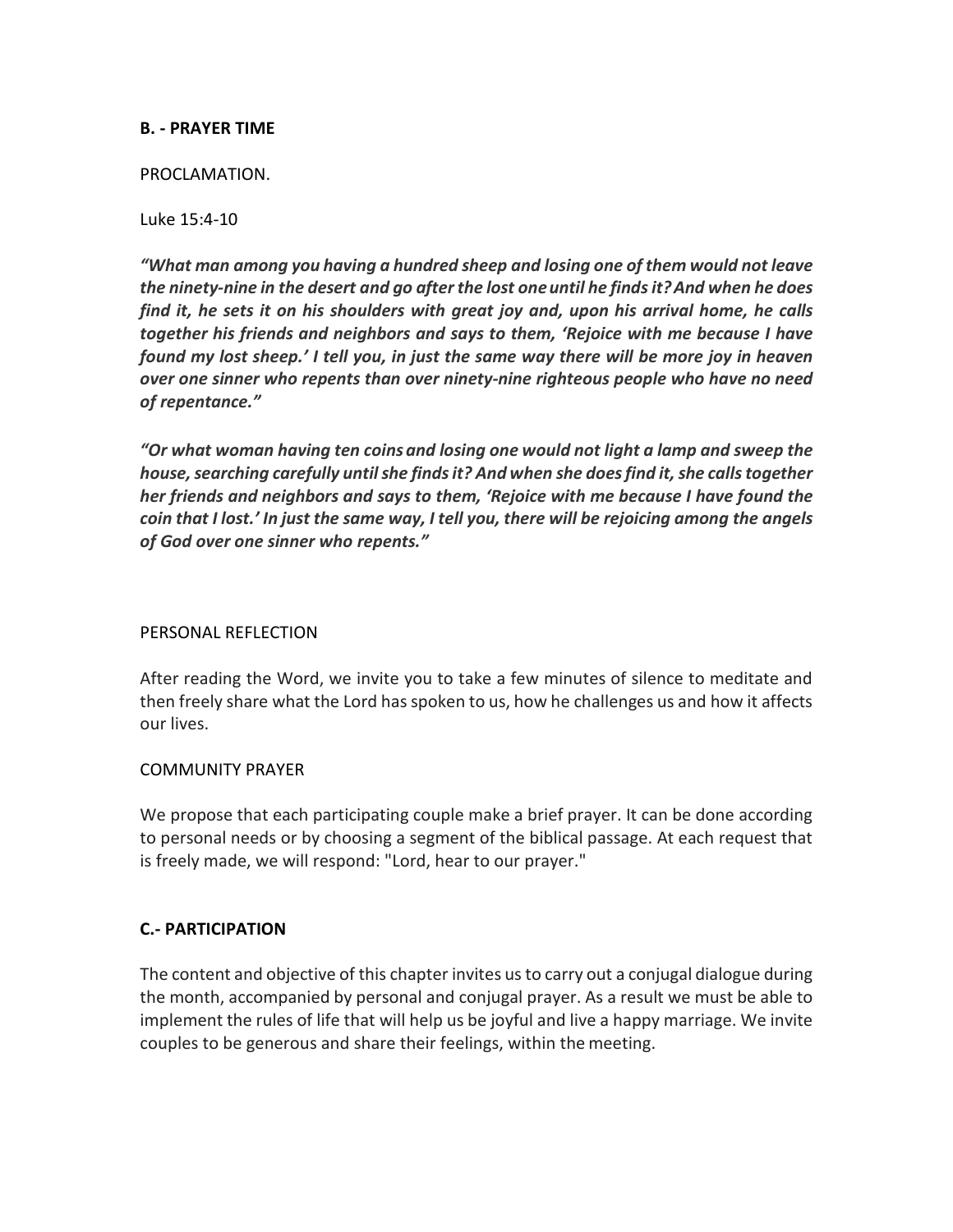## B. - PRAYER TIME

PROCLAMATION.

Luke 15:4-10

***"What man among you having a hundred sheep and losing one of them would not leave the ninety-nine in the desert and go after the lost one until he finds it? And when he does find it, he sets it on his shoulders with great joy and, upon his arrival home, he calls together his friends and neighbors and says to them, 'Rejoice with me because I have found my lost sheep.' I tell you, in just the same way there will be more joy in heaven over one sinner who repents than over ninety-nine righteous people who have no need of repentance."***

***"Or what woman having ten coins and losing one would not light a lamp and sweep the house, searching carefully until she finds it? And when she does find it, she calls together her friends and neighbors and says to them, 'Rejoice with me because I have found the coin that I lost.' In just the same way, I tell you, there will be rejoicing among the angels of God over one sinner who repents."***

PERSONAL REFLECTION

After reading the Word, we invite you to take a few minutes of silence to meditate and then freely share what the Lord has spoken to us, how he challenges us and how it affects our lives.

COMMUNITY PRAYER

We propose that each participating couple make a brief prayer. It can be done according to personal needs or by choosing a segment of the biblical passage. At each request that is freely made, we will respond: "Lord, hear to our prayer."

## C.- PARTICIPATION

The content and objective of this chapter invites us to carry out a conjugal dialogue during the month, accompanied by personal and conjugal prayer. As a result we must be able to implement the rules of life that will help us be joyful and live a happy marriage. We invite couples to be generous and share their feelings, within the meeting.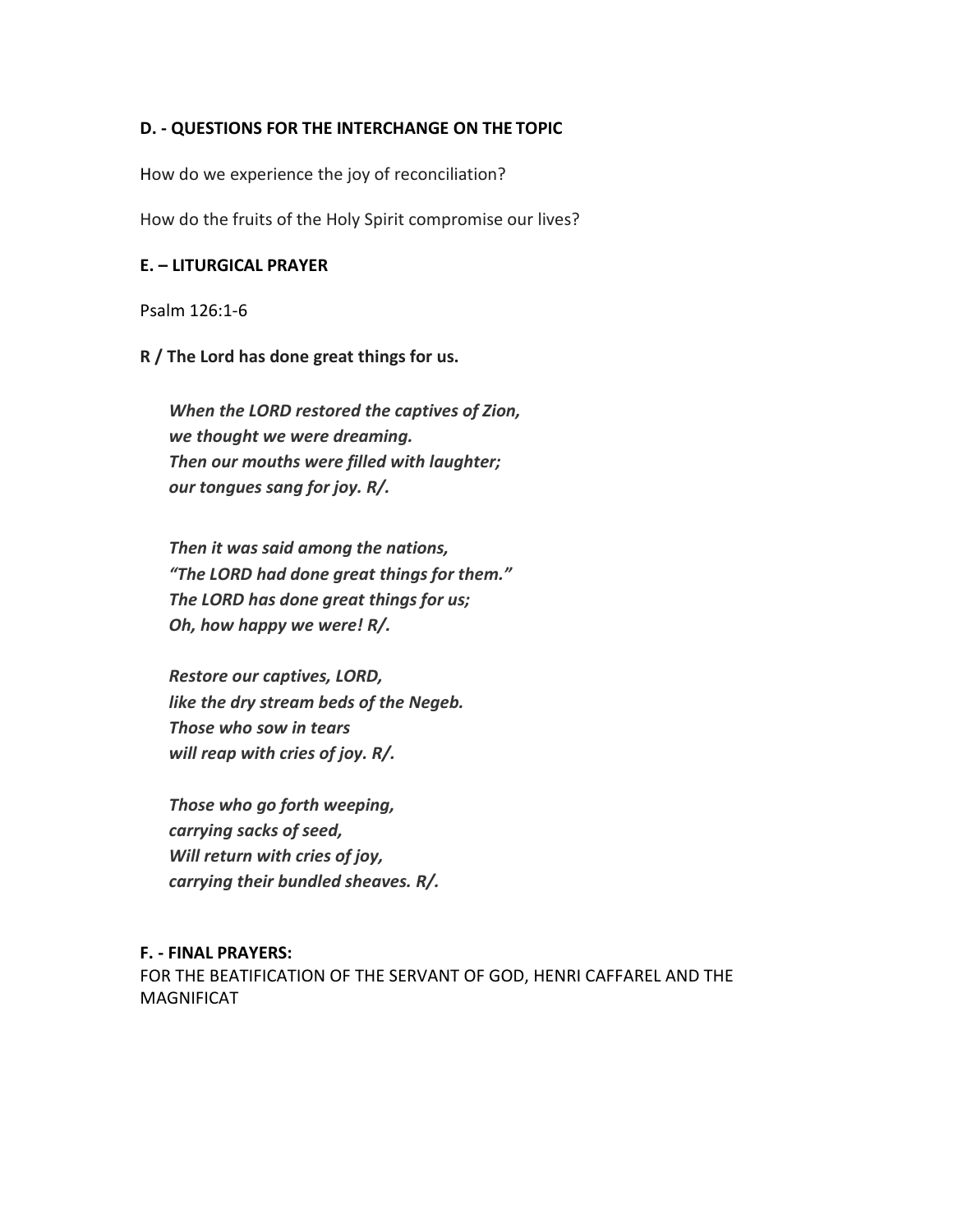**D. - QUESTIONS FOR THE INTERCHANGE ON THE TOPIC**

How do we experience the joy of reconciliation?

How do the fruits of the Holy Spirit compromise our lives?

**E. – LITURGICAL PRAYER**

Psalm 126:1-6

**R / The Lord has done great things for us.**

***When the LORD restored the captives of Zion,***
***we thought we were dreaming.***
***Then our mouths were filled with laughter;***
***our tongues sang for joy. R/.***

***Then it was said among the nations,***
***"The LORD had done great things for them."***
***The LORD has done great things for us;***
***Oh, how happy we were! R/.***

***Restore our captives, LORD,***
***like the dry stream beds of the Negeb.***
***Those who sow in tears***
***will reap with cries of joy. R/.***

***Those who go forth weeping,***
***carrying sacks of seed,***
***Will return with cries of joy,***
***carrying their bundled sheaves. R/.***

**F. - FINAL PRAYERS:**
FOR THE BEATIFICATION OF THE SERVANT OF GOD, HENRI CAFFAREL AND THE MAGNIFICAT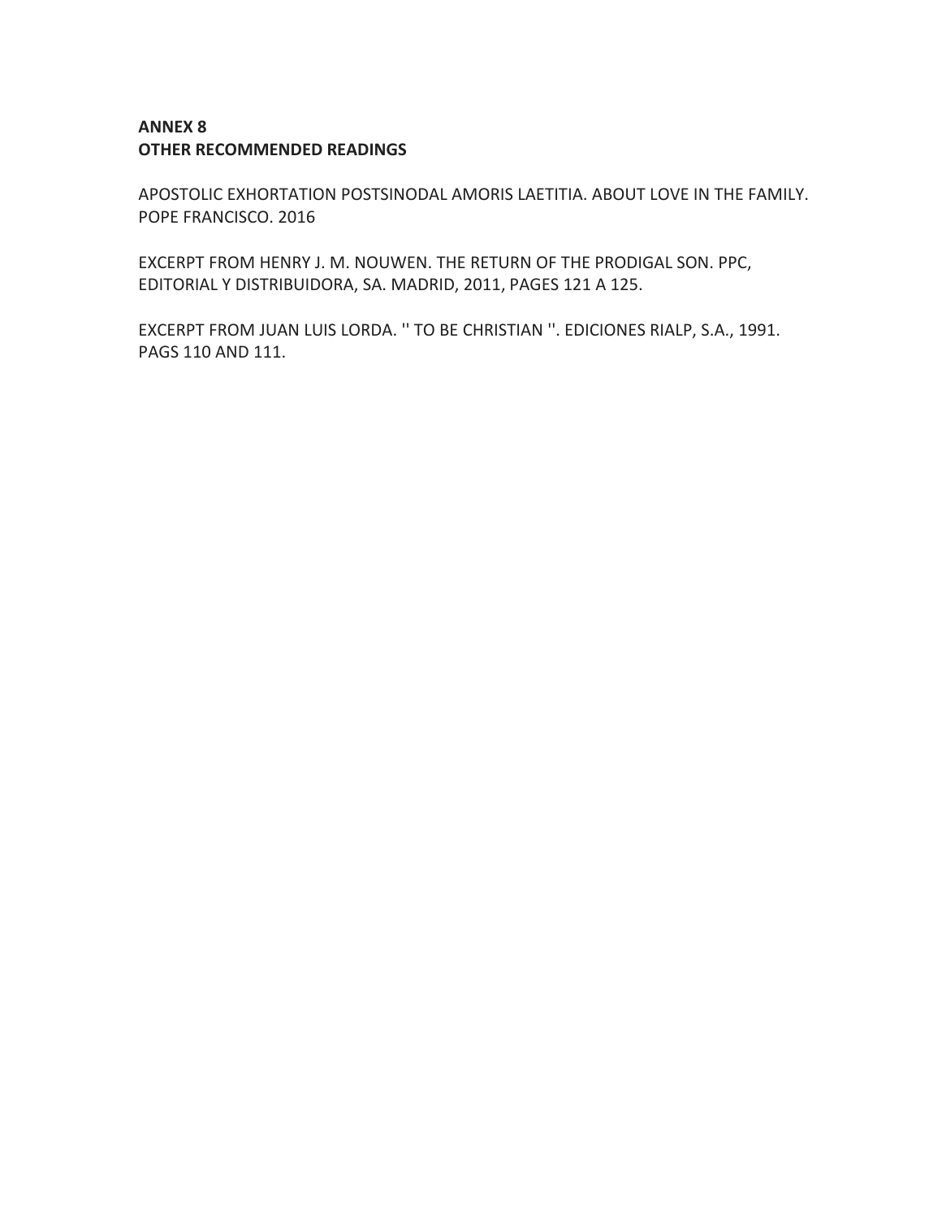**ANNEX 8**
**OTHER RECOMMENDED READINGS**

APOSTOLIC EXHORTATION POSTSINODAL AMORIS LAETITIA. ABOUT LOVE IN THE FAMILY. POPE FRANCISCO. 2016

EXCERPT FROM HENRY J. M. NOUWEN. THE RETURN OF THE PRODIGAL SON. PPC, EDITORIAL Y DISTRIBUIDORA, SA. MADRID, 2011, PAGES 121 A 125.

EXCERPT FROM JUAN LUIS LORDA. '' TO BE CHRISTIAN ''. EDICIONES RIALP, S.A., 1991. PAGS 110 AND 111.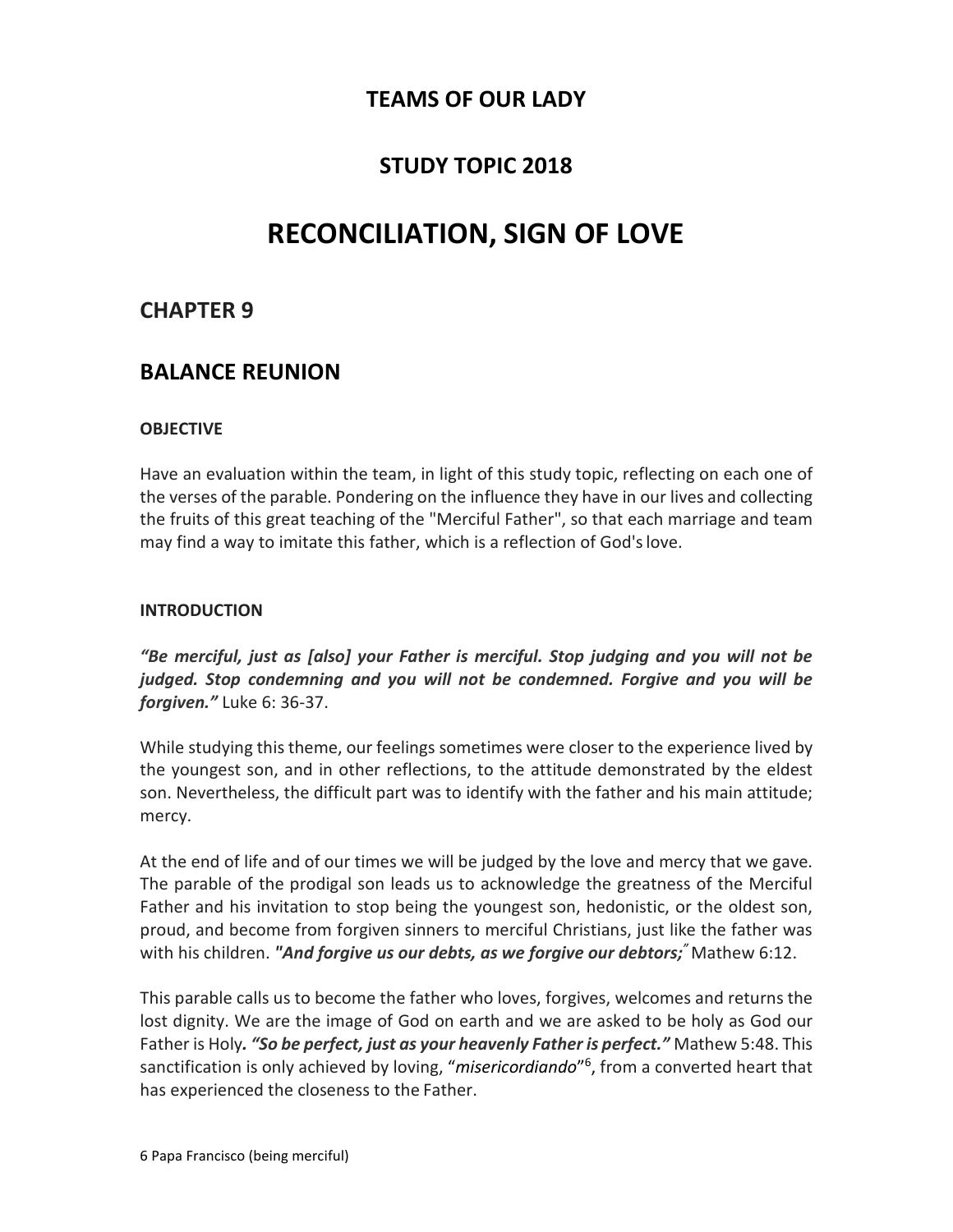# TEAMS OF OUR LADY

## STUDY TOPIC 2018

# RECONCILIATION, SIGN OF LOVE

## CHAPTER 9

## BALANCE REUNION

**OBJECTIVE**

Have an evaluation within the team, in light of this study topic, reflecting on each one of the verses of the parable. Pondering on the influence they have in our lives and collecting the fruits of this great teaching of the "Merciful Father", so that each marriage and team may find a way to imitate this father, which is a reflection of God's love.

**INTRODUCTION**

***"Be merciful, just as [also] your Father is merciful. Stop judging and you will not be judged. Stop condemning and you will not be condemned. Forgive and you will be forgiven."*** Luke 6: 36-37.

While studying this theme, our feelings sometimes were closer to the experience lived by the youngest son, and in other reflections, to the attitude demonstrated by the eldest son. Nevertheless, the difficult part was to identify with the father and his main attitude; mercy.

At the end of life and of our times we will be judged by the love and mercy that we gave. The parable of the prodigal son leads us to acknowledge the greatness of the Merciful Father and his invitation to stop being the youngest son, hedonistic, or the oldest son, proud, and become from forgiven sinners to merciful Christians, just like the father was with his children. ***"And forgive us our debts, as we forgive our debtors;"*** Mathew 6:12.

This parable calls us to become the father who loves, forgives, welcomes and returns the lost dignity. We are the image of God on earth and we are asked to be holy as God our Father is Holy***. "So be perfect, just as your heavenly Father is perfect."*** Mathew 5:48. This sanctification is only achieved by loving, "*misericordiando*"[6], from a converted heart that has experienced the closeness to the Father.

6 Papa Francisco (being merciful)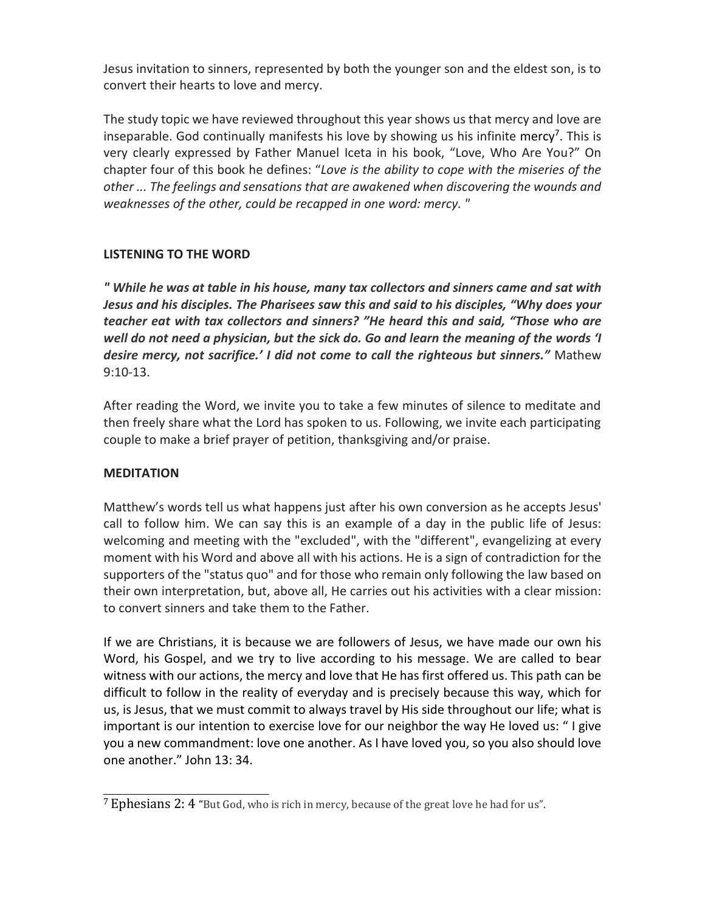Jesus invitation to sinners, represented by both the younger son and the eldest son, is to convert their hearts to love and mercy.

The study topic we have reviewed throughout this year shows us that mercy and love are inseparable. God continually manifests his love by showing us his infinite mercy[7]. This is very clearly expressed by Father Manuel Iceta in his book, “Love, Who Are You?” On chapter four of this book he defines: “*Love is the ability to cope with the miseries of the other ... The feelings and sensations that are awakened when discovering the wounds and weaknesses of the other, could be recapped in one word: mercy.* "

**LISTENING TO THE WORD**

***" While he was at table in his house, many tax collectors and sinners came and sat with Jesus and his disciples. The Pharisees saw this and said to his disciples, “Why does your teacher eat with tax collectors and sinners? ”He heard this and said, “Those who are well do not need a physician, but the sick do. Go and learn the meaning of the words ‘I desire mercy, not sacrifice.’ I did not come to call the righteous but sinners.”*** Mathew 9:10-13.

After reading the Word, we invite you to take a few minutes of silence to meditate and then freely share what the Lord has spoken to us. Following, we invite each participating couple to make a brief prayer of petition, thanksgiving and/or praise.

**MEDITATION**

Matthew’s words tell us what happens just after his own conversion as he accepts Jesus' call to follow him. We can say this is an example of a day in the public life of Jesus: welcoming and meeting with the "excluded", with the "different", evangelizing at every moment with his Word and above all with his actions. He is a sign of contradiction for the supporters of the "status quo" and for those who remain only following the law based on their own interpretation, but, above all, He carries out his activities with a clear mission: to convert sinners and take them to the Father.

If we are Christians, it is because we are followers of Jesus, we have made our own his Word, his Gospel, and we try to live according to his message. We are called to bear witness with our actions, the mercy and love that He has first offered us. This path can be difficult to follow in the reality of everyday and is precisely because this way, which for us, is Jesus, that we must commit to always travel by His side throughout our life; what is important is our intention to exercise love for our neighbor the way He loved us: “ I give you a new commandment: love one another. As I have loved you, so you also should love one another.” John 13: 34.

---

[7] Ephesians 2: 4 “But God, who is rich in mercy, because of the great love he had for us”.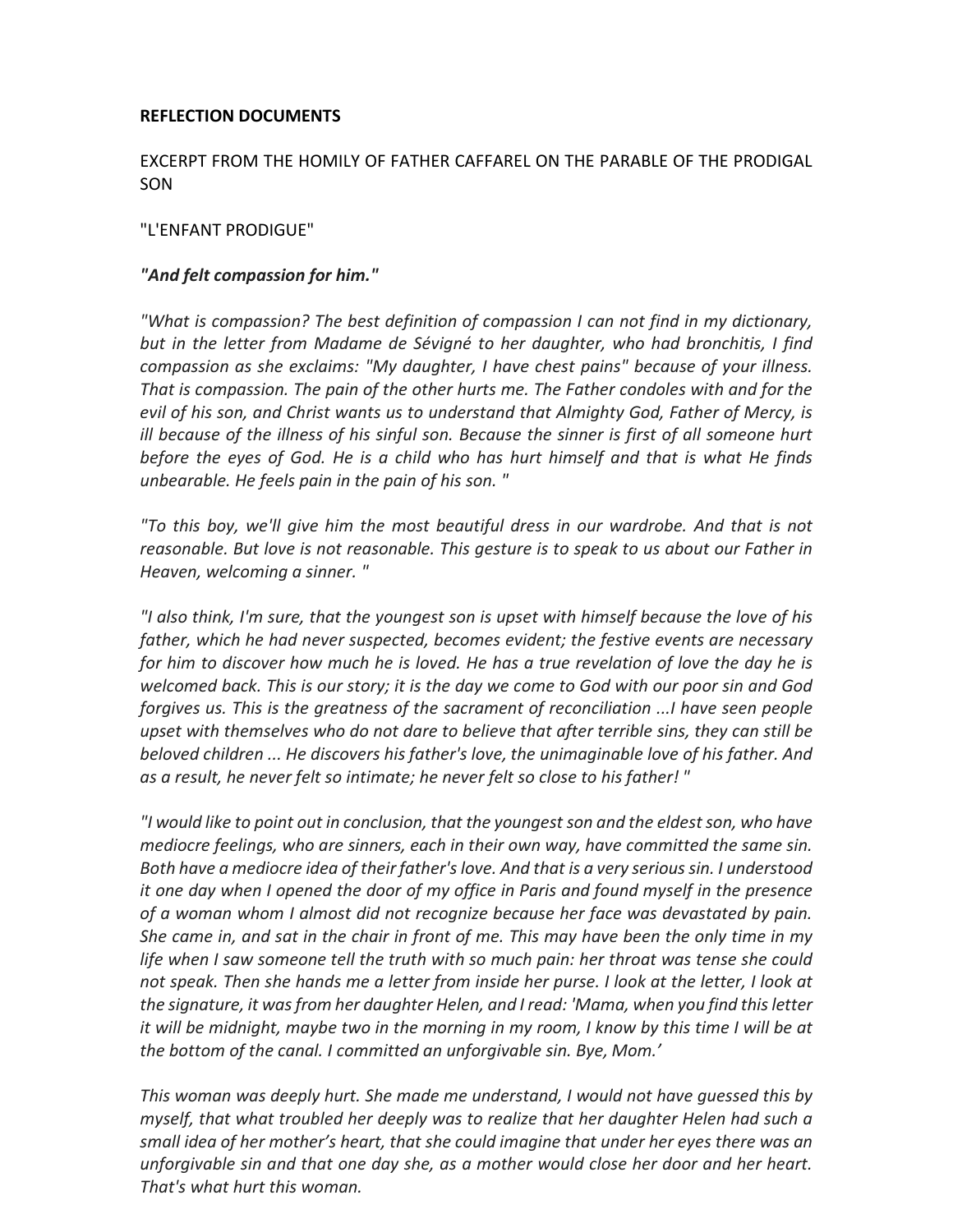**REFLECTION DOCUMENTS**

EXCERPT FROM THE HOMILY OF FATHER CAFFAREL ON THE PARABLE OF THE PRODIGAL SON

"L'ENFANT PRODIGUE"

***"And felt compassion for him."***

*"What is compassion? The best definition of compassion I can not find in my dictionary, but in the letter from Madame de Sévigné to her daughter, who had bronchitis, I find compassion as she exclaims: "My daughter, I have chest pains" because of your illness. That is compassion. The pain of the other hurts me. The Father condoles with and for the evil of his son, and Christ wants us to understand that Almighty God, Father of Mercy, is ill because of the illness of his sinful son. Because the sinner is first of all someone hurt before the eyes of God. He is a child who has hurt himself and that is what He finds unbearable. He feels pain in the pain of his son. "*

*"To this boy, we'll give him the most beautiful dress in our wardrobe. And that is not reasonable. But love is not reasonable. This gesture is to speak to us about our Father in Heaven, welcoming a sinner. "*

*"I also think, I'm sure, that the youngest son is upset with himself because the love of his father, which he had never suspected, becomes evident; the festive events are necessary for him to discover how much he is loved. He has a true revelation of love the day he is welcomed back. This is our story; it is the day we come to God with our poor sin and God forgives us. This is the greatness of the sacrament of reconciliation ...I have seen people upset with themselves who do not dare to believe that after terrible sins, they can still be beloved children ... He discovers his father's love, the unimaginable love of his father. And as a result, he never felt so intimate; he never felt so close to his father! "*

*"I would like to point out in conclusion, that the youngest son and the eldest son, who have mediocre feelings, who are sinners, each in their own way, have committed the same sin. Both have a mediocre idea of their father's love. And that is a very serious sin. I understood it one day when I opened the door of my office in Paris and found myself in the presence of a woman whom I almost did not recognize because her face was devastated by pain. She came in, and sat in the chair in front of me. This may have been the only time in my life when I saw someone tell the truth with so much pain: her throat was tense she could not speak. Then she hands me a letter from inside her purse. I look at the letter, I look at the signature, it was from her daughter Helen, and I read: 'Mama, when you find this letter it will be midnight, maybe two in the morning in my room, I know by this time I will be at the bottom of the canal. I committed an unforgivable sin. Bye, Mom.'*

*This woman was deeply hurt. She made me understand, I would not have guessed this by myself, that what troubled her deeply was to realize that her daughter Helen had such a small idea of her mother's heart, that she could imagine that under her eyes there was an unforgivable sin and that one day she, as a mother would close her door and her heart. That's what hurt this woman.*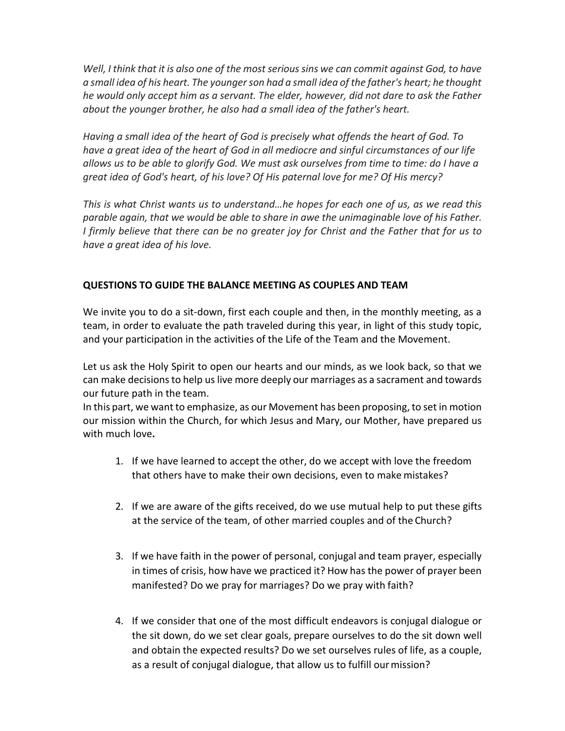*Well, I think that it is also one of the most serious sins we can commit against God, to have a small idea of his heart. The younger son had a small idea of the father's heart; he thought he would only accept him as a servant. The elder, however, did not dare to ask the Father about the younger brother, he also had a small idea of the father's heart.*

*Having a small idea of the heart of God is precisely what offends the heart of God. To have a great idea of the heart of God in all mediocre and sinful circumstances of our life allows us to be able to glorify God. We must ask ourselves from time to time: do I have a great idea of God's heart, of his love? Of His paternal love for me? Of His mercy?*

*This is what Christ wants us to understand…he hopes for each one of us, as we read this parable again, that we would be able to share in awe the unimaginable love of his Father. I firmly believe that there can be no greater joy for Christ and the Father that for us to have a great idea of his love.*

**QUESTIONS TO GUIDE THE BALANCE MEETING AS COUPLES AND TEAM**

We invite you to do a sit-down, first each couple and then, in the monthly meeting, as a team, in order to evaluate the path traveled during this year, in light of this study topic, and your participation in the activities of the Life of the Team and the Movement.

Let us ask the Holy Spirit to open our hearts and our minds, as we look back, so that we can make decisions to help us live more deeply our marriages as a sacrament and towards our future path in the team.
In this part, we want to emphasize, as our Movement has been proposing, to set in motion our mission within the Church, for which Jesus and Mary, our Mother, have prepared us with much love**.**

1. If we have learned to accept the other, do we accept with love the freedom that others have to make their own decisions, even to make mistakes?

2. If we are aware of the gifts received, do we use mutual help to put these gifts at the service of the team, of other married couples and of the Church?

3. If we have faith in the power of personal, conjugal and team prayer, especially in times of crisis, how have we practiced it? How has the power of prayer been manifested? Do we pray for marriages? Do we pray with faith?

4. If we consider that one of the most difficult endeavors is conjugal dialogue or the sit down, do we set clear goals, prepare ourselves to do the sit down well and obtain the expected results? Do we set ourselves rules of life, as a couple, as a result of conjugal dialogue, that allow us to fulfill our mission?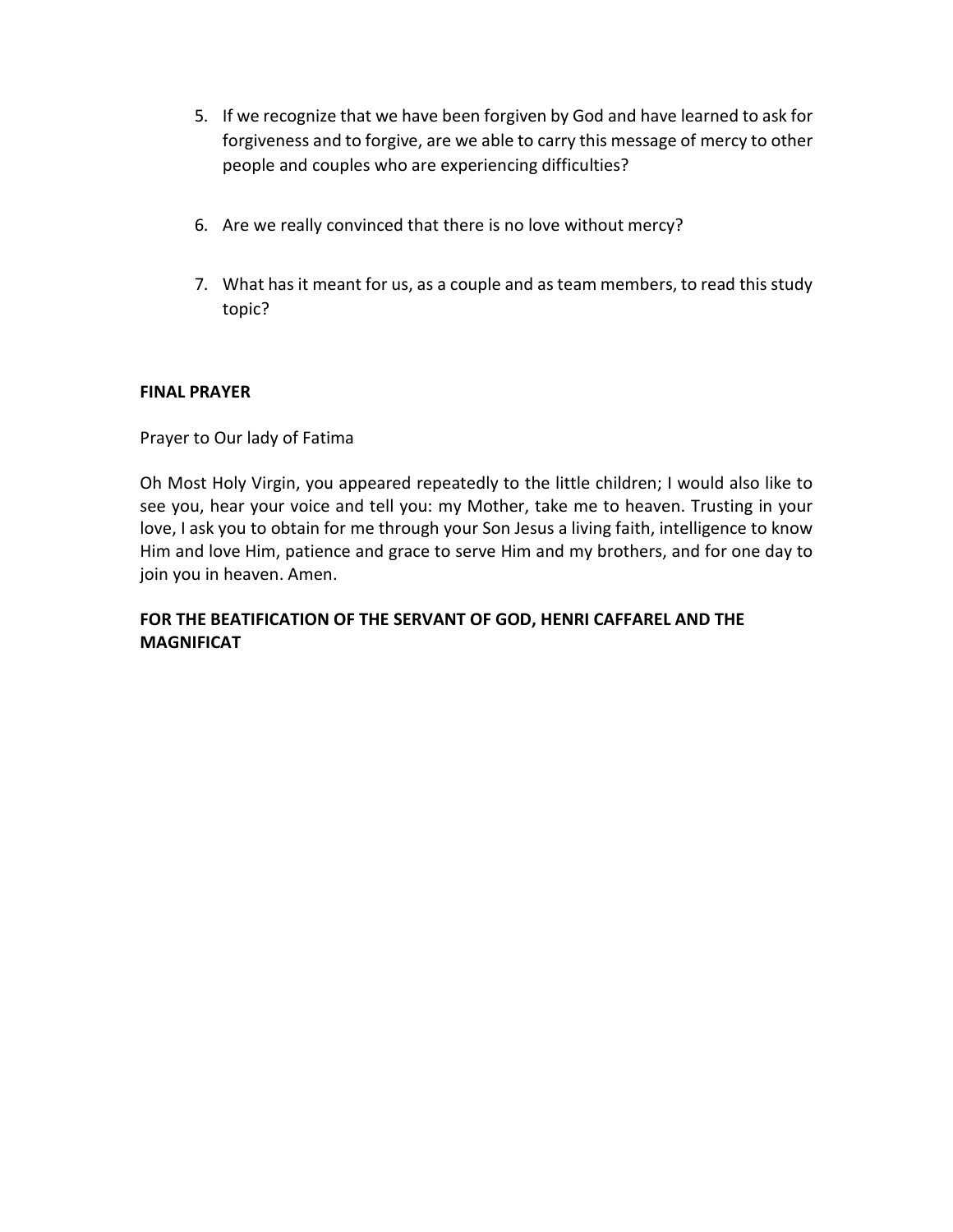5. If we recognize that we have been forgiven by God and have learned to ask for forgiveness and to forgive, are we able to carry this message of mercy to other people and couples who are experiencing difficulties?

6. Are we really convinced that there is no love without mercy?

7. What has it meant for us, as a couple and as team members, to read this study topic?

**FINAL PRAYER**

Prayer to Our lady of Fatima

Oh Most Holy Virgin, you appeared repeatedly to the little children; I would also like to see you, hear your voice and tell you: my Mother, take me to heaven. Trusting in your love, I ask you to obtain for me through your Son Jesus a living faith, intelligence to know Him and love Him, patience and grace to serve Him and my brothers, and for one day to join you in heaven. Amen.

**FOR THE BEATIFICATION OF THE SERVANT OF GOD, HENRI CAFFAREL AND THE MAGNIFICAT**